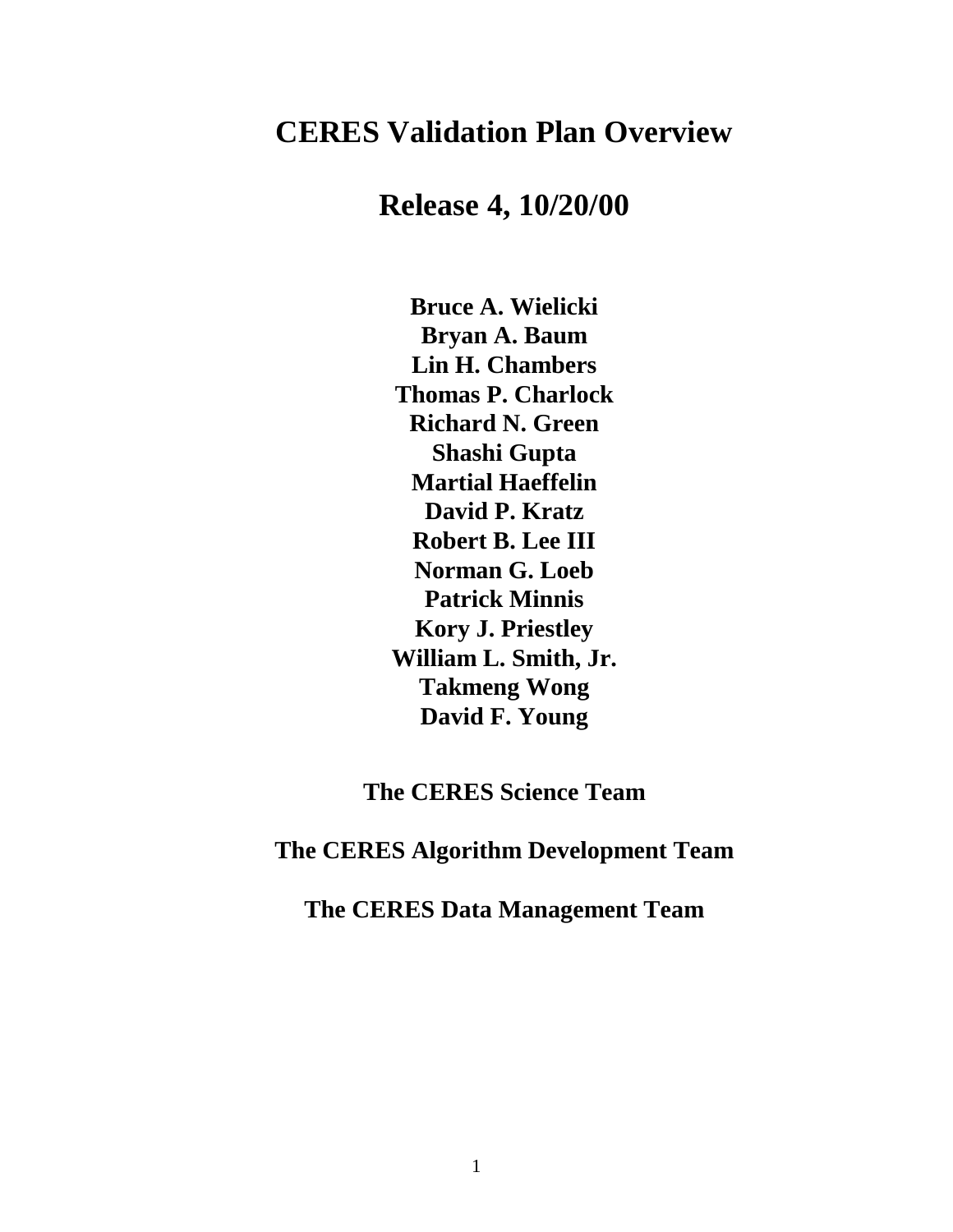# CERES Validation Plan Overview

## Release 4, 10/20/00

**Bruce A. Wielicki**
**Bryan A. Baum**
**Lin H. Chambers**
**Thomas P. Charlock**
**Richard N. Green**
**Shashi Gupta**
**Martial Haeffelin**
**David P. Kratz**
**Robert B. Lee III**
**Norman G. Loeb**
**Patrick Minnis**
**Kory J. Priestley**
**William L. Smith, Jr.**
**Takmeng Wong**
**David F. Young**

**The CERES Science Team**

**The CERES Algorithm Development Team**

**The CERES Data Management Team**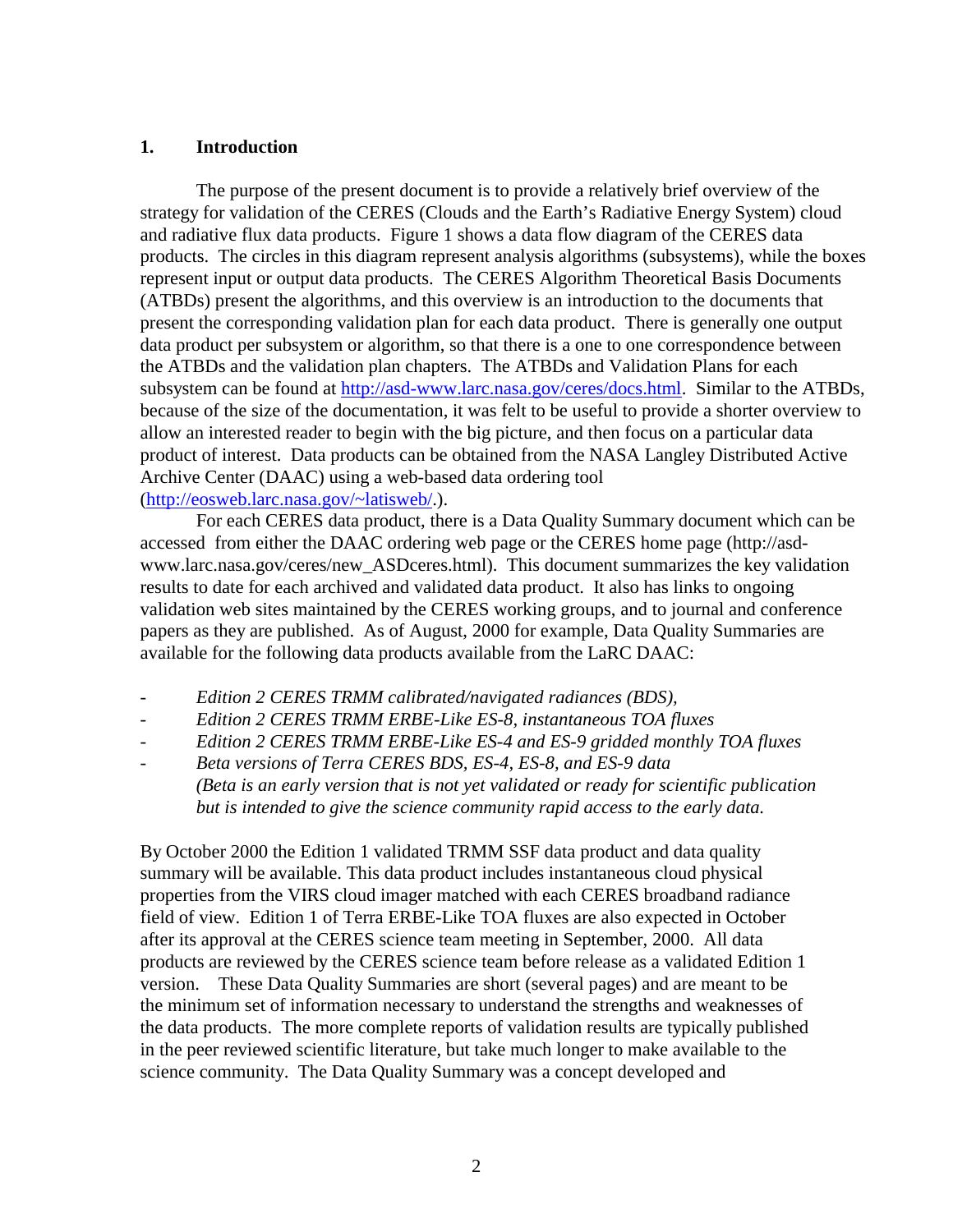## 1. Introduction

The purpose of the present document is to provide a relatively brief overview of the strategy for validation of the CERES (Clouds and the Earth's Radiative Energy System) cloud and radiative flux data products. Figure 1 shows a data flow diagram of the CERES data products. The circles in this diagram represent analysis algorithms (subsystems), while the boxes represent input or output data products. The CERES Algorithm Theoretical Basis Documents (ATBDs) present the algorithms, and this overview is an introduction to the documents that present the corresponding validation plan for each data product. There is generally one output data product per subsystem or algorithm, so that there is a one to one correspondence between the ATBDs and the validation plan chapters. The ATBDs and Validation Plans for each subsystem can be found at http://asd-www.larc.nasa.gov/ceres/docs.html. Similar to the ATBDs, because of the size of the documentation, it was felt to be useful to provide a shorter overview to allow an interested reader to begin with the big picture, and then focus on a particular data product of interest. Data products can be obtained from the NASA Langley Distributed Active Archive Center (DAAC) using a web-based data ordering tool (http://eosweb.larc.nasa.gov/~latisweb/.).

For each CERES data product, there is a Data Quality Summary document which can be accessed from either the DAAC ordering web page or the CERES home page (http://asd-www.larc.nasa.gov/ceres/new_ASDceres.html). This document summarizes the key validation results to date for each archived and validated data product. It also has links to ongoing validation web sites maintained by the CERES working groups, and to journal and conference papers as they are published. As of August, 2000 for example, Data Quality Summaries are available for the following data products available from the LaRC DAAC:

- *Edition 2 CERES TRMM calibrated/navigated radiances (BDS),*
- *Edition 2 CERES TRMM ERBE-Like ES-8, instantaneous TOA fluxes*
- *Edition 2 CERES TRMM ERBE-Like ES-4 and ES-9 gridded monthly TOA fluxes*
- *Beta versions of Terra CERES BDS, ES-4, ES-8, and ES-9 data*
  *(Beta is an early version that is not yet validated or ready for scientific publication but is intended to give the science community rapid access to the early data.*

By October 2000 the Edition 1 validated TRMM SSF data product and data quality summary will be available. This data product includes instantaneous cloud physical properties from the VIRS cloud imager matched with each CERES broadband radiance field of view. Edition 1 of Terra ERBE-Like TOA fluxes are also expected in October after its approval at the CERES science team meeting in September, 2000. All data products are reviewed by the CERES science team before release as a validated Edition 1 version. These Data Quality Summaries are short (several pages) and are meant to be the minimum set of information necessary to understand the strengths and weaknesses of the data products. The more complete reports of validation results are typically published in the peer reviewed scientific literature, but take much longer to make available to the science community. The Data Quality Summary was a concept developed and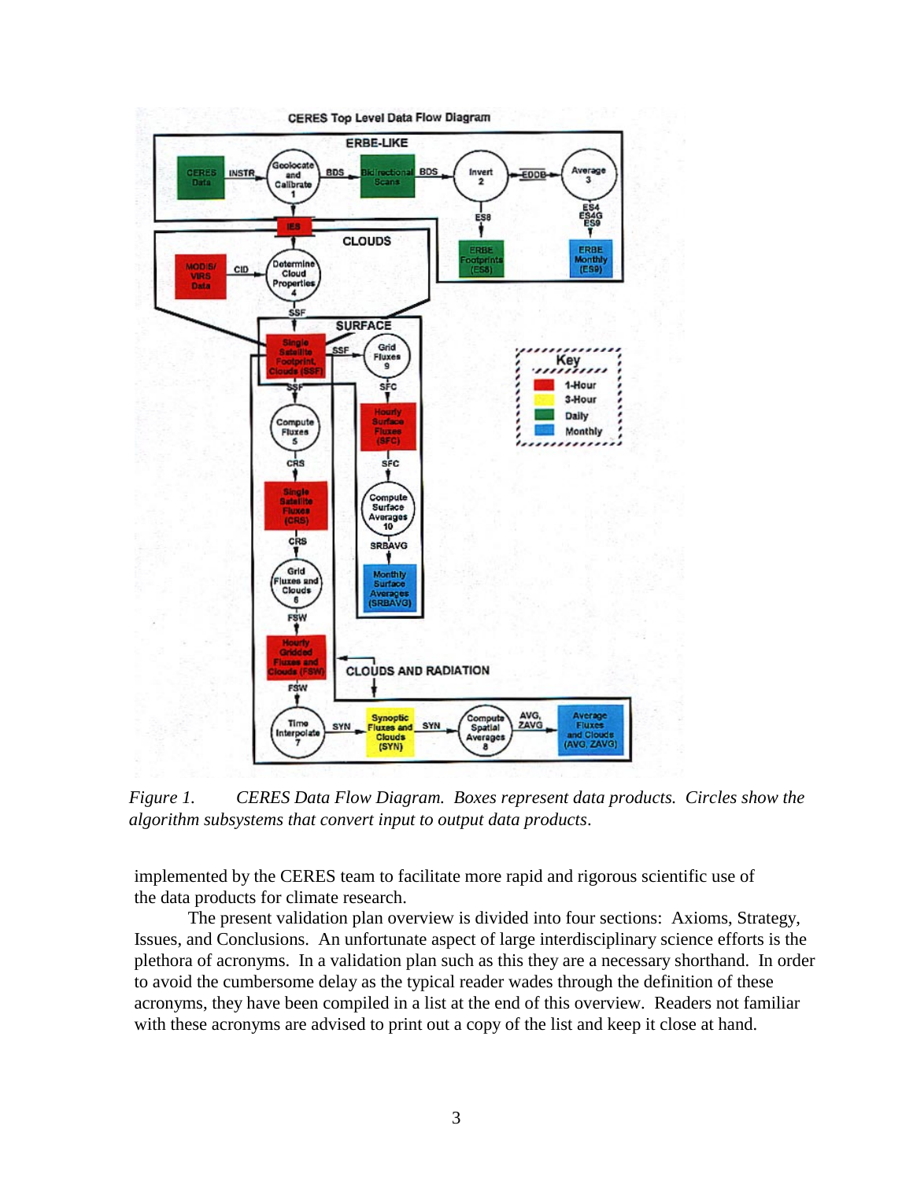*Figure 1. CERES Data Flow Diagram. Boxes represent data products. Circles show the algorithm subsystems that convert input to output data products.*

implemented by the CERES team to facilitate more rapid and rigorous scientific use of the data products for climate research.

The present validation plan overview is divided into four sections: Axioms, Strategy, Issues, and Conclusions. An unfortunate aspect of large interdisciplinary science efforts is the plethora of acronyms. In a validation plan such as this they are a necessary shorthand. In order to avoid the cumbersome delay as the typical reader wades through the definition of these acronyms, they have been compiled in a list at the end of this overview. Readers not familiar with these acronyms are advised to print out a copy of the list and keep it close at hand.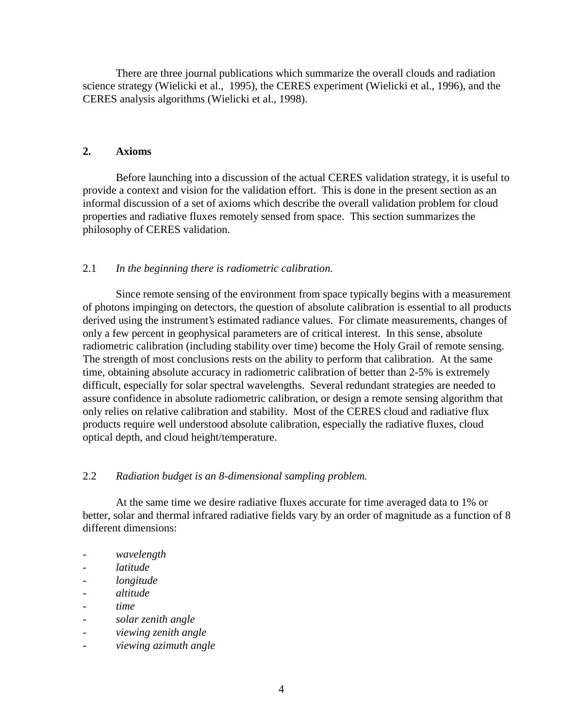There are three journal publications which summarize the overall clouds and radiation science strategy (Wielicki et al., 1995), the CERES experiment (Wielicki et al., 1996), and the CERES analysis algorithms (Wielicki et al., 1998).

## 2. Axioms

Before launching into a discussion of the actual CERES validation strategy, it is useful to provide a context and vision for the validation effort. This is done in the present section as an informal discussion of a set of axioms which describe the overall validation problem for cloud properties and radiative fluxes remotely sensed from space. This section summarizes the philosophy of CERES validation.

### 2.1 *In the beginning there is radiometric calibration.*

Since remote sensing of the environment from space typically begins with a measurement of photons impinging on detectors, the question of absolute calibration is essential to all products derived using the instrument's estimated radiance values. For climate measurements, changes of only a few percent in geophysical parameters are of critical interest. In this sense, absolute radiometric calibration (including stability over time) become the Holy Grail of remote sensing. The strength of most conclusions rests on the ability to perform that calibration. At the same time, obtaining absolute accuracy in radiometric calibration of better than 2-5% is extremely difficult, especially for solar spectral wavelengths. Several redundant strategies are needed to assure confidence in absolute radiometric calibration, or design a remote sensing algorithm that only relies on relative calibration and stability. Most of the CERES cloud and radiative flux products require well understood absolute calibration, especially the radiative fluxes, cloud optical depth, and cloud height/temperature.

### 2.2 *Radiation budget is an 8-dimensional sampling problem.*

At the same time we desire radiative fluxes accurate for time averaged data to 1% or better, solar and thermal infrared radiative fields vary by an order of magnitude as a function of 8 different dimensions:

- *wavelength*
- *latitude*
- *longitude*
- *altitude*
- *time*
- *solar zenith angle*
- *viewing zenith angle*
- *viewing azimuth angle*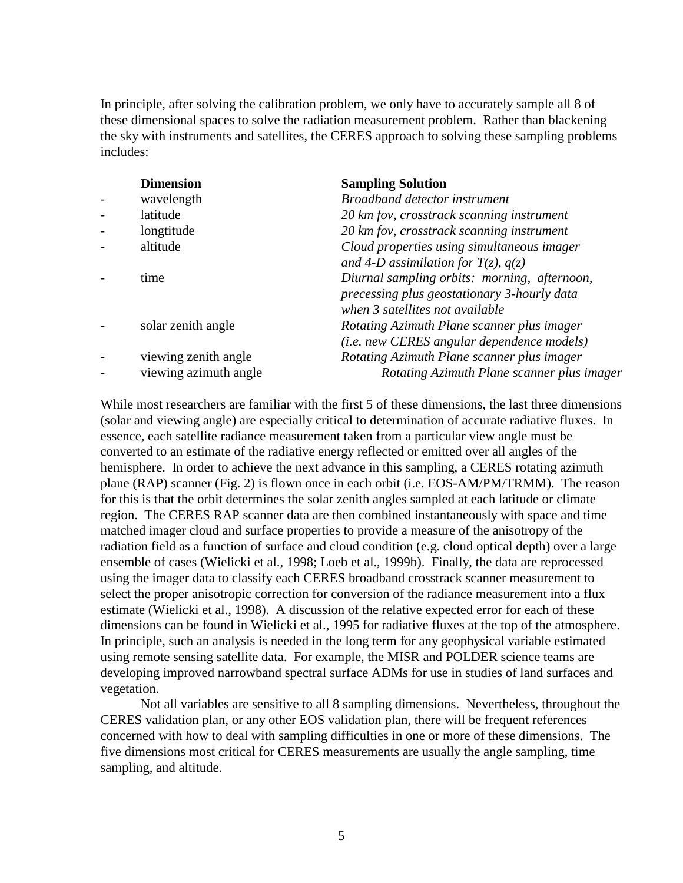In principle, after solving the calibration problem, we only have to accurately sample all 8 of these dimensional spaces to solve the radiation measurement problem. Rather than blackening the sky with instruments and satellites, the CERES approach to solving these sampling problems includes:

| | **Dimension** | **Sampling Solution** |
|---|---|---|
| - | wavelength | *Broadband detector instrument* |
| - | latitude | *20 km fov, crosstrack scanning instrument* |
| - | longtitude | *20 km fov, crosstrack scanning instrument* |
| - | altitude | *Cloud properties using simultaneous imager and 4-D assimilation for T(z), q(z)* |
| - | time | *Diurnal sampling orbits: morning, afternoon, precessing plus geostationary 3-hourly data when 3 satellites not available* |
| - | solar zenith angle | *Rotating Azimuth Plane scanner plus imager (i.e. new CERES angular dependence models)* |
| - | viewing zenith angle | *Rotating Azimuth Plane scanner plus imager* |
| - | viewing azimuth angle | *Rotating Azimuth Plane scanner plus imager* |

While most researchers are familiar with the first 5 of these dimensions, the last three dimensions (solar and viewing angle) are especially critical to determination of accurate radiative fluxes. In essence, each satellite radiance measurement taken from a particular view angle must be converted to an estimate of the radiative energy reflected or emitted over all angles of the hemisphere. In order to achieve the next advance in this sampling, a CERES rotating azimuth plane (RAP) scanner (Fig. 2) is flown once in each orbit (i.e. EOS-AM/PM/TRMM). The reason for this is that the orbit determines the solar zenith angles sampled at each latitude or climate region. The CERES RAP scanner data are then combined instantaneously with space and time matched imager cloud and surface properties to provide a measure of the anisotropy of the radiation field as a function of surface and cloud condition (e.g. cloud optical depth) over a large ensemble of cases (Wielicki et al., 1998; Loeb et al., 1999b). Finally, the data are reprocessed using the imager data to classify each CERES broadband crosstrack scanner measurement to select the proper anisotropic correction for conversion of the radiance measurement into a flux estimate (Wielicki et al., 1998). A discussion of the relative expected error for each of these dimensions can be found in Wielicki et al., 1995 for radiative fluxes at the top of the atmosphere. In principle, such an analysis is needed in the long term for any geophysical variable estimated using remote sensing satellite data. For example, the MISR and POLDER science teams are developing improved narrowband spectral surface ADMs for use in studies of land surfaces and vegetation.

Not all variables are sensitive to all 8 sampling dimensions. Nevertheless, throughout the CERES validation plan, or any other EOS validation plan, there will be frequent references concerned with how to deal with sampling difficulties in one or more of these dimensions. The five dimensions most critical for CERES measurements are usually the angle sampling, time sampling, and altitude.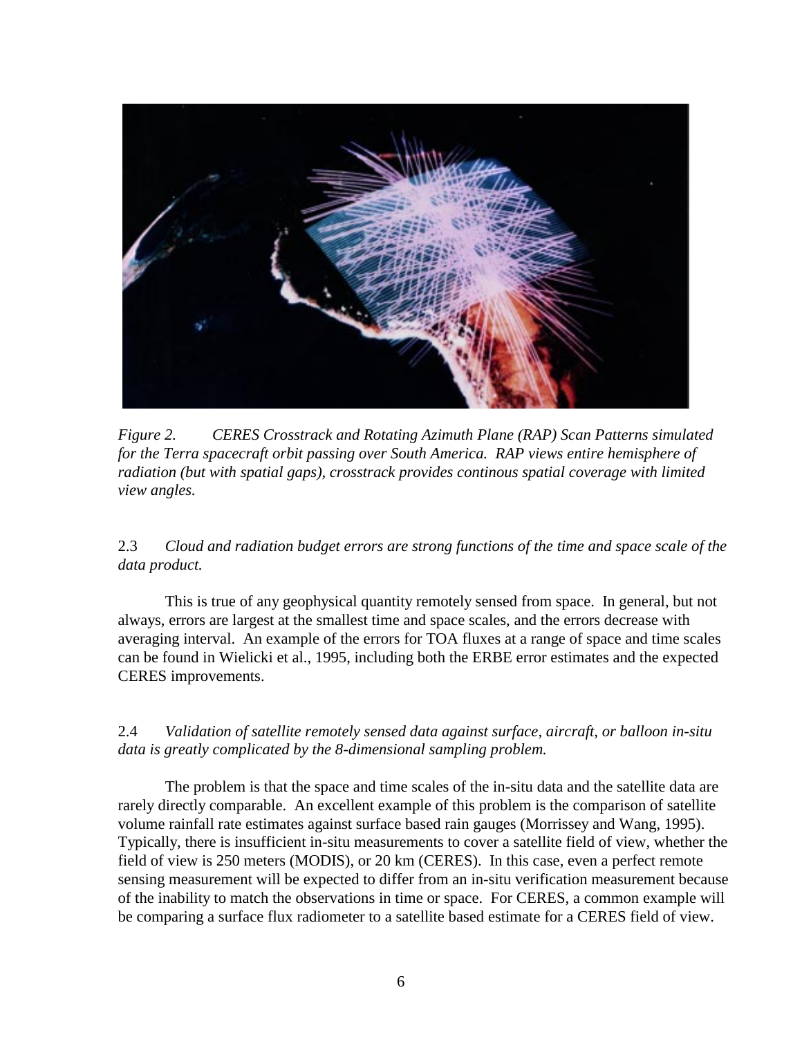*Figure 2. CERES Crosstrack and Rotating Azimuth Plane (RAP) Scan Patterns simulated for the Terra spacecraft orbit passing over South America. RAP views entire hemisphere of radiation (but with spatial gaps), crosstrack provides continous spatial coverage with limited view angles.*

2.3 *Cloud and radiation budget errors are strong functions of the time and space scale of the data product.*

This is true of any geophysical quantity remotely sensed from space. In general, but not always, errors are largest at the smallest time and space scales, and the errors decrease with averaging interval. An example of the errors for TOA fluxes at a range of space and time scales can be found in Wielicki et al., 1995, including both the ERBE error estimates and the expected CERES improvements.

2.4 *Validation of satellite remotely sensed data against surface, aircraft, or balloon in-situ data is greatly complicated by the 8-dimensional sampling problem.*

The problem is that the space and time scales of the in-situ data and the satellite data are rarely directly comparable. An excellent example of this problem is the comparison of satellite volume rainfall rate estimates against surface based rain gauges (Morrissey and Wang, 1995). Typically, there is insufficient in-situ measurements to cover a satellite field of view, whether the field of view is 250 meters (MODIS), or 20 km (CERES). In this case, even a perfect remote sensing measurement will be expected to differ from an in-situ verification measurement because of the inability to match the observations in time or space. For CERES, a common example will be comparing a surface flux radiometer to a satellite based estimate for a CERES field of view.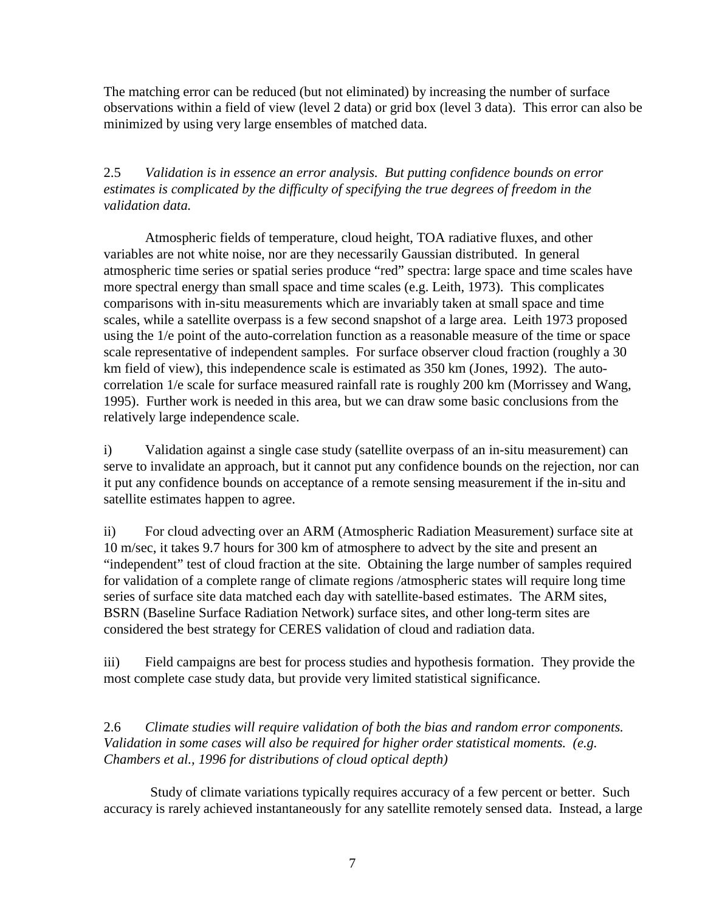The matching error can be reduced (but not eliminated) by increasing the number of surface observations within a field of view (level 2 data) or grid box (level 3 data). This error can also be minimized by using very large ensembles of matched data.

2.5 *Validation is in essence an error analysis. But putting confidence bounds on error estimates is complicated by the difficulty of specifying the true degrees of freedom in the validation data.*

Atmospheric fields of temperature, cloud height, TOA radiative fluxes, and other variables are not white noise, nor are they necessarily Gaussian distributed. In general atmospheric time series or spatial series produce "red" spectra: large space and time scales have more spectral energy than small space and time scales (e.g. Leith, 1973). This complicates comparisons with in-situ measurements which are invariably taken at small space and time scales, while a satellite overpass is a few second snapshot of a large area. Leith 1973 proposed using the 1/e point of the auto-correlation function as a reasonable measure of the time or space scale representative of independent samples. For surface observer cloud fraction (roughly a 30 km field of view), this independence scale is estimated as 350 km (Jones, 1992). The auto-correlation 1/e scale for surface measured rainfall rate is roughly 200 km (Morrissey and Wang, 1995). Further work is needed in this area, but we can draw some basic conclusions from the relatively large independence scale.

i) Validation against a single case study (satellite overpass of an in-situ measurement) can serve to invalidate an approach, but it cannot put any confidence bounds on the rejection, nor can it put any confidence bounds on acceptance of a remote sensing measurement if the in-situ and satellite estimates happen to agree.

ii) For cloud advecting over an ARM (Atmospheric Radiation Measurement) surface site at 10 m/sec, it takes 9.7 hours for 300 km of atmosphere to advect by the site and present an "independent" test of cloud fraction at the site. Obtaining the large number of samples required for validation of a complete range of climate regions /atmospheric states will require long time series of surface site data matched each day with satellite-based estimates. The ARM sites, BSRN (Baseline Surface Radiation Network) surface sites, and other long-term sites are considered the best strategy for CERES validation of cloud and radiation data.

iii) Field campaigns are best for process studies and hypothesis formation. They provide the most complete case study data, but provide very limited statistical significance.

2.6 *Climate studies will require validation of both the bias and random error components. Validation in some cases will also be required for higher order statistical moments. (e.g. Chambers et al., 1996 for distributions of cloud optical depth)*

Study of climate variations typically requires accuracy of a few percent or better. Such accuracy is rarely achieved instantaneously for any satellite remotely sensed data. Instead, a large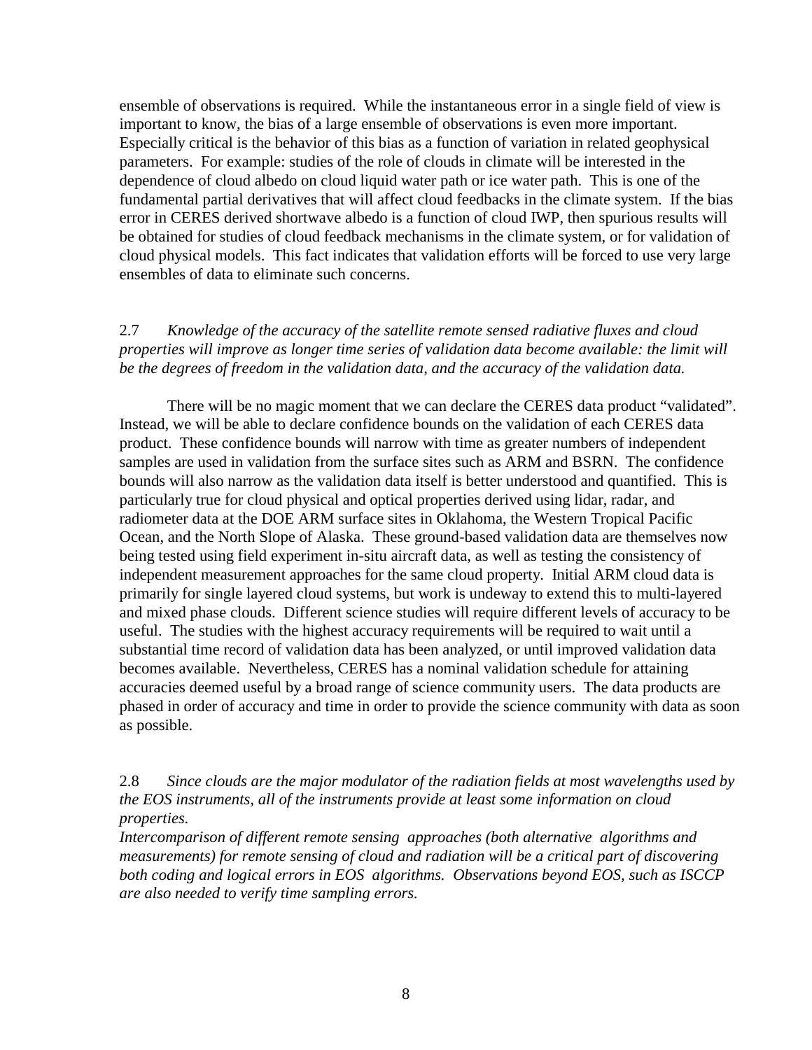ensemble of observations is required. While the instantaneous error in a single field of view is important to know, the bias of a large ensemble of observations is even more important. Especially critical is the behavior of this bias as a function of variation in related geophysical parameters. For example: studies of the role of clouds in climate will be interested in the dependence of cloud albedo on cloud liquid water path or ice water path. This is one of the fundamental partial derivatives that will affect cloud feedbacks in the climate system. If the bias error in CERES derived shortwave albedo is a function of cloud IWP, then spurious results will be obtained for studies of cloud feedback mechanisms in the climate system, or for validation of cloud physical models. This fact indicates that validation efforts will be forced to use very large ensembles of data to eliminate such concerns.

2.7 *Knowledge of the accuracy of the satellite remote sensed radiative fluxes and cloud properties will improve as longer time series of validation data become available: the limit will be the degrees of freedom in the validation data, and the accuracy of the validation data.*

There will be no magic moment that we can declare the CERES data product "validated". Instead, we will be able to declare confidence bounds on the validation of each CERES data product. These confidence bounds will narrow with time as greater numbers of independent samples are used in validation from the surface sites such as ARM and BSRN. The confidence bounds will also narrow as the validation data itself is better understood and quantified. This is particularly true for cloud physical and optical properties derived using lidar, radar, and radiometer data at the DOE ARM surface sites in Oklahoma, the Western Tropical Pacific Ocean, and the North Slope of Alaska. These ground-based validation data are themselves now being tested using field experiment in-situ aircraft data, as well as testing the consistency of independent measurement approaches for the same cloud property. Initial ARM cloud data is primarily for single layered cloud systems, but work is undeway to extend this to multi-layered and mixed phase clouds. Different science studies will require different levels of accuracy to be useful. The studies with the highest accuracy requirements will be required to wait until a substantial time record of validation data has been analyzed, or until improved validation data becomes available. Nevertheless, CERES has a nominal validation schedule for attaining accuracies deemed useful by a broad range of science community users. The data products are phased in order of accuracy and time in order to provide the science community with data as soon as possible.

2.8 *Since clouds are the major modulator of the radiation fields at most wavelengths used by the EOS instruments, all of the instruments provide at least some information on cloud properties.*
*Intercomparison of different remote sensing approaches (both alternative algorithms and measurements) for remote sensing of cloud and radiation will be a critical part of discovering both coding and logical errors in EOS algorithms. Observations beyond EOS, such as ISCCP are also needed to verify time sampling errors.*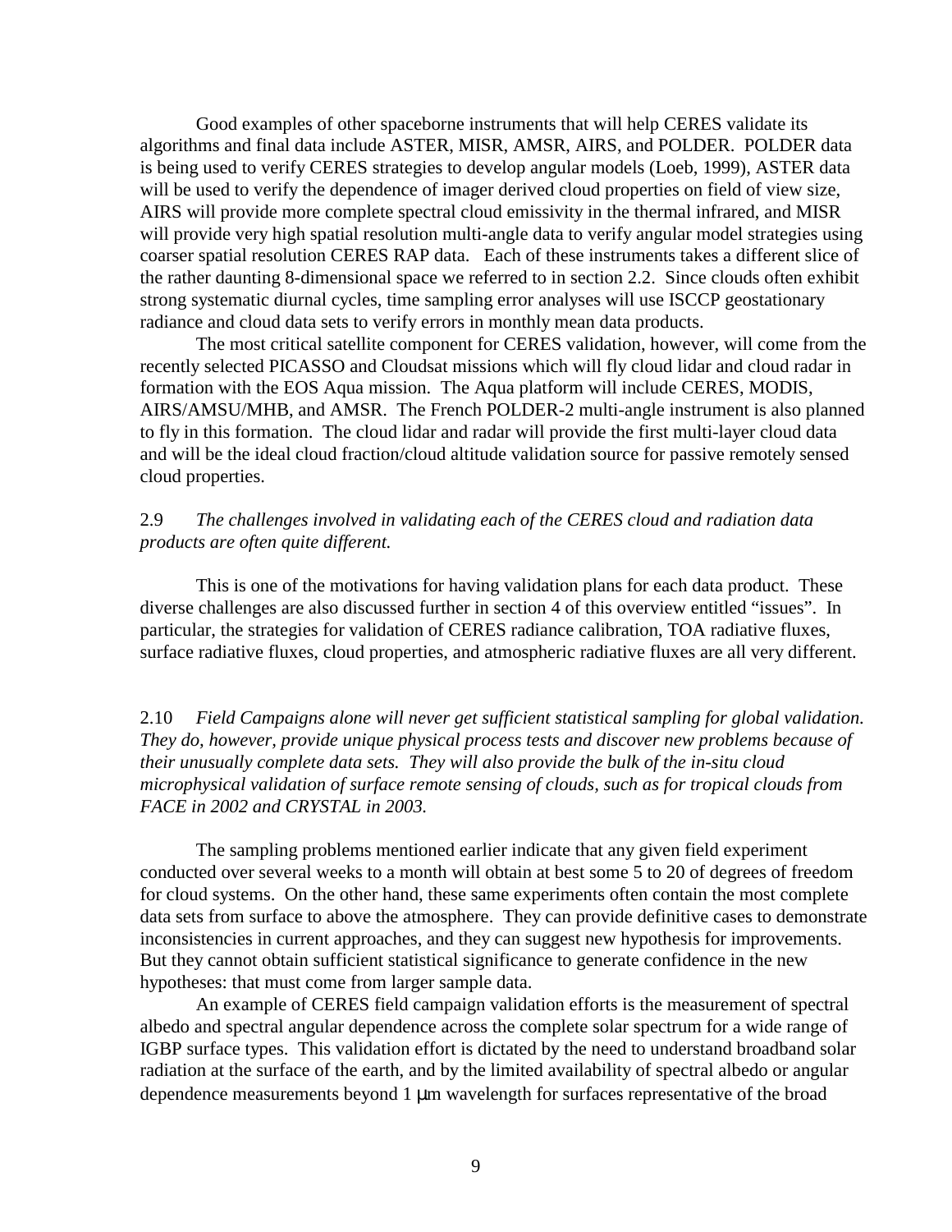Good examples of other spaceborne instruments that will help CERES validate its algorithms and final data include ASTER, MISR, AMSR, AIRS, and POLDER. POLDER data is being used to verify CERES strategies to develop angular models (Loeb, 1999), ASTER data will be used to verify the dependence of imager derived cloud properties on field of view size, AIRS will provide more complete spectral cloud emissivity in the thermal infrared, and MISR will provide very high spatial resolution multi-angle data to verify angular model strategies using coarser spatial resolution CERES RAP data. Each of these instruments takes a different slice of the rather daunting 8-dimensional space we referred to in section 2.2. Since clouds often exhibit strong systematic diurnal cycles, time sampling error analyses will use ISCCP geostationary radiance and cloud data sets to verify errors in monthly mean data products.

The most critical satellite component for CERES validation, however, will come from the recently selected PICASSO and Cloudsat missions which will fly cloud lidar and cloud radar in formation with the EOS Aqua mission. The Aqua platform will include CERES, MODIS, AIRS/AMSU/MHB, and AMSR. The French POLDER-2 multi-angle instrument is also planned to fly in this formation. The cloud lidar and radar will provide the first multi-layer cloud data and will be the ideal cloud fraction/cloud altitude validation source for passive remotely sensed cloud properties.

2.9 *The challenges involved in validating each of the CERES cloud and radiation data products are often quite different.*

This is one of the motivations for having validation plans for each data product. These diverse challenges are also discussed further in section 4 of this overview entitled "issues". In particular, the strategies for validation of CERES radiance calibration, TOA radiative fluxes, surface radiative fluxes, cloud properties, and atmospheric radiative fluxes are all very different.

2.10 *Field Campaigns alone will never get sufficient statistical sampling for global validation. They do, however, provide unique physical process tests and discover new problems because of their unusually complete data sets. They will also provide the bulk of the in-situ cloud microphysical validation of surface remote sensing of clouds, such as for tropical clouds from FACE in 2002 and CRYSTAL in 2003.*

The sampling problems mentioned earlier indicate that any given field experiment conducted over several weeks to a month will obtain at best some 5 to 20 of degrees of freedom for cloud systems. On the other hand, these same experiments often contain the most complete data sets from surface to above the atmosphere. They can provide definitive cases to demonstrate inconsistencies in current approaches, and they can suggest new hypothesis for improvements. But they cannot obtain sufficient statistical significance to generate confidence in the new hypotheses: that must come from larger sample data.

An example of CERES field campaign validation efforts is the measurement of spectral albedo and spectral angular dependence across the complete solar spectrum for a wide range of IGBP surface types. This validation effort is dictated by the need to understand broadband solar radiation at the surface of the earth, and by the limited availability of spectral albedo or angular dependence measurements beyond 1 μm wavelength for surfaces representative of the broad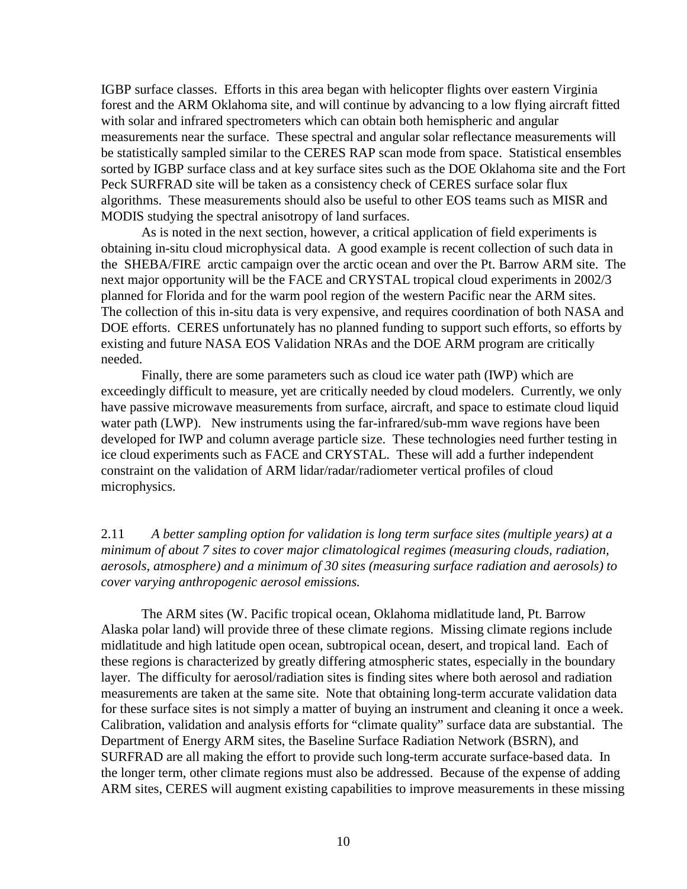IGBP surface classes. Efforts in this area began with helicopter flights over eastern Virginia forest and the ARM Oklahoma site, and will continue by advancing to a low flying aircraft fitted with solar and infrared spectrometers which can obtain both hemispheric and angular measurements near the surface. These spectral and angular solar reflectance measurements will be statistically sampled similar to the CERES RAP scan mode from space. Statistical ensembles sorted by IGBP surface class and at key surface sites such as the DOE Oklahoma site and the Fort Peck SURFRAD site will be taken as a consistency check of CERES surface solar flux algorithms. These measurements should also be useful to other EOS teams such as MISR and MODIS studying the spectral anisotropy of land surfaces.

As is noted in the next section, however, a critical application of field experiments is obtaining in-situ cloud microphysical data. A good example is recent collection of such data in the SHEBA/FIRE arctic campaign over the arctic ocean and over the Pt. Barrow ARM site. The next major opportunity will be the FACE and CRYSTAL tropical cloud experiments in 2002/3 planned for Florida and for the warm pool region of the western Pacific near the ARM sites. The collection of this in-situ data is very expensive, and requires coordination of both NASA and DOE efforts. CERES unfortunately has no planned funding to support such efforts, so efforts by existing and future NASA EOS Validation NRAs and the DOE ARM program are critically needed.

Finally, there are some parameters such as cloud ice water path (IWP) which are exceedingly difficult to measure, yet are critically needed by cloud modelers. Currently, we only have passive microwave measurements from surface, aircraft, and space to estimate cloud liquid water path (LWP). New instruments using the far-infrared/sub-mm wave regions have been developed for IWP and column average particle size. These technologies need further testing in ice cloud experiments such as FACE and CRYSTAL. These will add a further independent constraint on the validation of ARM lidar/radar/radiometer vertical profiles of cloud microphysics.

2.11 *A better sampling option for validation is long term surface sites (multiple years) at a minimum of about 7 sites to cover major climatological regimes (measuring clouds, radiation, aerosols, atmosphere) and a minimum of 30 sites (measuring surface radiation and aerosols) to cover varying anthropogenic aerosol emissions.*

The ARM sites (W. Pacific tropical ocean, Oklahoma midlatitude land, Pt. Barrow Alaska polar land) will provide three of these climate regions. Missing climate regions include midlatitude and high latitude open ocean, subtropical ocean, desert, and tropical land. Each of these regions is characterized by greatly differing atmospheric states, especially in the boundary layer. The difficulty for aerosol/radiation sites is finding sites where both aerosol and radiation measurements are taken at the same site. Note that obtaining long-term accurate validation data for these surface sites is not simply a matter of buying an instrument and cleaning it once a week. Calibration, validation and analysis efforts for "climate quality" surface data are substantial. The Department of Energy ARM sites, the Baseline Surface Radiation Network (BSRN), and SURFRAD are all making the effort to provide such long-term accurate surface-based data. In the longer term, other climate regions must also be addressed. Because of the expense of adding ARM sites, CERES will augment existing capabilities to improve measurements in these missing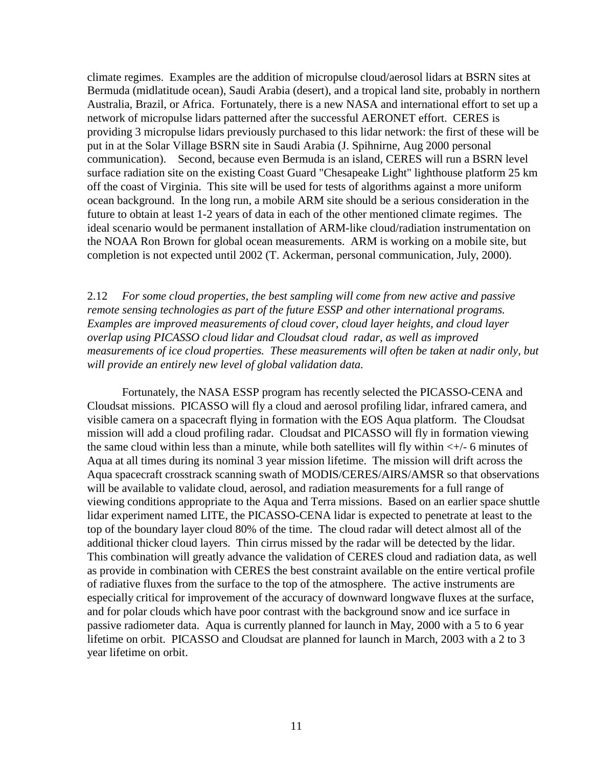climate regimes. Examples are the addition of micropulse cloud/aerosol lidars at BSRN sites at Bermuda (midlatitude ocean), Saudi Arabia (desert), and a tropical land site, probably in northern Australia, Brazil, or Africa. Fortunately, there is a new NASA and international effort to set up a network of micropulse lidars patterned after the successful AERONET effort. CERES is providing 3 micropulse lidars previously purchased to this lidar network: the first of these will be put in at the Solar Village BSRN site in Saudi Arabia (J. Spihnirne, Aug 2000 personal communication). Second, because even Bermuda is an island, CERES will run a BSRN level surface radiation site on the existing Coast Guard "Chesapeake Light" lighthouse platform 25 km off the coast of Virginia. This site will be used for tests of algorithms against a more uniform ocean background. In the long run, a mobile ARM site should be a serious consideration in the future to obtain at least 1-2 years of data in each of the other mentioned climate regimes. The ideal scenario would be permanent installation of ARM-like cloud/radiation instrumentation on the NOAA Ron Brown for global ocean measurements. ARM is working on a mobile site, but completion is not expected until 2002 (T. Ackerman, personal communication, July, 2000).

2.12 *For some cloud properties, the best sampling will come from new active and passive remote sensing technologies as part of the future ESSP and other international programs. Examples are improved measurements of cloud cover, cloud layer heights, and cloud layer overlap using PICASSO cloud lidar and Cloudsat cloud radar, as well as improved measurements of ice cloud properties. These measurements will often be taken at nadir only, but will provide an entirely new level of global validation data.*

Fortunately, the NASA ESSP program has recently selected the PICASSO-CENA and Cloudsat missions. PICASSO will fly a cloud and aerosol profiling lidar, infrared camera, and visible camera on a spacecraft flying in formation with the EOS Aqua platform. The Cloudsat mission will add a cloud profiling radar. Cloudsat and PICASSO will fly in formation viewing the same cloud within less than a minute, while both satellites will fly within <+/- 6 minutes of Aqua at all times during its nominal 3 year mission lifetime. The mission will drift across the Aqua spacecraft crosstrack scanning swath of MODIS/CERES/AIRS/AMSR so that observations will be available to validate cloud, aerosol, and radiation measurements for a full range of viewing conditions appropriate to the Aqua and Terra missions. Based on an earlier space shuttle lidar experiment named LITE, the PICASSO-CENA lidar is expected to penetrate at least to the top of the boundary layer cloud 80% of the time. The cloud radar will detect almost all of the additional thicker cloud layers. Thin cirrus missed by the radar will be detected by the lidar. This combination will greatly advance the validation of CERES cloud and radiation data, as well as provide in combination with CERES the best constraint available on the entire vertical profile of radiative fluxes from the surface to the top of the atmosphere. The active instruments are especially critical for improvement of the accuracy of downward longwave fluxes at the surface, and for polar clouds which have poor contrast with the background snow and ice surface in passive radiometer data. Aqua is currently planned for launch in May, 2000 with a 5 to 6 year lifetime on orbit. PICASSO and Cloudsat are planned for launch in March, 2003 with a 2 to 3 year lifetime on orbit.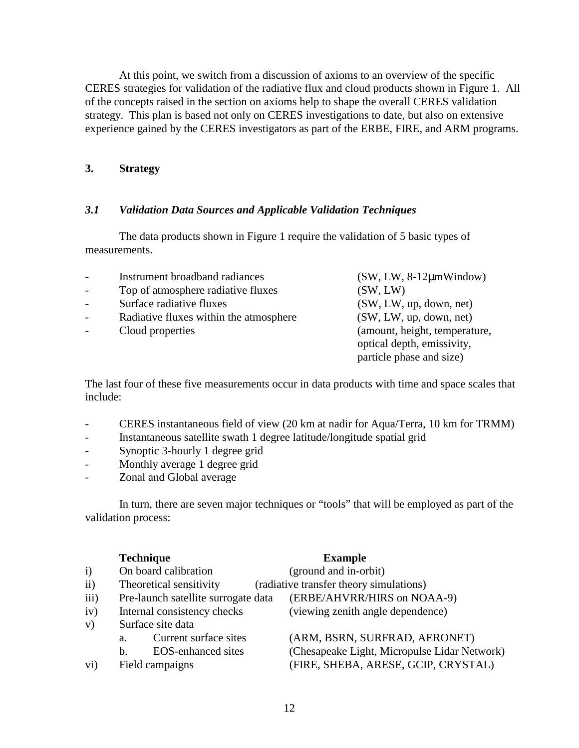At this point, we switch from a discussion of axioms to an overview of the specific CERES strategies for validation of the radiative flux and cloud products shown in Figure 1. All of the concepts raised in the section on axioms help to shape the overall CERES validation strategy. This plan is based not only on CERES investigations to date, but also on extensive experience gained by the CERES investigators as part of the ERBE, FIRE, and ARM programs.

## 3. Strategy

### *3.1 Validation Data Sources and Applicable Validation Techniques*

The data products shown in Figure 1 require the validation of 5 basic types of measurements.

- Instrument broadband radiances (SW, LW, 8-12μmWindow)
- Top of atmosphere radiative fluxes (SW, LW)
- Surface radiative fluxes (SW, LW, up, down, net)
- Radiative fluxes within the atmosphere (SW, LW, up, down, net)
- Cloud properties (amount, height, temperature, optical depth, emissivity, particle phase and size)

The last four of these five measurements occur in data products with time and space scales that include:

- CERES instantaneous field of view (20 km at nadir for Aqua/Terra, 10 km for TRMM)
- Instantaneous satellite swath 1 degree latitude/longitude spatial grid
- Synoptic 3-hourly 1 degree grid
- Monthly average 1 degree grid
- Zonal and Global average

In turn, there are seven major techniques or "tools" that will be employed as part of the validation process:

| | Technique | Example |
|---|---|---|
| i) | On board calibration | (ground and in-orbit) |
| ii) | Theoretical sensitivity | (radiative transfer theory simulations) |
| iii) | Pre-launch satellite surrogate data | (ERBE/AHVRR/HIRS on NOAA-9) |
| iv) | Internal consistency checks | (viewing zenith angle dependence) |
| v) | Surface site data | |
| | a. Current surface sites | (ARM, BSRN, SURFRAD, AERONET) |
| | b. EOS-enhanced sites | (Chesapeake Light, Micropulse Lidar Network) |
| vi) | Field campaigns | (FIRE, SHEBA, ARESE, GCIP, CRYSTAL) |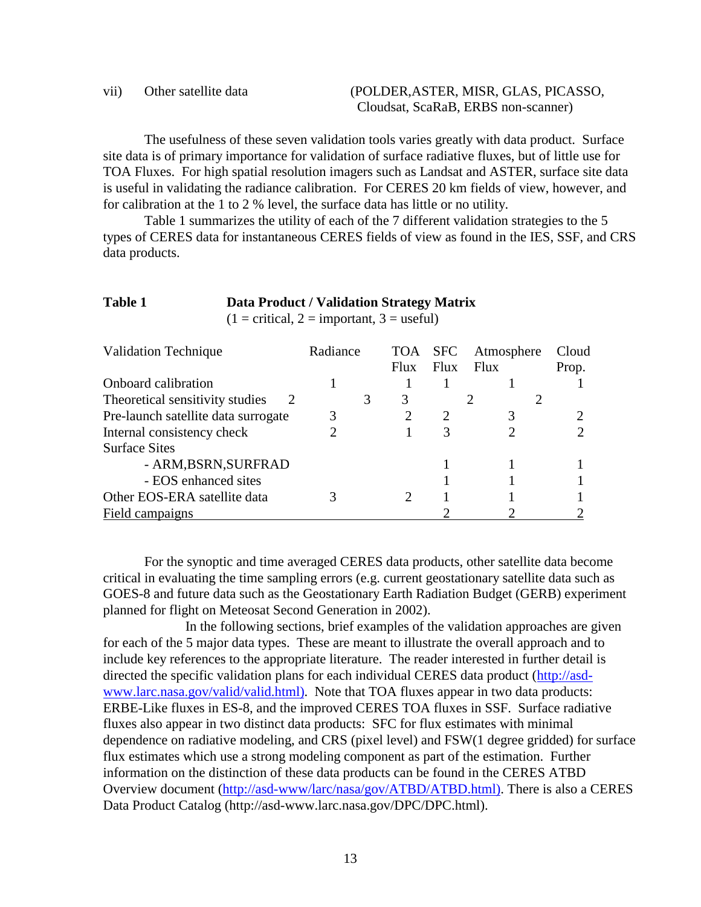vii) Other satellite data (POLDER,ASTER, MISR, GLAS, PICASSO, Cloudsat, ScaRaB, ERBS non-scanner)

The usefulness of these seven validation tools varies greatly with data product. Surface site data is of primary importance for validation of surface radiative fluxes, but of little use for TOA Fluxes. For high spatial resolution imagers such as Landsat and ASTER, surface site data is useful in validating the radiance calibration. For CERES 20 km fields of view, however, and for calibration at the 1 to 2 % level, the surface data has little or no utility.

Table 1 summarizes the utility of each of the 7 different validation strategies to the 5 types of CERES data for instantaneous CERES fields of view as found in the IES, SSF, and CRS data products.

**Table 1 Data Product / Validation Strategy Matrix**
(1 = critical, 2 = important, 3 = useful)

| Validation Technique | Radiance | TOA Flux | SFC Flux | Atmosphere Flux | Cloud Prop. |
|---|---|---|---|---|---|
| Onboard calibration | 1 | 1 | 1 | 1 | 1 |
| Theoretical sensitivity studies | 2 | 3 | 3 | 2 | 2 |
| Pre-launch satellite data surrogate | 3 | 2 | 2 | 3 | 2 |
| Internal consistency check | 2 | 1 | 3 | 2 | 2 |
| Surface Sites | | | | | |
| - ARM,BSRN,SURFRAD | | | 1 | 1 | 1 |
| - EOS enhanced sites | | | 1 | 1 | 1 |
| Other EOS-ERA satellite data | 3 | 2 | 1 | 1 | 1 |
| Field campaigns | | | 2 | 2 | 2 |

For the synoptic and time averaged CERES data products, other satellite data become critical in evaluating the time sampling errors (e.g. current geostationary satellite data such as GOES-8 and future data such as the Geostationary Earth Radiation Budget (GERB) experiment planned for flight on Meteosat Second Generation in 2002).

In the following sections, brief examples of the validation approaches are given for each of the 5 major data types. These are meant to illustrate the overall approach and to include key references to the appropriate literature. The reader interested in further detail is directed the specific validation plans for each individual CERES data product (http://asd-www.larc.nasa.gov/valid/valid.html). Note that TOA fluxes appear in two data products: ERBE-Like fluxes in ES-8, and the improved CERES TOA fluxes in SSF. Surface radiative fluxes also appear in two distinct data products: SFC for flux estimates with minimal dependence on radiative modeling, and CRS (pixel level) and FSW(1 degree gridded) for surface flux estimates which use a strong modeling component as part of the estimation. Further information on the distinction of these data products can be found in the CERES ATBD Overview document (http://asd-www/larc/nasa/gov/ATBD/ATBD.html). There is also a CERES Data Product Catalog (http://asd-www.larc.nasa.gov/DPC/DPC.html).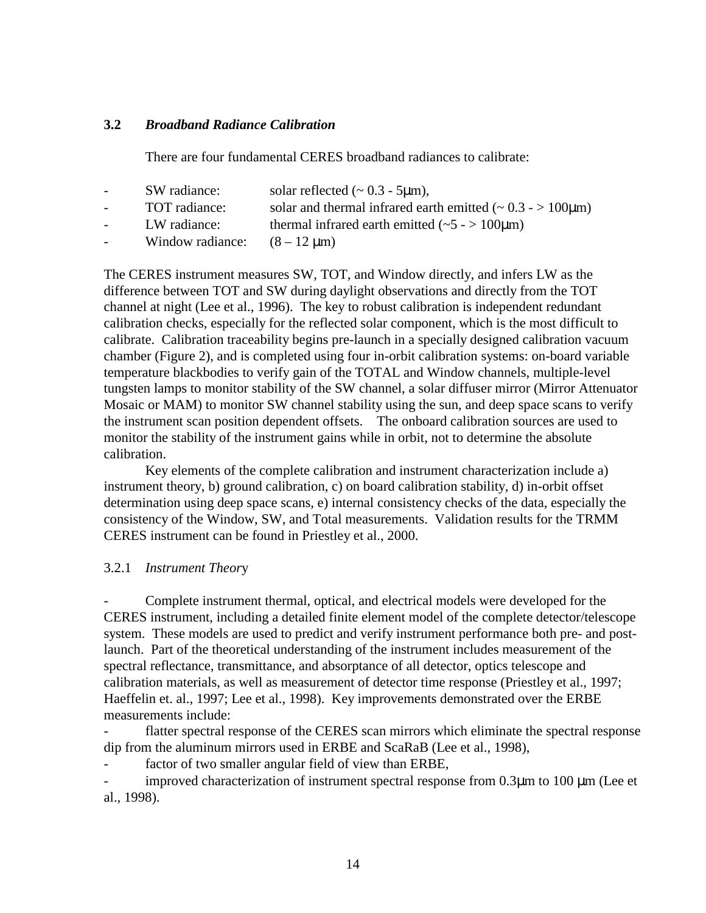### 3.2 *Broadband Radiance Calibration*

There are four fundamental CERES broadband radiances to calibrate:

- SW radiance: solar reflected (~ 0.3 - 5μm),
- TOT radiance: solar and thermal infrared earth emitted (~ 0.3 - > 100μm)
- LW radiance: thermal infrared earth emitted (~5 - > 100μm)
- Window radiance: (8 – 12 μm)

The CERES instrument measures SW, TOT, and Window directly, and infers LW as the difference between TOT and SW during daylight observations and directly from the TOT channel at night (Lee et al., 1996). The key to robust calibration is independent redundant calibration checks, especially for the reflected solar component, which is the most difficult to calibrate. Calibration traceability begins pre-launch in a specially designed calibration vacuum chamber (Figure 2), and is completed using four in-orbit calibration systems: on-board variable temperature blackbodies to verify gain of the TOTAL and Window channels, multiple-level tungsten lamps to monitor stability of the SW channel, a solar diffuser mirror (Mirror Attenuator Mosaic or MAM) to monitor SW channel stability using the sun, and deep space scans to verify the instrument scan position dependent offsets. The onboard calibration sources are used to monitor the stability of the instrument gains while in orbit, not to determine the absolute calibration.

Key elements of the complete calibration and instrument characterization include a) instrument theory, b) ground calibration, c) on board calibration stability, d) in-orbit offset determination using deep space scans, e) internal consistency checks of the data, especially the consistency of the Window, SW, and Total measurements. Validation results for the TRMM CERES instrument can be found in Priestley et al., 2000.

#### 3.2.1 *Instrument Theory*

- Complete instrument thermal, optical, and electrical models were developed for the CERES instrument, including a detailed finite element model of the complete detector/telescope system. These models are used to predict and verify instrument performance both pre- and post-launch. Part of the theoretical understanding of the instrument includes measurement of the spectral reflectance, transmittance, and absorptance of all detector, optics telescope and calibration materials, as well as measurement of detector time response (Priestley et al., 1997; Haeffelin et. al., 1997; Lee et al., 1998). Key improvements demonstrated over the ERBE measurements include:
- flatter spectral response of the CERES scan mirrors which eliminate the spectral response dip from the aluminum mirrors used in ERBE and ScaRaB (Lee et al., 1998),
- factor of two smaller angular field of view than ERBE,
- improved characterization of instrument spectral response from 0.3μm to 100 μm (Lee et al., 1998).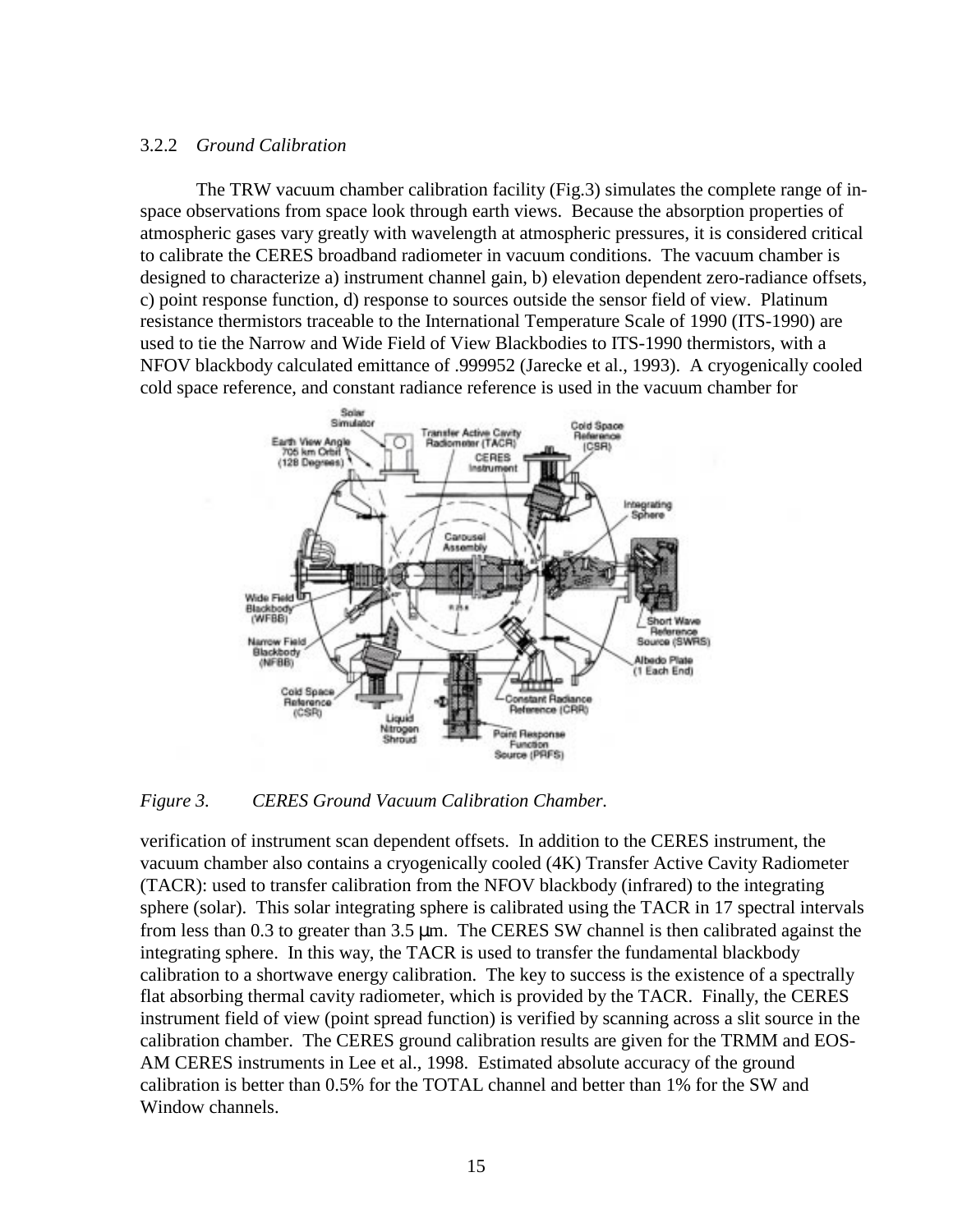### 3.2.2 *Ground Calibration*

The TRW vacuum chamber calibration facility (Fig.3) simulates the complete range of in-space observations from space look through earth views. Because the absorption properties of atmospheric gases vary greatly with wavelength at atmospheric pressures, it is considered critical to calibrate the CERES broadband radiometer in vacuum conditions. The vacuum chamber is designed to characterize a) instrument channel gain, b) elevation dependent zero-radiance offsets, c) point response function, d) response to sources outside the sensor field of view. Platinum resistance thermistors traceable to the International Temperature Scale of 1990 (ITS-1990) are used to tie the Narrow and Wide Field of View Blackbodies to ITS-1990 thermistors, with a NFOV blackbody calculated emittance of .999952 (Jarecke et al., 1993). A cryogenically cooled cold space reference, and constant radiance reference is used in the vacuum chamber for verification of instrument scan dependent offsets. In addition to the CERES instrument, the vacuum chamber also contains a cryogenically cooled (4K) Transfer Active Cavity Radiometer (TACR): used to transfer calibration from the NFOV blackbody (infrared) to the integrating sphere (solar). This solar integrating sphere is calibrated using the TACR in 17 spectral intervals from less than 0.3 to greater than 3.5 μm. The CERES SW channel is then calibrated against the integrating sphere. In this way, the TACR is used to transfer the fundamental blackbody calibration to a shortwave energy calibration. The key to success is the existence of a spectrally flat absorbing thermal cavity radiometer, which is provided by the TACR. Finally, the CERES instrument field of view (point spread function) is verified by scanning across a slit source in the calibration chamber. The CERES ground calibration results are given for the TRMM and EOS-AM CERES instruments in Lee et al., 1998. Estimated absolute accuracy of the ground calibration is better than 0.5% for the TOTAL channel and better than 1% for the SW and Window channels.

*Figure 3. CERES Ground Vacuum Calibration Chamber.*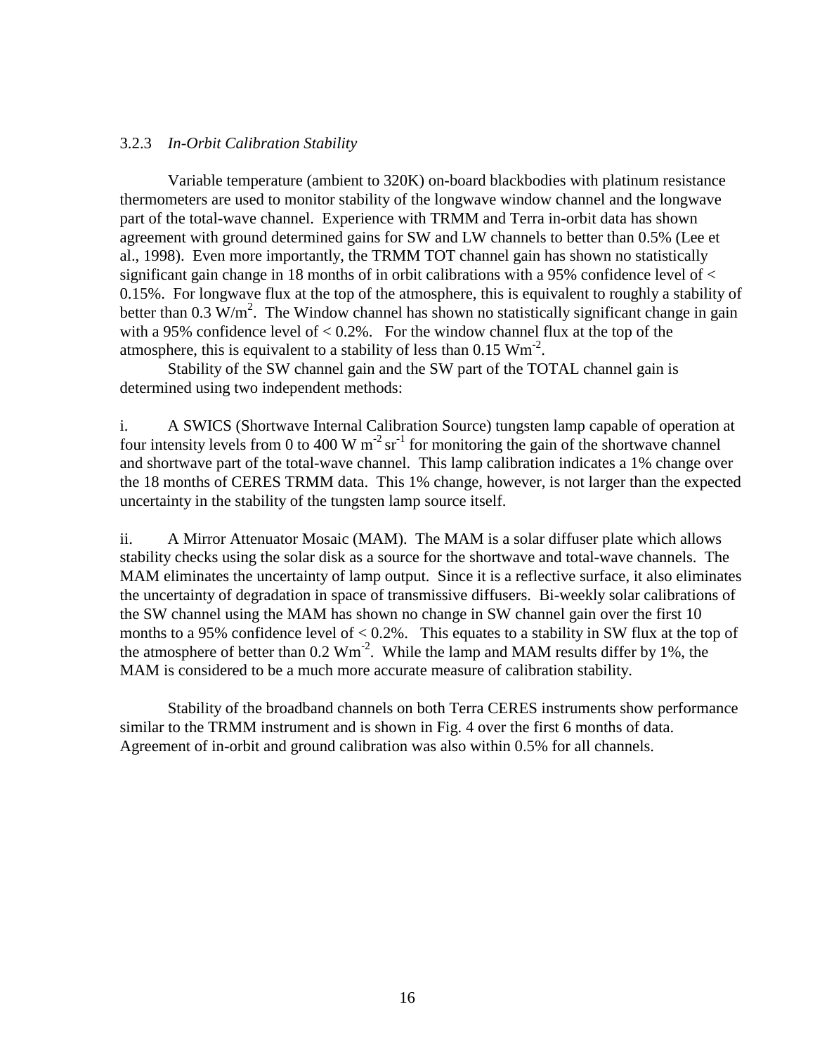### 3.2.3 *In-Orbit Calibration Stability*

Variable temperature (ambient to 320K) on-board blackbodies with platinum resistance thermometers are used to monitor stability of the longwave window channel and the longwave part of the total-wave channel. Experience with TRMM and Terra in-orbit data has shown agreement with ground determined gains for SW and LW channels to better than 0.5% (Lee et al., 1998). Even more importantly, the TRMM TOT channel gain has shown no statistically significant gain change in 18 months of in orbit calibrations with a 95% confidence level of < 0.15%. For longwave flux at the top of the atmosphere, this is equivalent to roughly a stability of better than 0.3 $W/m^2$. The Window channel has shown no statistically significant change in gain with a 95% confidence level of < 0.2%. For the window channel flux at the top of the atmosphere, this is equivalent to a stability of less than 0.15 $Wm^{-2}$.

Stability of the SW channel gain and the SW part of the TOTAL channel gain is determined using two independent methods:

i. A SWICS (Shortwave Internal Calibration Source) tungsten lamp capable of operation at four intensity levels from 0 to 400 W $m^{-2}$ $sr^{-1}$ for monitoring the gain of the shortwave channel and shortwave part of the total-wave channel. This lamp calibration indicates a 1% change over the 18 months of CERES TRMM data. This 1% change, however, is not larger than the expected uncertainty in the stability of the tungsten lamp source itself.

ii. A Mirror Attenuator Mosaic (MAM). The MAM is a solar diffuser plate which allows stability checks using the solar disk as a source for the shortwave and total-wave channels. The MAM eliminates the uncertainty of lamp output. Since it is a reflective surface, it also eliminates the uncertainty of degradation in space of transmissive diffusers. Bi-weekly solar calibrations of the SW channel using the MAM has shown no change in SW channel gain over the first 10 months to a 95% confidence level of < 0.2%. This equates to a stability in SW flux at the top of the atmosphere of better than 0.2 $Wm^{-2}$. While the lamp and MAM results differ by 1%, the MAM is considered to be a much more accurate measure of calibration stability.

Stability of the broadband channels on both Terra CERES instruments show performance similar to the TRMM instrument and is shown in Fig. 4 over the first 6 months of data. Agreement of in-orbit and ground calibration was also within 0.5% for all channels.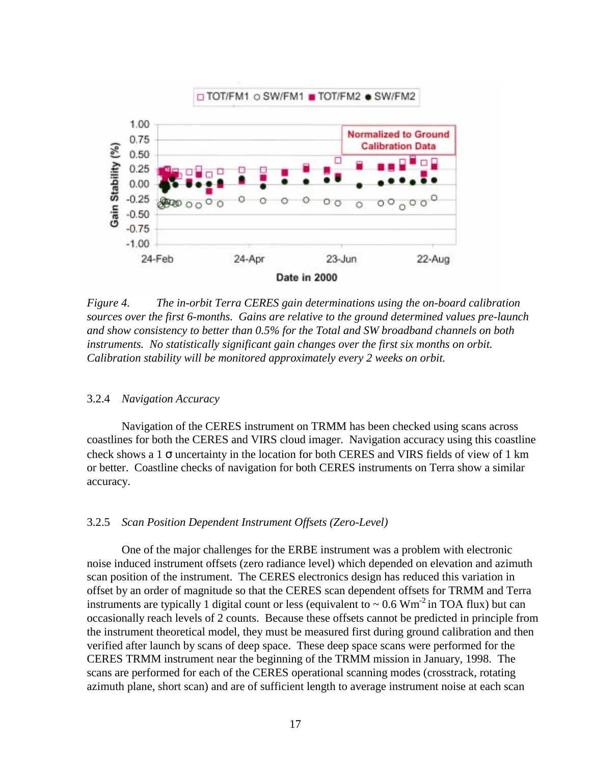*Figure 4. The in-orbit Terra CERES gain determinations using the on-board calibration sources over the first 6-months. Gains are relative to the ground determined values pre-launch and show consistency to better than 0.5% for the Total and SW broadband channels on both instruments. No statistically significant gain changes over the first six months on orbit. Calibration stability will be monitored approximately every 2 weeks on orbit.*

### 3.2.4 *Navigation Accuracy*

Navigation of the CERES instrument on TRMM has been checked using scans across coastlines for both the CERES and VIRS cloud imager. Navigation accuracy using this coastline check shows a 1 $\sigma$ uncertainty in the location for both CERES and VIRS fields of view of 1 km or better. Coastline checks of navigation for both CERES instruments on Terra show a similar accuracy.

### 3.2.5 *Scan Position Dependent Instrument Offsets (Zero-Level)*

One of the major challenges for the ERBE instrument was a problem with electronic noise induced instrument offsets (zero radiance level) which depended on elevation and azimuth scan position of the instrument. The CERES electronics design has reduced this variation in offset by an order of magnitude so that the CERES scan dependent offsets for TRMM and Terra instruments are typically 1 digital count or less (equivalent to ~ 0.6 $Wm^{-2}$ in TOA flux) but can occasionally reach levels of 2 counts. Because these offsets cannot be predicted in principle from the instrument theoretical model, they must be measured first during ground calibration and then verified after launch by scans of deep space. These deep space scans were performed for the CERES TRMM instrument near the beginning of the TRMM mission in January, 1998. The scans are performed for each of the CERES operational scanning modes (crosstrack, rotating azimuth plane, short scan) and are of sufficient length to average instrument noise at each scan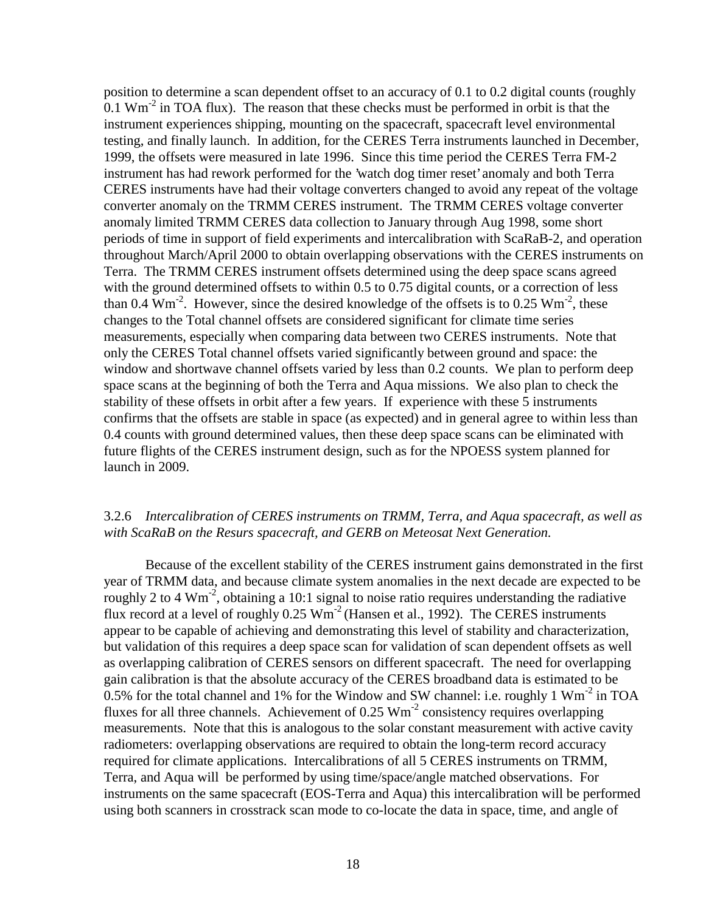position to determine a scan dependent offset to an accuracy of 0.1 to 0.2 digital counts (roughly 0.1 $Wm^{-2}$ in TOA flux). The reason that these checks must be performed in orbit is that the instrument experiences shipping, mounting on the spacecraft, spacecraft level environmental testing, and finally launch. In addition, for the CERES Terra instruments launched in December, 1999, the offsets were measured in late 1996. Since this time period the CERES Terra FM-2 instrument has had rework performed for the 'watch dog timer reset' anomaly and both Terra CERES instruments have had their voltage converters changed to avoid any repeat of the voltage converter anomaly on the TRMM CERES instrument. The TRMM CERES voltage converter anomaly limited TRMM CERES data collection to January through Aug 1998, some short periods of time in support of field experiments and intercalibration with ScaRaB-2, and operation throughout March/April 2000 to obtain overlapping observations with the CERES instruments on Terra. The TRMM CERES instrument offsets determined using the deep space scans agreed with the ground determined offsets to within 0.5 to 0.75 digital counts, or a correction of less than 0.4 $Wm^{-2}$. However, since the desired knowledge of the offsets is to 0.25 $Wm^{-2}$, these changes to the Total channel offsets are considered significant for climate time series measurements, especially when comparing data between two CERES instruments. Note that only the CERES Total channel offsets varied significantly between ground and space: the window and shortwave channel offsets varied by less than 0.2 counts. We plan to perform deep space scans at the beginning of both the Terra and Aqua missions. We also plan to check the stability of these offsets in orbit after a few years. If experience with these 5 instruments confirms that the offsets are stable in space (as expected) and in general agree to within less than 0.4 counts with ground determined values, then these deep space scans can be eliminated with future flights of the CERES instrument design, such as for the NPOESS system planned for launch in 2009.

### 3.2.6 *Intercalibration of CERES instruments on TRMM, Terra, and Aqua spacecraft, as well as with ScaRaB on the Resurs spacecraft, and GERB on Meteosat Next Generation.*

Because of the excellent stability of the CERES instrument gains demonstrated in the first year of TRMM data, and because climate system anomalies in the next decade are expected to be roughly 2 to 4 $Wm^{-2}$, obtaining a 10:1 signal to noise ratio requires understanding the radiative flux record at a level of roughly 0.25 $Wm^{-2}$ (Hansen et al., 1992). The CERES instruments appear to be capable of achieving and demonstrating this level of stability and characterization, but validation of this requires a deep space scan for validation of scan dependent offsets as well as overlapping calibration of CERES sensors on different spacecraft. The need for overlapping gain calibration is that the absolute accuracy of the CERES broadband data is estimated to be 0.5% for the total channel and 1% for the Window and SW channel: i.e. roughly 1 $Wm^{-2}$ in TOA fluxes for all three channels. Achievement of 0.25 $Wm^{-2}$ consistency requires overlapping measurements. Note that this is analogous to the solar constant measurement with active cavity radiometers: overlapping observations are required to obtain the long-term record accuracy required for climate applications. Intercalibrations of all 5 CERES instruments on TRMM, Terra, and Aqua will be performed by using time/space/angle matched observations. For instruments on the same spacecraft (EOS-Terra and Aqua) this intercalibration will be performed using both scanners in crosstrack scan mode to co-locate the data in space, time, and angle of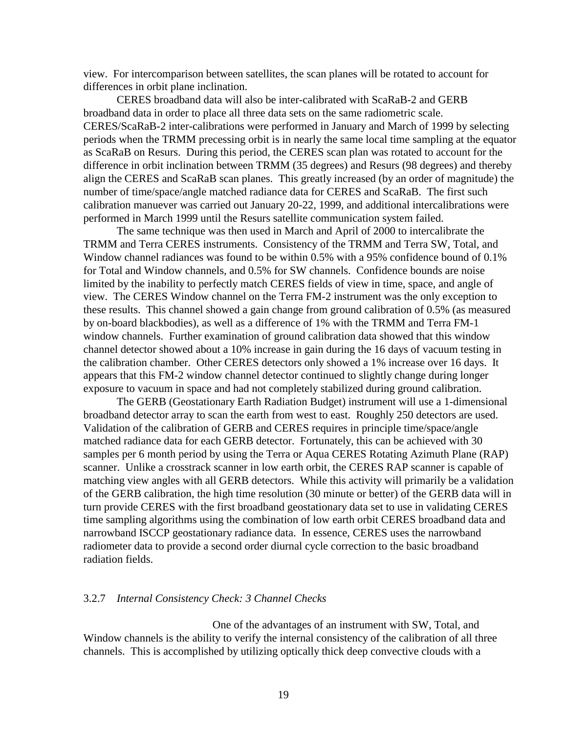view. For intercomparison between satellites, the scan planes will be rotated to account for differences in orbit plane inclination.

CERES broadband data will also be inter-calibrated with ScaRaB-2 and GERB broadband data in order to place all three data sets on the same radiometric scale. CERES/ScaRaB-2 inter-calibrations were performed in January and March of 1999 by selecting periods when the TRMM precessing orbit is in nearly the same local time sampling at the equator as ScaRaB on Resurs. During this period, the CERES scan plan was rotated to account for the difference in orbit inclination between TRMM (35 degrees) and Resurs (98 degrees) and thereby align the CERES and ScaRaB scan planes. This greatly increased (by an order of magnitude) the number of time/space/angle matched radiance data for CERES and ScaRaB. The first such calibration manuever was carried out January 20-22, 1999, and additional intercalibrations were performed in March 1999 until the Resurs satellite communication system failed.

The same technique was then used in March and April of 2000 to intercalibrate the TRMM and Terra CERES instruments. Consistency of the TRMM and Terra SW, Total, and Window channel radiances was found to be within 0.5% with a 95% confidence bound of 0.1% for Total and Window channels, and 0.5% for SW channels. Confidence bounds are noise limited by the inability to perfectly match CERES fields of view in time, space, and angle of view. The CERES Window channel on the Terra FM-2 instrument was the only exception to these results. This channel showed a gain change from ground calibration of 0.5% (as measured by on-board blackbodies), as well as a difference of 1% with the TRMM and Terra FM-1 window channels. Further examination of ground calibration data showed that this window channel detector showed about a 10% increase in gain during the 16 days of vacuum testing in the calibration chamber. Other CERES detectors only showed a 1% increase over 16 days. It appears that this FM-2 window channel detector continued to slightly change during longer exposure to vacuum in space and had not completely stabilized during ground calibration.

The GERB (Geostationary Earth Radiation Budget) instrument will use a 1-dimensional broadband detector array to scan the earth from west to east. Roughly 250 detectors are used. Validation of the calibration of GERB and CERES requires in principle time/space/angle matched radiance data for each GERB detector. Fortunately, this can be achieved with 30 samples per 6 month period by using the Terra or Aqua CERES Rotating Azimuth Plane (RAP) scanner. Unlike a crosstrack scanner in low earth orbit, the CERES RAP scanner is capable of matching view angles with all GERB detectors. While this activity will primarily be a validation of the GERB calibration, the high time resolution (30 minute or better) of the GERB data will in turn provide CERES with the first broadband geostationary data set to use in validating CERES time sampling algorithms using the combination of low earth orbit CERES broadband data and narrowband ISCCP geostationary radiance data. In essence, CERES uses the narrowband radiometer data to provide a second order diurnal cycle correction to the basic broadband radiation fields.

### 3.2.7 *Internal Consistency Check: 3 Channel Checks*

One of the advantages of an instrument with SW, Total, and Window channels is the ability to verify the internal consistency of the calibration of all three channels. This is accomplished by utilizing optically thick deep convective clouds with a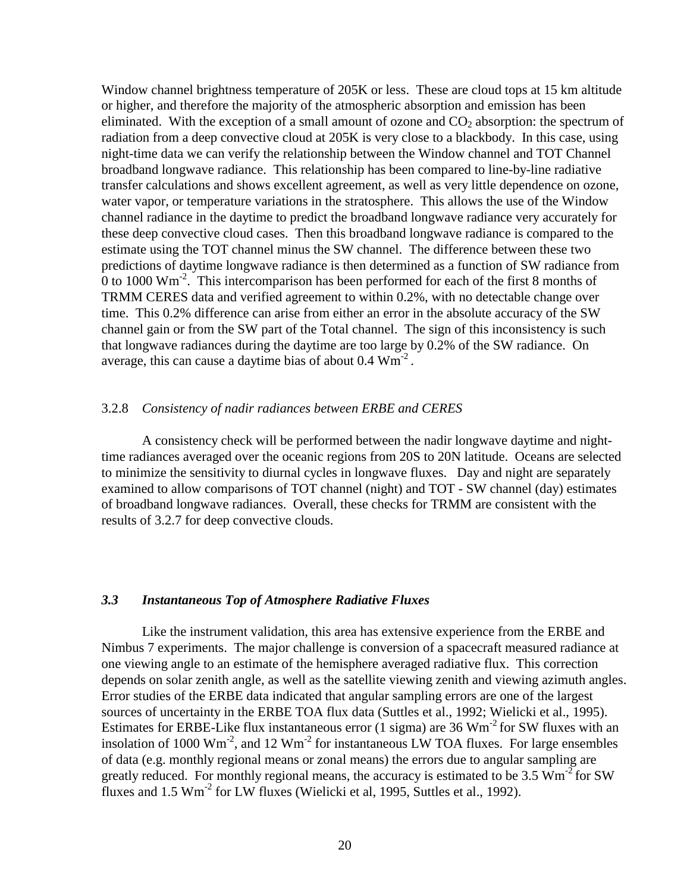Window channel brightness temperature of 205K or less. These are cloud tops at 15 km altitude or higher, and therefore the majority of the atmospheric absorption and emission has been eliminated. With the exception of a small amount of ozone and $CO_2$ absorption: the spectrum of radiation from a deep convective cloud at 205K is very close to a blackbody. In this case, using night-time data we can verify the relationship between the Window channel and TOT Channel broadband longwave radiance. This relationship has been compared to line-by-line radiative transfer calculations and shows excellent agreement, as well as very little dependence on ozone, water vapor, or temperature variations in the stratosphere. This allows the use of the Window channel radiance in the daytime to predict the broadband longwave radiance very accurately for these deep convective cloud cases. Then this broadband longwave radiance is compared to the estimate using the TOT channel minus the SW channel. The difference between these two predictions of daytime longwave radiance is then determined as a function of SW radiance from 0 to 1000 $Wm^{-2}$. This intercomparison has been performed for each of the first 8 months of TRMM CERES data and verified agreement to within 0.2%, with no detectable change over time. This 0.2% difference can arise from either an error in the absolute accuracy of the SW channel gain or from the SW part of the Total channel. The sign of this inconsistency is such that longwave radiances during the daytime are too large by 0.2% of the SW radiance. On average, this can cause a daytime bias of about 0.4 $Wm^{-2}$ .

#### 3.2.8 *Consistency of nadir radiances between ERBE and CERES*

A consistency check will be performed between the nadir longwave daytime and night-time radiances averaged over the oceanic regions from 20S to 20N latitude. Oceans are selected to minimize the sensitivity to diurnal cycles in longwave fluxes. Day and night are separately examined to allow comparisons of TOT channel (night) and TOT - SW channel (day) estimates of broadband longwave radiances. Overall, these checks for TRMM are consistent with the results of 3.2.7 for deep convective clouds.

### *3.3 Instantaneous Top of Atmosphere Radiative Fluxes*

Like the instrument validation, this area has extensive experience from the ERBE and Nimbus 7 experiments. The major challenge is conversion of a spacecraft measured radiance at one viewing angle to an estimate of the hemisphere averaged radiative flux. This correction depends on solar zenith angle, as well as the satellite viewing zenith and viewing azimuth angles. Error studies of the ERBE data indicated that angular sampling errors are one of the largest sources of uncertainty in the ERBE TOA flux data (Suttles et al., 1992; Wielicki et al., 1995). Estimates for ERBE-Like flux instantaneous error (1 sigma) are 36 $Wm^{-2}$ for SW fluxes with an insolation of 1000 $Wm^{-2}$, and 12 $Wm^{-2}$ for instantaneous LW TOA fluxes. For large ensembles of data (e.g. monthly regional means or zonal means) the errors due to angular sampling are greatly reduced. For monthly regional means, the accuracy is estimated to be 3.5 $Wm^{-2}$ for SW fluxes and 1.5 $Wm^{-2}$ for LW fluxes (Wielicki et al, 1995, Suttles et al., 1992).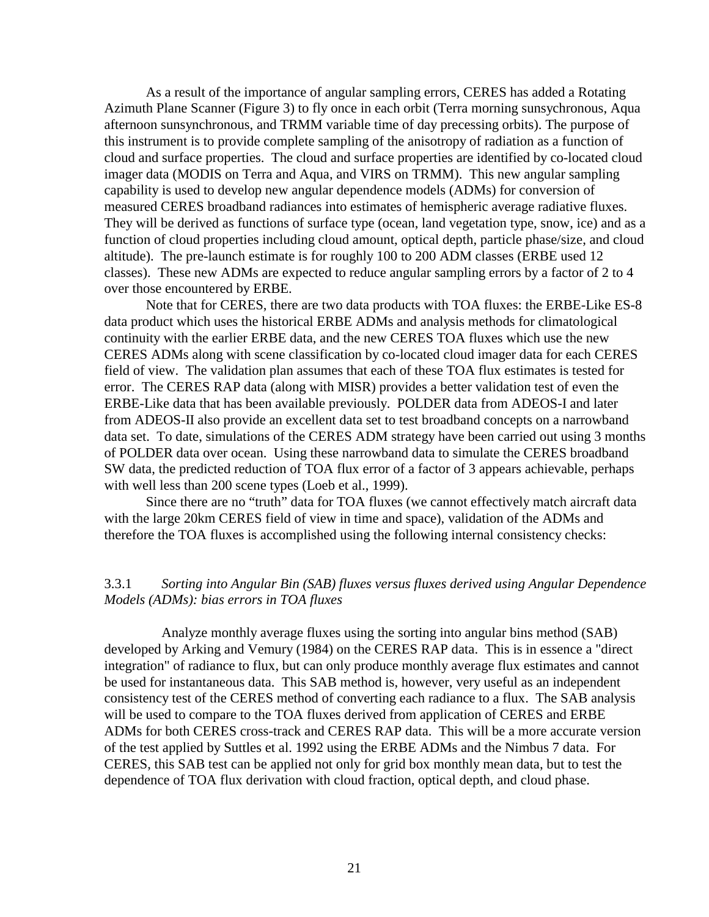As a result of the importance of angular sampling errors, CERES has added a Rotating Azimuth Plane Scanner (Figure 3) to fly once in each orbit (Terra morning sunsychronous, Aqua afternoon sunsynchronous, and TRMM variable time of day precessing orbits). The purpose of this instrument is to provide complete sampling of the anisotropy of radiation as a function of cloud and surface properties. The cloud and surface properties are identified by co-located cloud imager data (MODIS on Terra and Aqua, and VIRS on TRMM). This new angular sampling capability is used to develop new angular dependence models (ADMs) for conversion of measured CERES broadband radiances into estimates of hemispheric average radiative fluxes. They will be derived as functions of surface type (ocean, land vegetation type, snow, ice) and as a function of cloud properties including cloud amount, optical depth, particle phase/size, and cloud altitude). The pre-launch estimate is for roughly 100 to 200 ADM classes (ERBE used 12 classes). These new ADMs are expected to reduce angular sampling errors by a factor of 2 to 4 over those encountered by ERBE.

Note that for CERES, there are two data products with TOA fluxes: the ERBE-Like ES-8 data product which uses the historical ERBE ADMs and analysis methods for climatological continuity with the earlier ERBE data, and the new CERES TOA fluxes which use the new CERES ADMs along with scene classification by co-located cloud imager data for each CERES field of view. The validation plan assumes that each of these TOA flux estimates is tested for error. The CERES RAP data (along with MISR) provides a better validation test of even the ERBE-Like data that has been available previously. POLDER data from ADEOS-I and later from ADEOS-II also provide an excellent data set to test broadband concepts on a narrowband data set. To date, simulations of the CERES ADM strategy have been carried out using 3 months of POLDER data over ocean. Using these narrowband data to simulate the CERES broadband SW data, the predicted reduction of TOA flux error of a factor of 3 appears achievable, perhaps with well less than 200 scene types (Loeb et al., 1999).

Since there are no "truth" data for TOA fluxes (we cannot effectively match aircraft data with the large 20km CERES field of view in time and space), validation of the ADMs and therefore the TOA fluxes is accomplished using the following internal consistency checks:

### 3.3.1 *Sorting into Angular Bin (SAB) fluxes versus fluxes derived using Angular Dependence Models (ADMs): bias errors in TOA fluxes*

Analyze monthly average fluxes using the sorting into angular bins method (SAB) developed by Arking and Vemury (1984) on the CERES RAP data. This is in essence a "direct integration" of radiance to flux, but can only produce monthly average flux estimates and cannot be used for instantaneous data. This SAB method is, however, very useful as an independent consistency test of the CERES method of converting each radiance to a flux. The SAB analysis will be used to compare to the TOA fluxes derived from application of CERES and ERBE ADMs for both CERES cross-track and CERES RAP data. This will be a more accurate version of the test applied by Suttles et al. 1992 using the ERBE ADMs and the Nimbus 7 data. For CERES, this SAB test can be applied not only for grid box monthly mean data, but to test the dependence of TOA flux derivation with cloud fraction, optical depth, and cloud phase.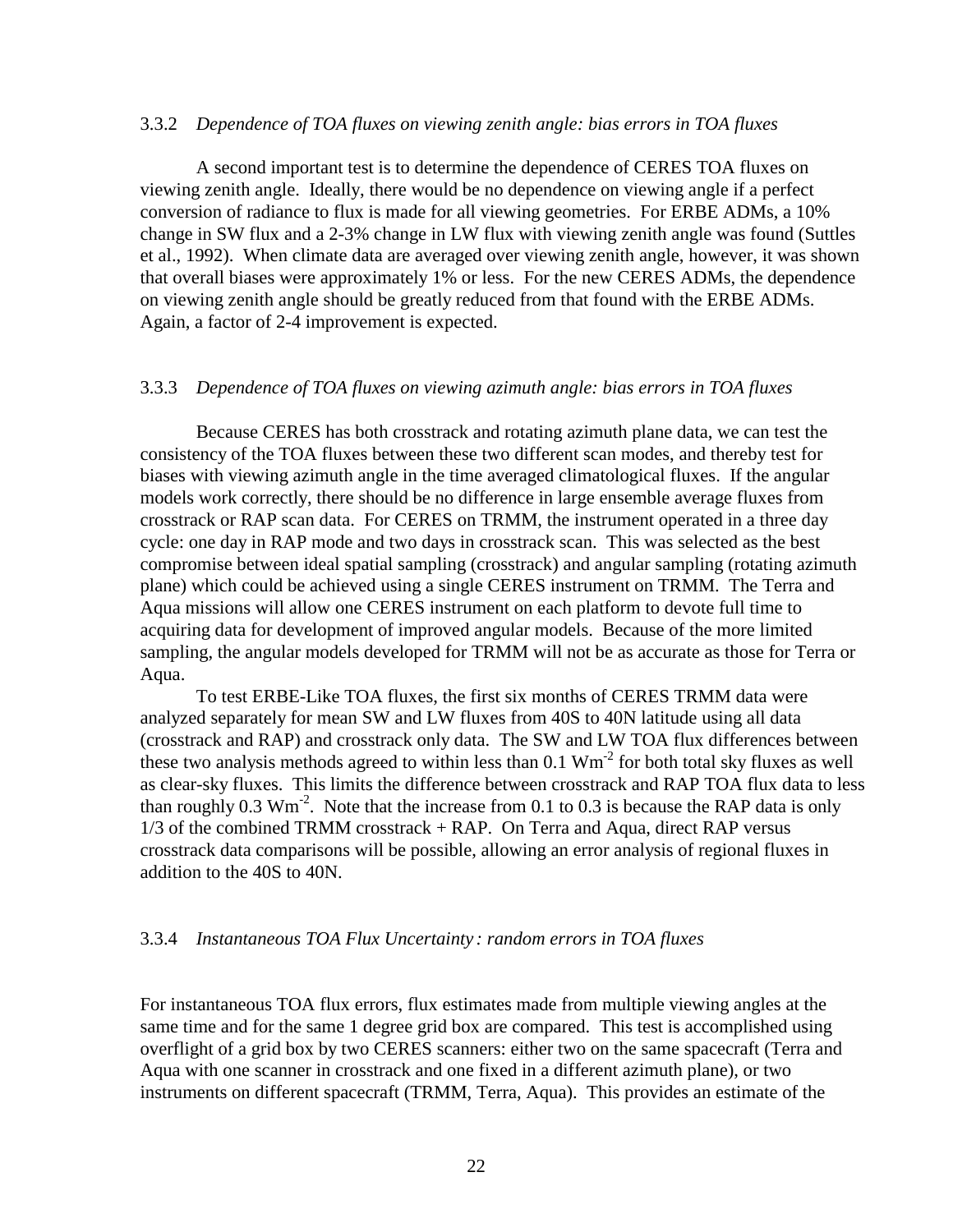### 3.3.2 *Dependence of TOA fluxes on viewing zenith angle: bias errors in TOA fluxes*

A second important test is to determine the dependence of CERES TOA fluxes on viewing zenith angle. Ideally, there would be no dependence on viewing angle if a perfect conversion of radiance to flux is made for all viewing geometries. For ERBE ADMs, a 10% change in SW flux and a 2-3% change in LW flux with viewing zenith angle was found (Suttles et al., 1992). When climate data are averaged over viewing zenith angle, however, it was shown that overall biases were approximately 1% or less. For the new CERES ADMs, the dependence on viewing zenith angle should be greatly reduced from that found with the ERBE ADMs. Again, a factor of 2-4 improvement is expected.

### 3.3.3 *Dependence of TOA fluxes on viewing azimuth angle: bias errors in TOA fluxes*

Because CERES has both crosstrack and rotating azimuth plane data, we can test the consistency of the TOA fluxes between these two different scan modes, and thereby test for biases with viewing azimuth angle in the time averaged climatological fluxes. If the angular models work correctly, there should be no difference in large ensemble average fluxes from crosstrack or RAP scan data. For CERES on TRMM, the instrument operated in a three day cycle: one day in RAP mode and two days in crosstrack scan. This was selected as the best compromise between ideal spatial sampling (crosstrack) and angular sampling (rotating azimuth plane) which could be achieved using a single CERES instrument on TRMM. The Terra and Aqua missions will allow one CERES instrument on each platform to devote full time to acquiring data for development of improved angular models. Because of the more limited sampling, the angular models developed for TRMM will not be as accurate as those for Terra or Aqua.

To test ERBE-Like TOA fluxes, the first six months of CERES TRMM data were analyzed separately for mean SW and LW fluxes from 40S to 40N latitude using all data (crosstrack and RAP) and crosstrack only data. The SW and LW TOA flux differences between these two analysis methods agreed to within less than 0.1 $Wm^{-2}$ for both total sky fluxes as well as clear-sky fluxes. This limits the difference between crosstrack and RAP TOA flux data to less than roughly 0.3 $Wm^{-2}$. Note that the increase from 0.1 to 0.3 is because the RAP data is only 1/3 of the combined TRMM crosstrack + RAP. On Terra and Aqua, direct RAP versus crosstrack data comparisons will be possible, allowing an error analysis of regional fluxes in addition to the 40S to 40N.

### 3.3.4 *Instantaneous TOA Flux Uncertainty : random errors in TOA fluxes*

For instantaneous TOA flux errors, flux estimates made from multiple viewing angles at the same time and for the same 1 degree grid box are compared. This test is accomplished using overflight of a grid box by two CERES scanners: either two on the same spacecraft (Terra and Aqua with one scanner in crosstrack and one fixed in a different azimuth plane), or two instruments on different spacecraft (TRMM, Terra, Aqua). This provides an estimate of the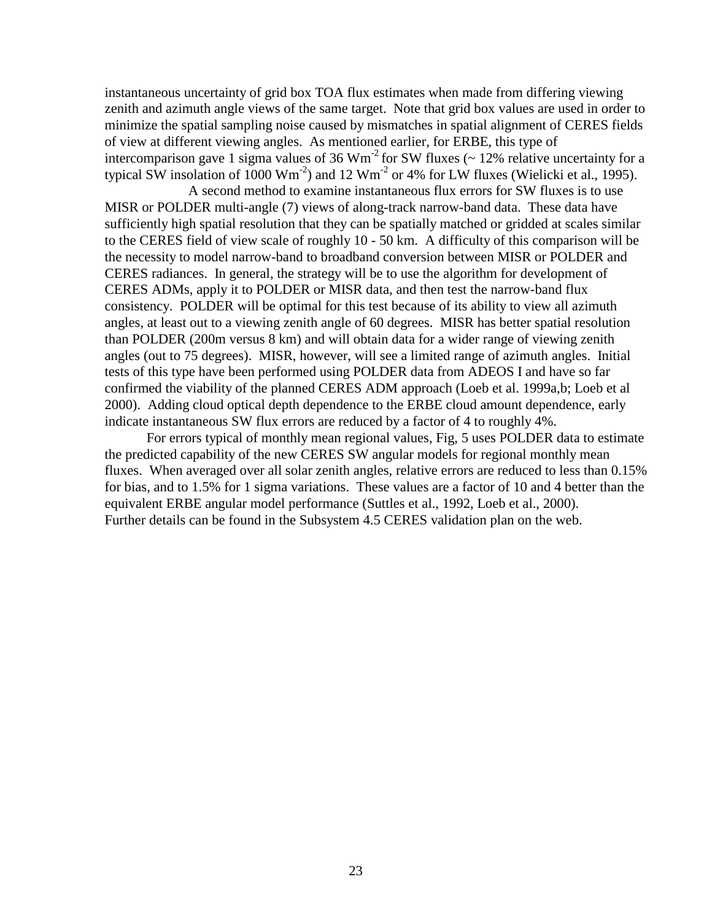instantaneous uncertainty of grid box TOA flux estimates when made from differing viewing zenith and azimuth angle views of the same target. Note that grid box values are used in order to minimize the spatial sampling noise caused by mismatches in spatial alignment of CERES fields of view at different viewing angles. As mentioned earlier, for ERBE, this type of intercomparison gave 1 sigma values of 36 $Wm^{-2}$ for SW fluxes (~ 12% relative uncertainty for a typical SW insolation of 1000 $Wm^{-2}$) and 12 $Wm^{-2}$ or 4% for LW fluxes (Wielicki et al., 1995).

A second method to examine instantaneous flux errors for SW fluxes is to use MISR or POLDER multi-angle (7) views of along-track narrow-band data. These data have sufficiently high spatial resolution that they can be spatially matched or gridded at scales similar to the CERES field of view scale of roughly 10 - 50 km. A difficulty of this comparison will be the necessity to model narrow-band to broadband conversion between MISR or POLDER and CERES radiances. In general, the strategy will be to use the algorithm for development of CERES ADMs, apply it to POLDER or MISR data, and then test the narrow-band flux consistency. POLDER will be optimal for this test because of its ability to view all azimuth angles, at least out to a viewing zenith angle of 60 degrees. MISR has better spatial resolution than POLDER (200m versus 8 km) and will obtain data for a wider range of viewing zenith angles (out to 75 degrees). MISR, however, will see a limited range of azimuth angles. Initial tests of this type have been performed using POLDER data from ADEOS I and have so far confirmed the viability of the planned CERES ADM approach (Loeb et al. 1999a,b; Loeb et al 2000). Adding cloud optical depth dependence to the ERBE cloud amount dependence, early indicate instantaneous SW flux errors are reduced by a factor of 4 to roughly 4%.

For errors typical of monthly mean regional values, Fig, 5 uses POLDER data to estimate the predicted capability of the new CERES SW angular models for regional monthly mean fluxes. When averaged over all solar zenith angles, relative errors are reduced to less than 0.15% for bias, and to 1.5% for 1 sigma variations. These values are a factor of 10 and 4 better than the equivalent ERBE angular model performance (Suttles et al., 1992, Loeb et al., 2000). Further details can be found in the Subsystem 4.5 CERES validation plan on the web.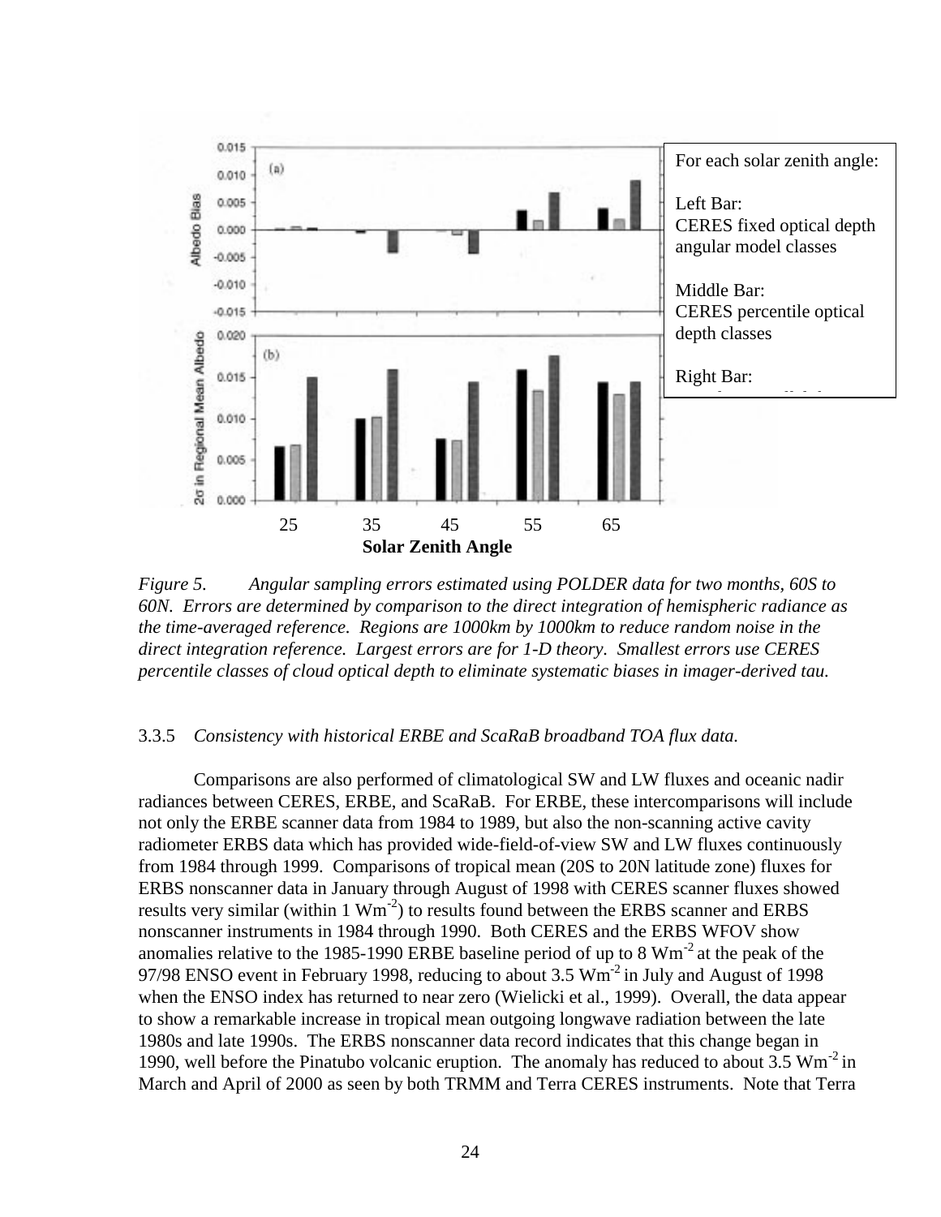For each solar zenith angle:

Left Bar:
CERES fixed optical depth angular model classes

Middle Bar:
CERES percentile optical depth classes

Right Bar:

25 35 45 55 65

**Solar Zenith Angle**

*Figure 5. Angular sampling errors estimated using POLDER data for two months, 60S to 60N. Errors are determined by comparison to the direct integration of hemispheric radiance as the time-averaged reference. Regions are 1000km by 1000km to reduce random noise in the direct integration reference. Largest errors are for 1-D theory. Smallest errors use CERES percentile classes of cloud optical depth to eliminate systematic biases in imager-derived tau.*

### 3.3.5 *Consistency with historical ERBE and ScaRaB broadband TOA flux data.*

Comparisons are also performed of climatological SW and LW fluxes and oceanic nadir radiances between CERES, ERBE, and ScaRaB. For ERBE, these intercomparisons will include not only the ERBE scanner data from 1984 to 1989, but also the non-scanning active cavity radiometer ERBS data which has provided wide-field-of-view SW and LW fluxes continuously from 1984 through 1999. Comparisons of tropical mean (20S to 20N latitude zone) fluxes for ERBS nonscanner data in January through August of 1998 with CERES scanner fluxes showed results very similar (within 1 $Wm^{-2}$) to results found between the ERBS scanner and ERBS nonscanner instruments in 1984 through 1990. Both CERES and the ERBS WFOV show anomalies relative to the 1985-1990 ERBE baseline period of up to 8 $Wm^{-2}$ at the peak of the 97/98 ENSO event in February 1998, reducing to about 3.5 $Wm^{-2}$ in July and August of 1998 when the ENSO index has returned to near zero (Wielicki et al., 1999). Overall, the data appear to show a remarkable increase in tropical mean outgoing longwave radiation between the late 1980s and late 1990s. The ERBS nonscanner data record indicates that this change began in 1990, well before the Pinatubo volcanic eruption. The anomaly has reduced to about 3.5 $Wm^{-2}$ in March and April of 2000 as seen by both TRMM and Terra CERES instruments. Note that Terra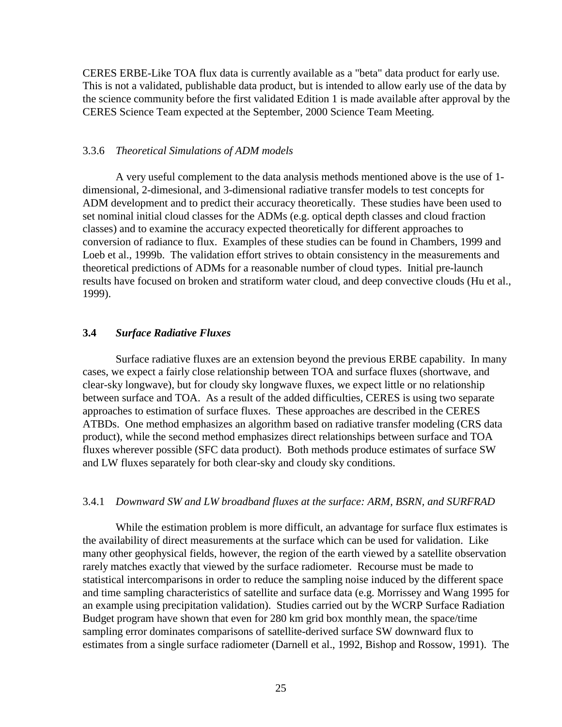CERES ERBE-Like TOA flux data is currently available as a "beta" data product for early use. This is not a validated, publishable data product, but is intended to allow early use of the data by the science community before the first validated Edition 1 is made available after approval by the CERES Science Team expected at the September, 2000 Science Team Meeting.

#### 3.3.6 *Theoretical Simulations of ADM models*

A very useful complement to the data analysis methods mentioned above is the use of 1-dimensional, 2-dimesional, and 3-dimensional radiative transfer models to test concepts for ADM development and to predict their accuracy theoretically. These studies have been used to set nominal initial cloud classes for the ADMs (e.g. optical depth classes and cloud fraction classes) and to examine the accuracy expected theoretically for different approaches to conversion of radiance to flux. Examples of these studies can be found in Chambers, 1999 and Loeb et al., 1999b. The validation effort strives to obtain consistency in the measurements and theoretical predictions of ADMs for a reasonable number of cloud types. Initial pre-launch results have focused on broken and stratiform water cloud, and deep convective clouds (Hu et al., 1999).

### 3.4 ***Surface Radiative Fluxes***

Surface radiative fluxes are an extension beyond the previous ERBE capability. In many cases, we expect a fairly close relationship between TOA and surface fluxes (shortwave, and clear-sky longwave), but for cloudy sky longwave fluxes, we expect little or no relationship between surface and TOA. As a result of the added difficulties, CERES is using two separate approaches to estimation of surface fluxes. These approaches are described in the CERES ATBDs. One method emphasizes an algorithm based on radiative transfer modeling (CRS data product), while the second method emphasizes direct relationships between surface and TOA fluxes wherever possible (SFC data product). Both methods produce estimates of surface SW and LW fluxes separately for both clear-sky and cloudy sky conditions.

#### 3.4.1 *Downward SW and LW broadband fluxes at the surface: ARM, BSRN, and SURFRAD*

While the estimation problem is more difficult, an advantage for surface flux estimates is the availability of direct measurements at the surface which can be used for validation. Like many other geophysical fields, however, the region of the earth viewed by a satellite observation rarely matches exactly that viewed by the surface radiometer. Recourse must be made to statistical intercomparisons in order to reduce the sampling noise induced by the different space and time sampling characteristics of satellite and surface data (e.g. Morrissey and Wang 1995 for an example using precipitation validation). Studies carried out by the WCRP Surface Radiation Budget program have shown that even for 280 km grid box monthly mean, the space/time sampling error dominates comparisons of satellite-derived surface SW downward flux to estimates from a single surface radiometer (Darnell et al., 1992, Bishop and Rossow, 1991). The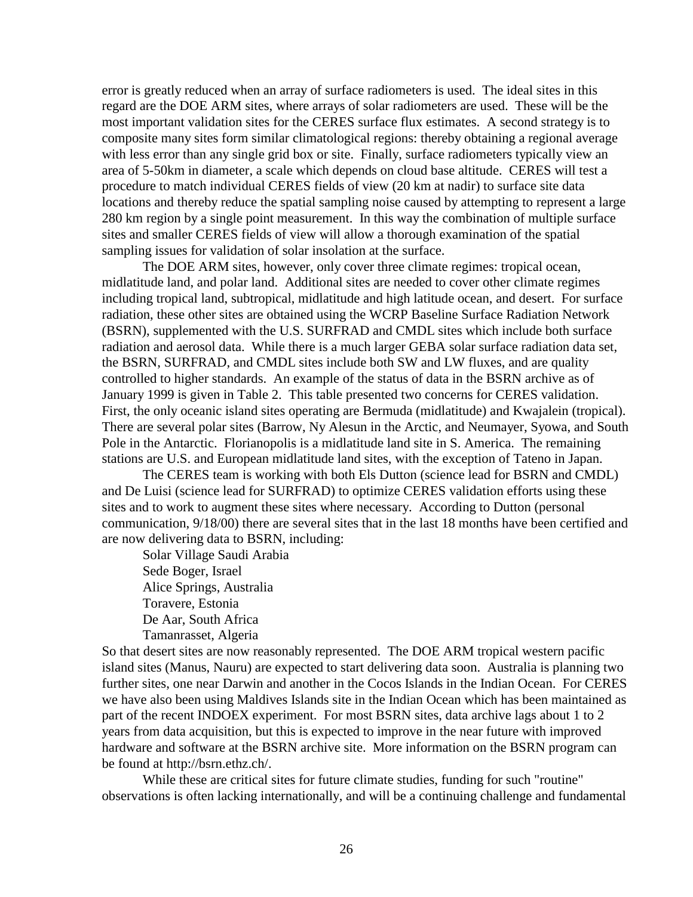error is greatly reduced when an array of surface radiometers is used. The ideal sites in this regard are the DOE ARM sites, where arrays of solar radiometers are used. These will be the most important validation sites for the CERES surface flux estimates. A second strategy is to composite many sites form similar climatological regions: thereby obtaining a regional average with less error than any single grid box or site. Finally, surface radiometers typically view an area of 5-50km in diameter, a scale which depends on cloud base altitude. CERES will test a procedure to match individual CERES fields of view (20 km at nadir) to surface site data locations and thereby reduce the spatial sampling noise caused by attempting to represent a large 280 km region by a single point measurement. In this way the combination of multiple surface sites and smaller CERES fields of view will allow a thorough examination of the spatial sampling issues for validation of solar insolation at the surface.

The DOE ARM sites, however, only cover three climate regimes: tropical ocean, midlatitude land, and polar land. Additional sites are needed to cover other climate regimes including tropical land, subtropical, midlatitude and high latitude ocean, and desert. For surface radiation, these other sites are obtained using the WCRP Baseline Surface Radiation Network (BSRN), supplemented with the U.S. SURFRAD and CMDL sites which include both surface radiation and aerosol data. While there is a much larger GEBA solar surface radiation data set, the BSRN, SURFRAD, and CMDL sites include both SW and LW fluxes, and are quality controlled to higher standards. An example of the status of data in the BSRN archive as of January 1999 is given in Table 2. This table presented two concerns for CERES validation. First, the only oceanic island sites operating are Bermuda (midlatitude) and Kwajalein (tropical). There are several polar sites (Barrow, Ny Alesun in the Arctic, and Neumayer, Syowa, and South Pole in the Antarctic. Florianopolis is a midlatitude land site in S. America. The remaining stations are U.S. and European midlatitude land sites, with the exception of Tateno in Japan.

The CERES team is working with both Els Dutton (science lead for BSRN and CMDL) and De Luisi (science lead for SURFRAD) to optimize CERES validation efforts using these sites and to work to augment these sites where necessary. According to Dutton (personal communication, 9/18/00) there are several sites that in the last 18 months have been certified and are now delivering data to BSRN, including:

Solar Village Saudi Arabia
Sede Boger, Israel
Alice Springs, Australia
Toravere, Estonia
De Aar, South Africa
Tamanrasset, Algeria

So that desert sites are now reasonably represented. The DOE ARM tropical western pacific island sites (Manus, Nauru) are expected to start delivering data soon. Australia is planning two further sites, one near Darwin and another in the Cocos Islands in the Indian Ocean. For CERES we have also been using Maldives Islands site in the Indian Ocean which has been maintained as part of the recent INDOEX experiment. For most BSRN sites, data archive lags about 1 to 2 years from data acquisition, but this is expected to improve in the near future with improved hardware and software at the BSRN archive site. More information on the BSRN program can be found at http://bsrn.ethz.ch/.

While these are critical sites for future climate studies, funding for such "routine" observations is often lacking internationally, and will be a continuing challenge and fundamental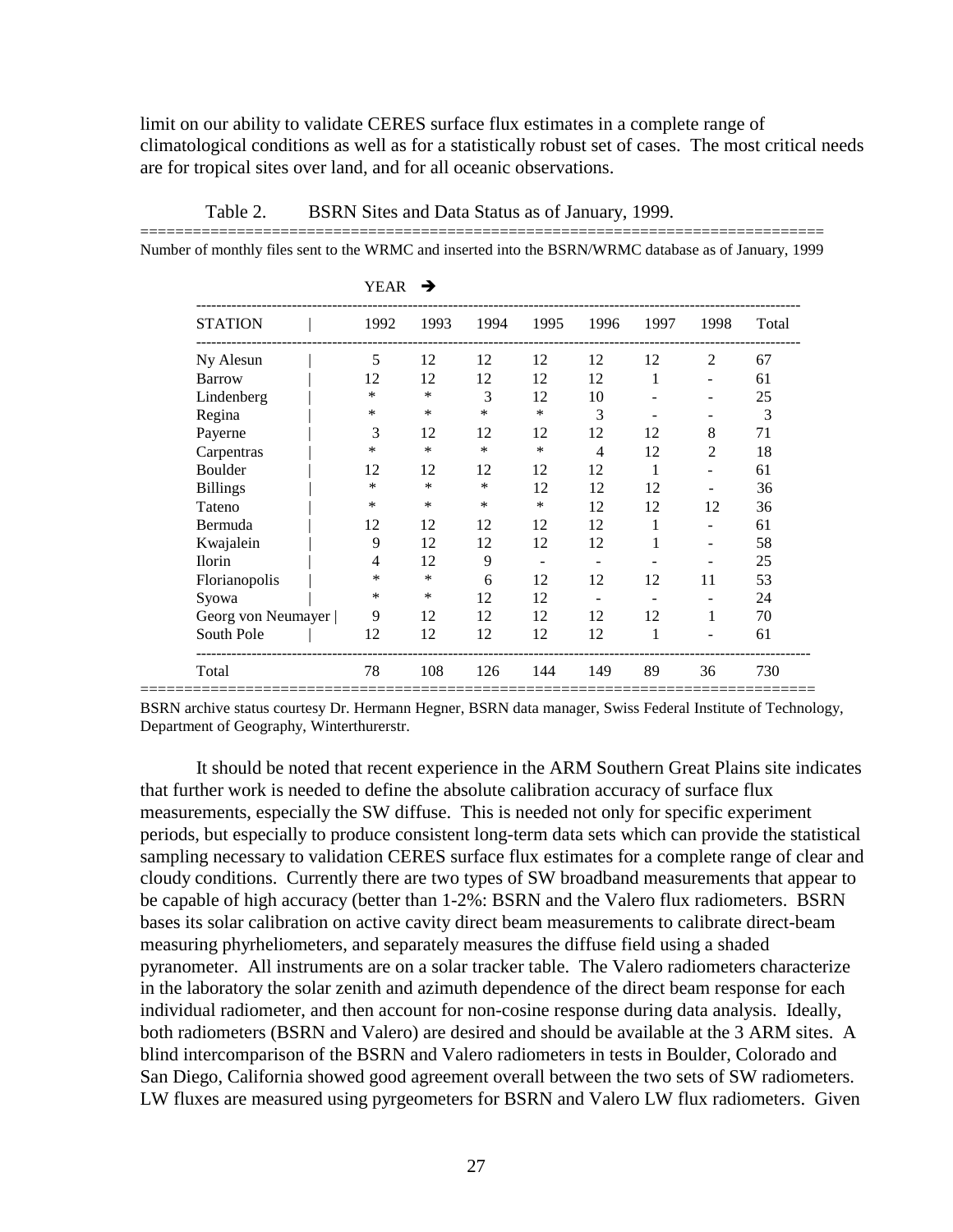limit on our ability to validate CERES surface flux estimates in a complete range of climatological conditions as well as for a statistically robust set of cases. The most critical needs are for tropical sites over land, and for all oceanic observations.

Table 2. BSRN Sites and Data Status as of January, 1999.

Number of monthly files sent to the WRMC and inserted into the BSRN/WRMC database as of January, 1999

| STATION | 1992 | 1993 | 1994 | 1995 | 1996 | 1997 | 1998 | Total |
|---|---|---|---|---|---|---|---|---|
| Ny Alesun | 5 | 12 | 12 | 12 | 12 | 12 | 2 | 67 |
| Barrow | 12 | 12 | 12 | 12 | 12 | 1 | - | 61 |
| Lindenberg | * | * | 3 | 12 | 10 | - | - | 25 |
| Regina | * | * | * | * | 3 | - | - | 3 |
| Payerne | 3 | 12 | 12 | 12 | 12 | 12 | 8 | 71 |
| Carpentras | * | * | * | * | 4 | 12 | 2 | 18 |
| Boulder | 12 | 12 | 12 | 12 | 12 | 1 | - | 61 |
| Billings | * | * | * | 12 | 12 | 12 | - | 36 |
| Tateno | * | * | * | * | 12 | 12 | 12 | 36 |
| Bermuda | 12 | 12 | 12 | 12 | 12 | 1 | - | 61 |
| Kwajalein | 9 | 12 | 12 | 12 | 12 | 1 | - | 58 |
| Ilorin | 4 | 12 | 9 | - | - | - | - | 25 |
| Florianopolis | * | * | 6 | 12 | 12 | 12 | 11 | 53 |
| Syowa | * | * | 12 | 12 | - | - | - | 24 |
| Georg von Neumayer | 9 | 12 | 12 | 12 | 12 | 12 | 1 | 70 |
| South Pole | 12 | 12 | 12 | 12 | 12 | 1 | - | 61 |
| Total | 78 | 108 | 126 | 144 | 149 | 89 | 36 | 730 |

BSRN archive status courtesy Dr. Hermann Hegner, BSRN data manager, Swiss Federal Institute of Technology, Department of Geography, Winterthurerstr.

It should be noted that recent experience in the ARM Southern Great Plains site indicates that further work is needed to define the absolute calibration accuracy of surface flux measurements, especially the SW diffuse. This is needed not only for specific experiment periods, but especially to produce consistent long-term data sets which can provide the statistical sampling necessary to validation CERES surface flux estimates for a complete range of clear and cloudy conditions. Currently there are two types of SW broadband measurements that appear to be capable of high accuracy (better than 1-2%: BSRN and the Valero flux radiometers. BSRN bases its solar calibration on active cavity direct beam measurements to calibrate direct-beam measuring phyrheliometers, and separately measures the diffuse field using a shaded pyranometer. All instruments are on a solar tracker table. The Valero radiometers characterize in the laboratory the solar zenith and azimuth dependence of the direct beam response for each individual radiometer, and then account for non-cosine response during data analysis. Ideally, both radiometers (BSRN and Valero) are desired and should be available at the 3 ARM sites. A blind intercomparison of the BSRN and Valero radiometers in tests in Boulder, Colorado and San Diego, California showed good agreement overall between the two sets of SW radiometers. LW fluxes are measured using pyrgeometers for BSRN and Valero LW flux radiometers. Given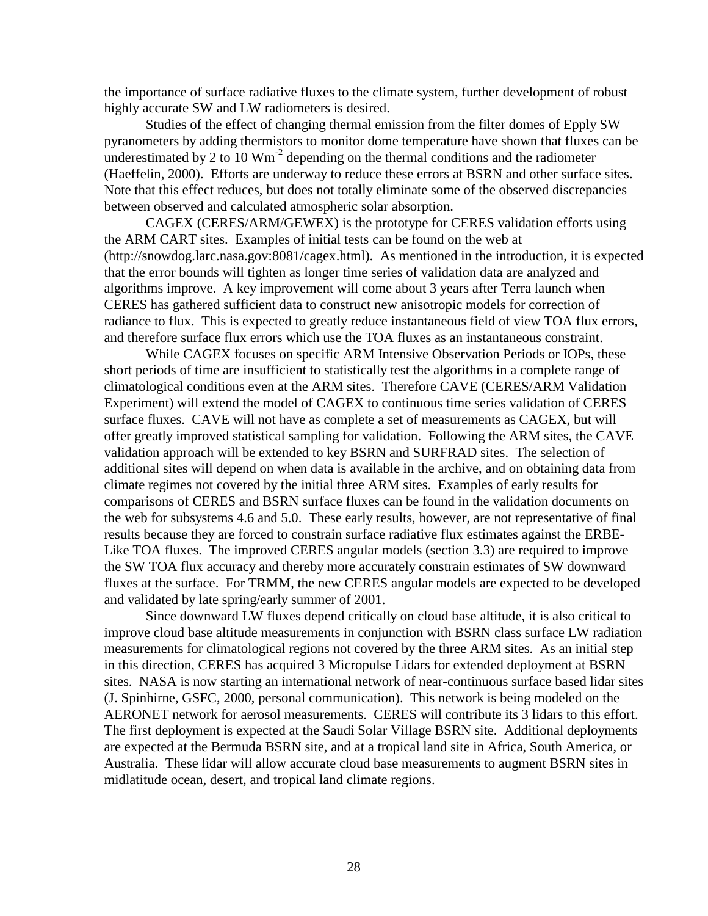the importance of surface radiative fluxes to the climate system, further development of robust highly accurate SW and LW radiometers is desired.

Studies of the effect of changing thermal emission from the filter domes of Epply SW pyranometers by adding thermistors to monitor dome temperature have shown that fluxes can be underestimated by 2 to 10 $Wm^{-2}$ depending on the thermal conditions and the radiometer (Haeffelin, 2000). Efforts are underway to reduce these errors at BSRN and other surface sites. Note that this effect reduces, but does not totally eliminate some of the observed discrepancies between observed and calculated atmospheric solar absorption.

CAGEX (CERES/ARM/GEWEX) is the prototype for CERES validation efforts using the ARM CART sites. Examples of initial tests can be found on the web at (http://snowdog.larc.nasa.gov:8081/cagex.html). As mentioned in the introduction, it is expected that the error bounds will tighten as longer time series of validation data are analyzed and algorithms improve. A key improvement will come about 3 years after Terra launch when CERES has gathered sufficient data to construct new anisotropic models for correction of radiance to flux. This is expected to greatly reduce instantaneous field of view TOA flux errors, and therefore surface flux errors which use the TOA fluxes as an instantaneous constraint.

While CAGEX focuses on specific ARM Intensive Observation Periods or IOPs, these short periods of time are insufficient to statistically test the algorithms in a complete range of climatological conditions even at the ARM sites. Therefore CAVE (CERES/ARM Validation Experiment) will extend the model of CAGEX to continuous time series validation of CERES surface fluxes. CAVE will not have as complete a set of measurements as CAGEX, but will offer greatly improved statistical sampling for validation. Following the ARM sites, the CAVE validation approach will be extended to key BSRN and SURFRAD sites. The selection of additional sites will depend on when data is available in the archive, and on obtaining data from climate regimes not covered by the initial three ARM sites. Examples of early results for comparisons of CERES and BSRN surface fluxes can be found in the validation documents on the web for subsystems 4.6 and 5.0. These early results, however, are not representative of final results because they are forced to constrain surface radiative flux estimates against the ERBE-Like TOA fluxes. The improved CERES angular models (section 3.3) are required to improve the SW TOA flux accuracy and thereby more accurately constrain estimates of SW downward fluxes at the surface. For TRMM, the new CERES angular models are expected to be developed and validated by late spring/early summer of 2001.

Since downward LW fluxes depend critically on cloud base altitude, it is also critical to improve cloud base altitude measurements in conjunction with BSRN class surface LW radiation measurements for climatological regions not covered by the three ARM sites. As an initial step in this direction, CERES has acquired 3 Micropulse Lidars for extended deployment at BSRN sites. NASA is now starting an international network of near-continuous surface based lidar sites (J. Spinhirne, GSFC, 2000, personal communication). This network is being modeled on the AERONET network for aerosol measurements. CERES will contribute its 3 lidars to this effort. The first deployment is expected at the Saudi Solar Village BSRN site. Additional deployments are expected at the Bermuda BSRN site, and at a tropical land site in Africa, South America, or Australia. These lidar will allow accurate cloud base measurements to augment BSRN sites in midlatitude ocean, desert, and tropical land climate regions.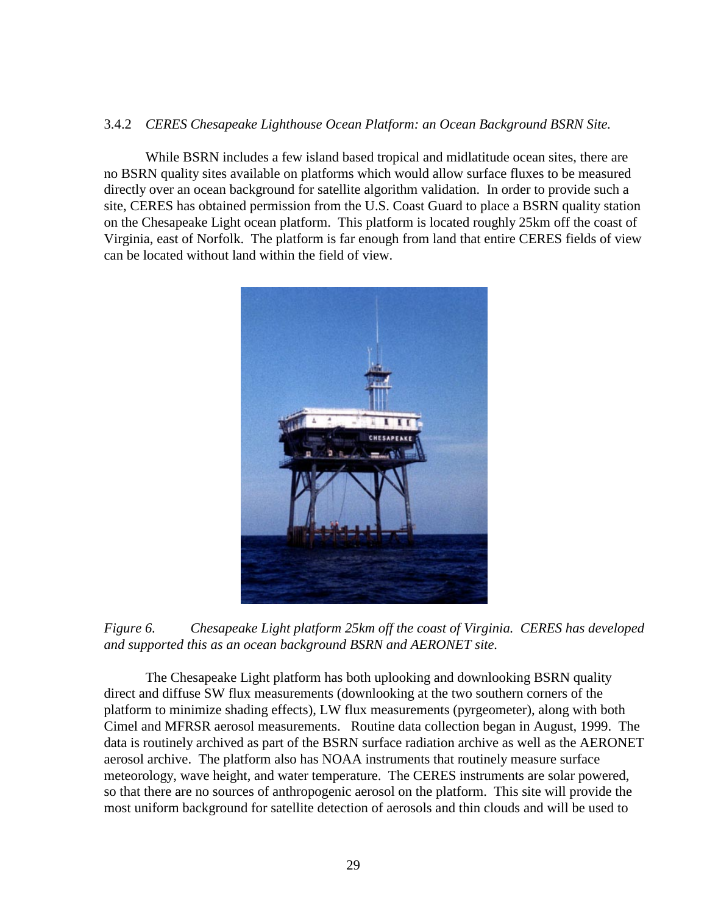### 3.4.2 *CERES Chesapeake Lighthouse Ocean Platform: an Ocean Background BSRN Site.*

While BSRN includes a few island based tropical and midlatitude ocean sites, there are no BSRN quality sites available on platforms which would allow surface fluxes to be measured directly over an ocean background for satellite algorithm validation. In order to provide such a site, CERES has obtained permission from the U.S. Coast Guard to place a BSRN quality station on the Chesapeake Light ocean platform. This platform is located roughly 25km off the coast of Virginia, east of Norfolk. The platform is far enough from land that entire CERES fields of view can be located without land within the field of view.

*Figure 6. Chesapeake Light platform 25km off the coast of Virginia. CERES has developed and supported this as an ocean background BSRN and AERONET site.*

The Chesapeake Light platform has both uplooking and downlooking BSRN quality direct and diffuse SW flux measurements (downlooking at the two southern corners of the platform to minimize shading effects), LW flux measurements (pyrgeometer), along with both Cimel and MFRSR aerosol measurements. Routine data collection began in August, 1999. The data is routinely archived as part of the BSRN surface radiation archive as well as the AERONET aerosol archive. The platform also has NOAA instruments that routinely measure surface meteorology, wave height, and water temperature. The CERES instruments are solar powered, so that there are no sources of anthropogenic aerosol on the platform. This site will provide the most uniform background for satellite detection of aerosols and thin clouds and will be used to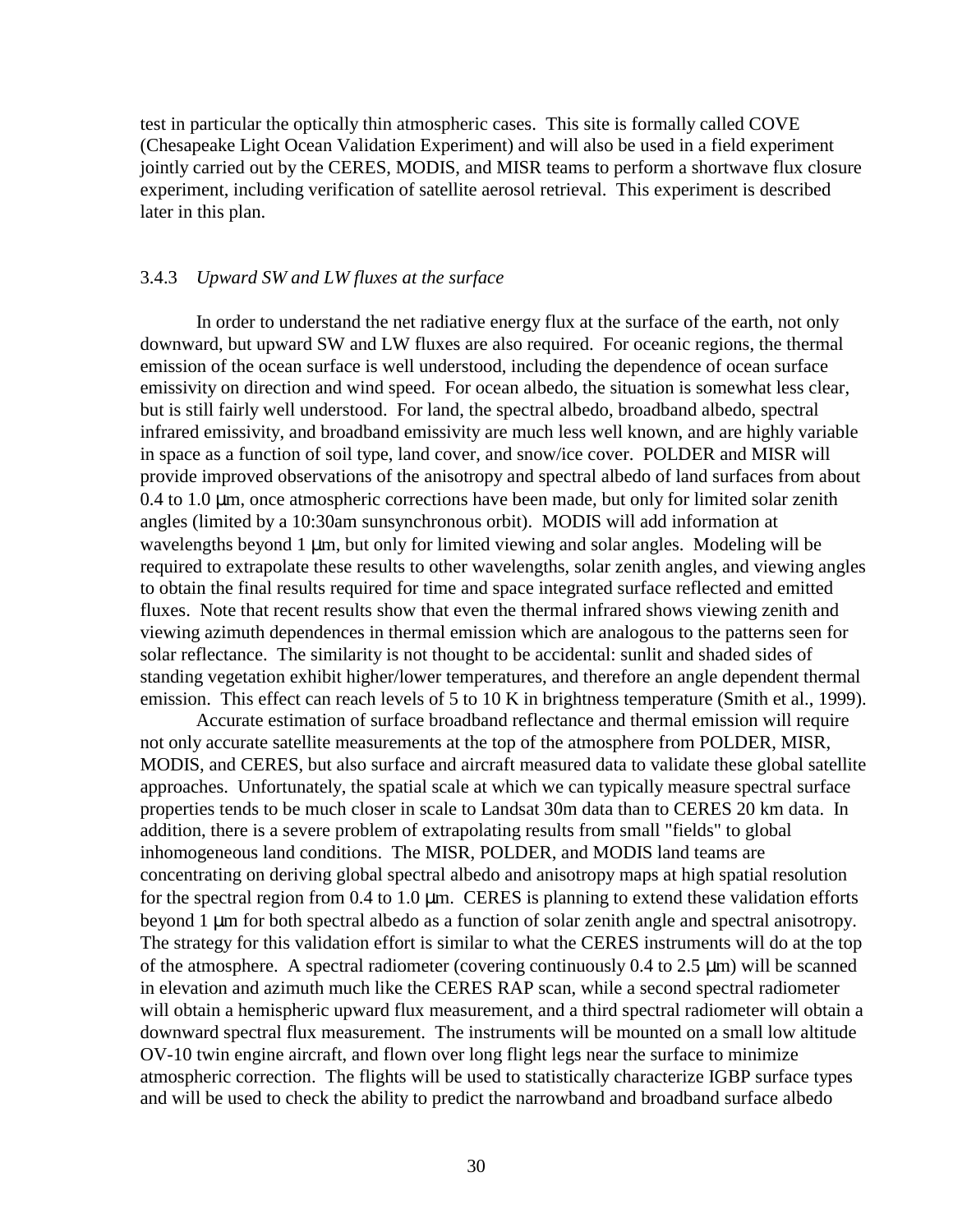test in particular the optically thin atmospheric cases. This site is formally called COVE (Chesapeake Light Ocean Validation Experiment) and will also be used in a field experiment jointly carried out by the CERES, MODIS, and MISR teams to perform a shortwave flux closure experiment, including verification of satellite aerosol retrieval. This experiment is described later in this plan.

### 3.4.3 *Upward SW and LW fluxes at the surface*

In order to understand the net radiative energy flux at the surface of the earth, not only downward, but upward SW and LW fluxes are also required. For oceanic regions, the thermal emission of the ocean surface is well understood, including the dependence of ocean surface emissivity on direction and wind speed. For ocean albedo, the situation is somewhat less clear, but is still fairly well understood. For land, the spectral albedo, broadband albedo, spectral infrared emissivity, and broadband emissivity are much less well known, and are highly variable in space as a function of soil type, land cover, and snow/ice cover. POLDER and MISR will provide improved observations of the anisotropy and spectral albedo of land surfaces from about 0.4 to 1.0 μm, once atmospheric corrections have been made, but only for limited solar zenith angles (limited by a 10:30am sunsynchronous orbit). MODIS will add information at wavelengths beyond 1 μm, but only for limited viewing and solar angles. Modeling will be required to extrapolate these results to other wavelengths, solar zenith angles, and viewing angles to obtain the final results required for time and space integrated surface reflected and emitted fluxes. Note that recent results show that even the thermal infrared shows viewing zenith and viewing azimuth dependences in thermal emission which are analogous to the patterns seen for solar reflectance. The similarity is not thought to be accidental: sunlit and shaded sides of standing vegetation exhibit higher/lower temperatures, and therefore an angle dependent thermal emission. This effect can reach levels of 5 to 10 K in brightness temperature (Smith et al., 1999).

Accurate estimation of surface broadband reflectance and thermal emission will require not only accurate satellite measurements at the top of the atmosphere from POLDER, MISR, MODIS, and CERES, but also surface and aircraft measured data to validate these global satellite approaches. Unfortunately, the spatial scale at which we can typically measure spectral surface properties tends to be much closer in scale to Landsat 30m data than to CERES 20 km data. In addition, there is a severe problem of extrapolating results from small "fields" to global inhomogeneous land conditions. The MISR, POLDER, and MODIS land teams are concentrating on deriving global spectral albedo and anisotropy maps at high spatial resolution for the spectral region from 0.4 to 1.0 μm. CERES is planning to extend these validation efforts beyond 1 μm for both spectral albedo as a function of solar zenith angle and spectral anisotropy. The strategy for this validation effort is similar to what the CERES instruments will do at the top of the atmosphere. A spectral radiometer (covering continuously 0.4 to 2.5 μm) will be scanned in elevation and azimuth much like the CERES RAP scan, while a second spectral radiometer will obtain a hemispheric upward flux measurement, and a third spectral radiometer will obtain a downward spectral flux measurement. The instruments will be mounted on a small low altitude OV-10 twin engine aircraft, and flown over long flight legs near the surface to minimize atmospheric correction. The flights will be used to statistically characterize IGBP surface types and will be used to check the ability to predict the narrowband and broadband surface albedo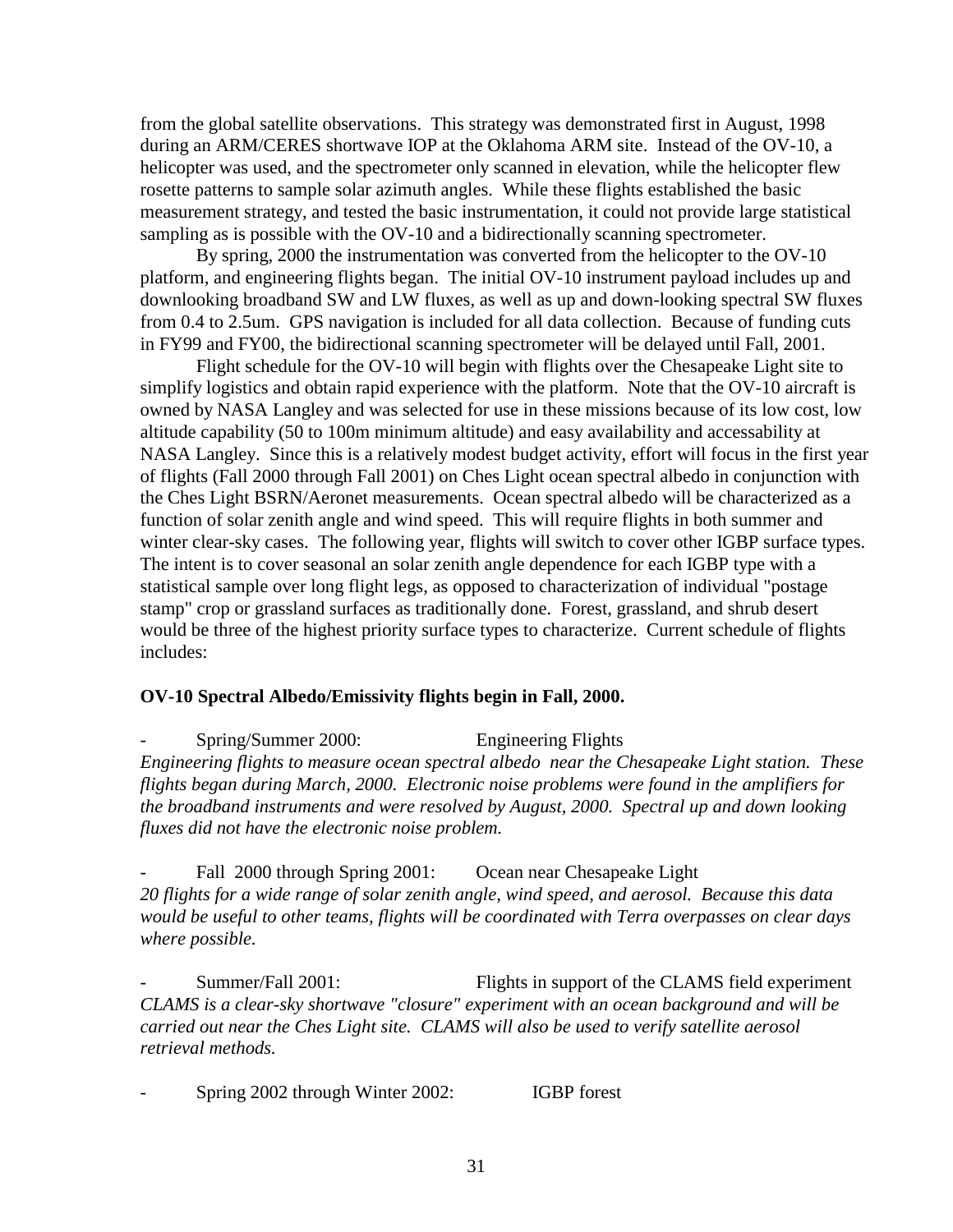from the global satellite observations. This strategy was demonstrated first in August, 1998 during an ARM/CERES shortwave IOP at the Oklahoma ARM site. Instead of the OV-10, a helicopter was used, and the spectrometer only scanned in elevation, while the helicopter flew rosette patterns to sample solar azimuth angles. While these flights established the basic measurement strategy, and tested the basic instrumentation, it could not provide large statistical sampling as is possible with the OV-10 and a bidirectionally scanning spectrometer.

By spring, 2000 the instrumentation was converted from the helicopter to the OV-10 platform, and engineering flights began. The initial OV-10 instrument payload includes up and downlooking broadband SW and LW fluxes, as well as up and down-looking spectral SW fluxes from 0.4 to 2.5um. GPS navigation is included for all data collection. Because of funding cuts in FY99 and FY00, the bidirectional scanning spectrometer will be delayed until Fall, 2001.

Flight schedule for the OV-10 will begin with flights over the Chesapeake Light site to simplify logistics and obtain rapid experience with the platform. Note that the OV-10 aircraft is owned by NASA Langley and was selected for use in these missions because of its low cost, low altitude capability (50 to 100m minimum altitude) and easy availability and accessability at NASA Langley. Since this is a relatively modest budget activity, effort will focus in the first year of flights (Fall 2000 through Fall 2001) on Ches Light ocean spectral albedo in conjunction with the Ches Light BSRN/Aeronet measurements. Ocean spectral albedo will be characterized as a function of solar zenith angle and wind speed. This will require flights in both summer and winter clear-sky cases. The following year, flights will switch to cover other IGBP surface types. The intent is to cover seasonal an solar zenith angle dependence for each IGBP type with a statistical sample over long flight legs, as opposed to characterization of individual "postage stamp" crop or grassland surfaces as traditionally done. Forest, grassland, and shrub desert would be three of the highest priority surface types to characterize. Current schedule of flights includes:

**OV-10 Spectral Albedo/Emissivity flights begin in Fall, 2000.**

- Spring/Summer 2000: Engineering Flights

*Engineering flights to measure ocean spectral albedo near the Chesapeake Light station. These flights began during March, 2000. Electronic noise problems were found in the amplifiers for the broadband instruments and were resolved by August, 2000. Spectral up and down looking fluxes did not have the electronic noise problem.*

- Fall 2000 through Spring 2001: Ocean near Chesapeake Light

*20 flights for a wide range of solar zenith angle, wind speed, and aerosol. Because this data would be useful to other teams, flights will be coordinated with Terra overpasses on clear days where possible.*

- Summer/Fall 2001: Flights in support of the CLAMS field experiment

*CLAMS is a clear-sky shortwave "closure" experiment with an ocean background and will be carried out near the Ches Light site. CLAMS will also be used to verify satellite aerosol retrieval methods.*

- Spring 2002 through Winter 2002: IGBP forest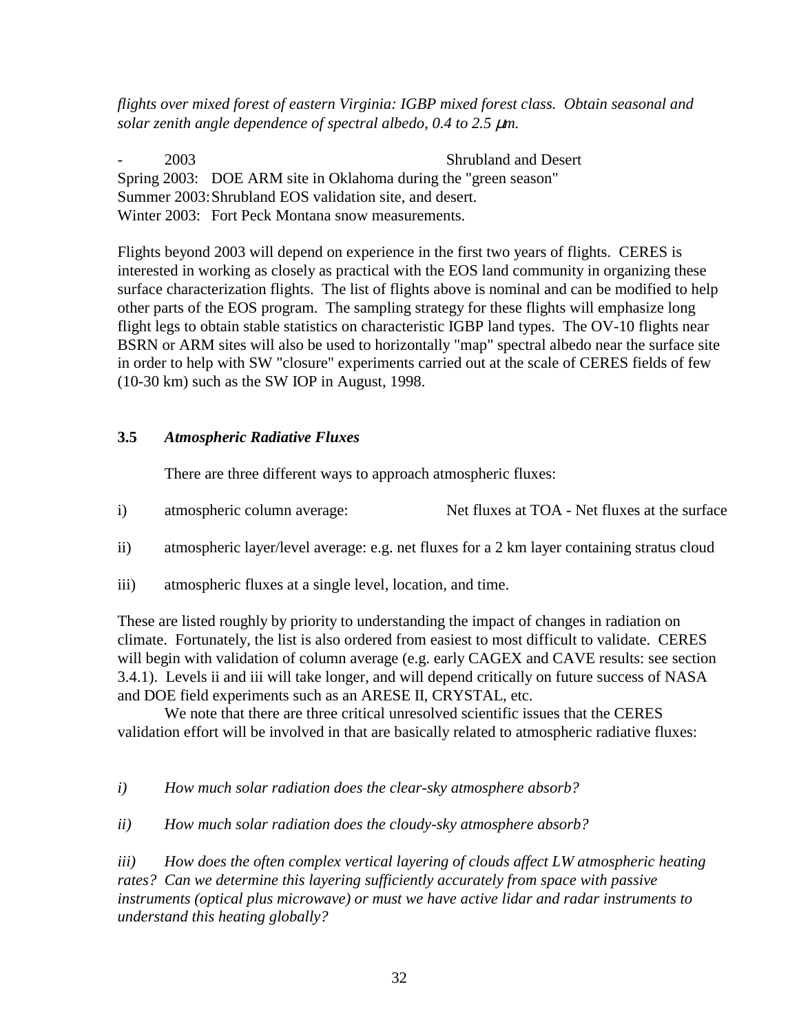*flights over mixed forest of eastern Virginia: IGBP mixed forest class. Obtain seasonal and solar zenith angle dependence of spectral albedo, 0.4 to 2.5 μm.*

- 2003 Shrubland and Desert

Spring 2003: DOE ARM site in Oklahoma during the "green season"
Summer 2003: Shrubland EOS validation site, and desert.
Winter 2003: Fort Peck Montana snow measurements.

Flights beyond 2003 will depend on experience in the first two years of flights. CERES is interested in working as closely as practical with the EOS land community in organizing these surface characterization flights. The list of flights above is nominal and can be modified to help other parts of the EOS program. The sampling strategy for these flights will emphasize long flight legs to obtain stable statistics on characteristic IGBP land types. The OV-10 flights near BSRN or ARM sites will also be used to horizontally "map" spectral albedo near the surface site in order to help with SW "closure" experiments carried out at the scale of CERES fields of few (10-30 km) such as the SW IOP in August, 1998.

### 3.5 *Atmospheric Radiative Fluxes*

There are three different ways to approach atmospheric fluxes:

i) atmospheric column average: Net fluxes at TOA - Net fluxes at the surface

ii) atmospheric layer/level average: e.g. net fluxes for a 2 km layer containing stratus cloud

iii) atmospheric fluxes at a single level, location, and time.

These are listed roughly by priority to understanding the impact of changes in radiation on climate. Fortunately, the list is also ordered from easiest to most difficult to validate. CERES will begin with validation of column average (e.g. early CAGEX and CAVE results: see section 3.4.1). Levels ii and iii will take longer, and will depend critically on future success of NASA and DOE field experiments such as an ARESE II, CRYSTAL, etc.

We note that there are three critical unresolved scientific issues that the CERES validation effort will be involved in that are basically related to atmospheric radiative fluxes:

*i) How much solar radiation does the clear-sky atmosphere absorb?*

*ii) How much solar radiation does the cloudy-sky atmosphere absorb?*

*iii) How does the often complex vertical layering of clouds affect LW atmospheric heating rates? Can we determine this layering sufficiently accurately from space with passive instruments (optical plus microwave) or must we have active lidar and radar instruments to understand this heating globally?*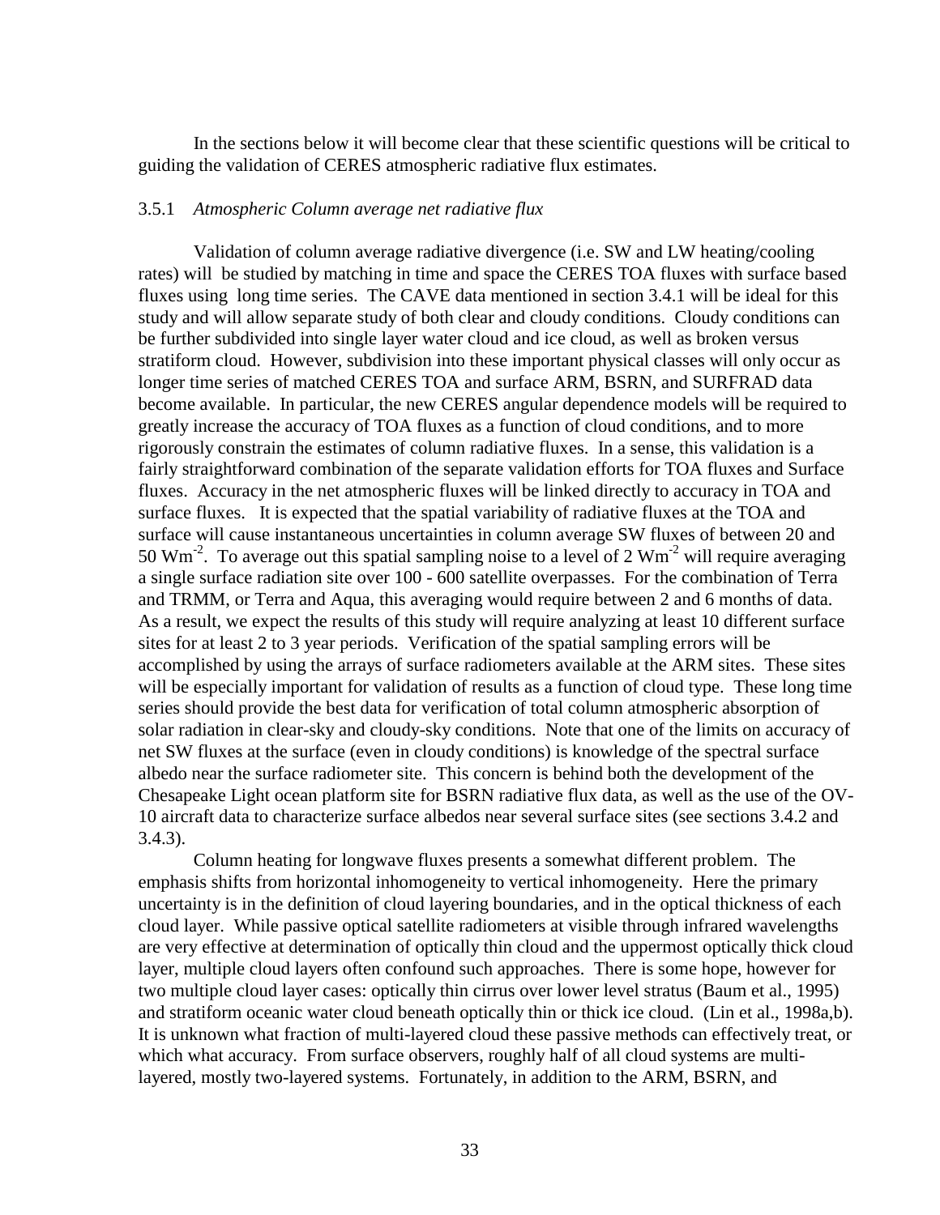In the sections below it will become clear that these scientific questions will be critical to guiding the validation of CERES atmospheric radiative flux estimates.

### 3.5.1 *Atmospheric Column average net radiative flux*

Validation of column average radiative divergence (i.e. SW and LW heating/cooling rates) will be studied by matching in time and space the CERES TOA fluxes with surface based fluxes using long time series. The CAVE data mentioned in section 3.4.1 will be ideal for this study and will allow separate study of both clear and cloudy conditions. Cloudy conditions can be further subdivided into single layer water cloud and ice cloud, as well as broken versus stratiform cloud. However, subdivision into these important physical classes will only occur as longer time series of matched CERES TOA and surface ARM, BSRN, and SURFRAD data become available. In particular, the new CERES angular dependence models will be required to greatly increase the accuracy of TOA fluxes as a function of cloud conditions, and to more rigorously constrain the estimates of column radiative fluxes. In a sense, this validation is a fairly straightforward combination of the separate validation efforts for TOA fluxes and Surface fluxes. Accuracy in the net atmospheric fluxes will be linked directly to accuracy in TOA and surface fluxes. It is expected that the spatial variability of radiative fluxes at the TOA and surface will cause instantaneous uncertainties in column average SW fluxes of between 20 and 50 $Wm^{-2}$. To average out this spatial sampling noise to a level of 2 $Wm^{-2}$ will require averaging a single surface radiation site over 100 - 600 satellite overpasses. For the combination of Terra and TRMM, or Terra and Aqua, this averaging would require between 2 and 6 months of data. As a result, we expect the results of this study will require analyzing at least 10 different surface sites for at least 2 to 3 year periods. Verification of the spatial sampling errors will be accomplished by using the arrays of surface radiometers available at the ARM sites. These sites will be especially important for validation of results as a function of cloud type. These long time series should provide the best data for verification of total column atmospheric absorption of solar radiation in clear-sky and cloudy-sky conditions. Note that one of the limits on accuracy of net SW fluxes at the surface (even in cloudy conditions) is knowledge of the spectral surface albedo near the surface radiometer site. This concern is behind both the development of the Chesapeake Light ocean platform site for BSRN radiative flux data, as well as the use of the OV-10 aircraft data to characterize surface albedos near several surface sites (see sections 3.4.2 and 3.4.3).

Column heating for longwave fluxes presents a somewhat different problem. The emphasis shifts from horizontal inhomogeneity to vertical inhomogeneity. Here the primary uncertainty is in the definition of cloud layering boundaries, and in the optical thickness of each cloud layer. While passive optical satellite radiometers at visible through infrared wavelengths are very effective at determination of optically thin cloud and the uppermost optically thick cloud layer, multiple cloud layers often confound such approaches. There is some hope, however for two multiple cloud layer cases: optically thin cirrus over lower level stratus (Baum et al., 1995) and stratiform oceanic water cloud beneath optically thin or thick ice cloud. (Lin et al., 1998a,b). It is unknown what fraction of multi-layered cloud these passive methods can effectively treat, or which what accuracy. From surface observers, roughly half of all cloud systems are multi-layered, mostly two-layered systems. Fortunately, in addition to the ARM, BSRN, and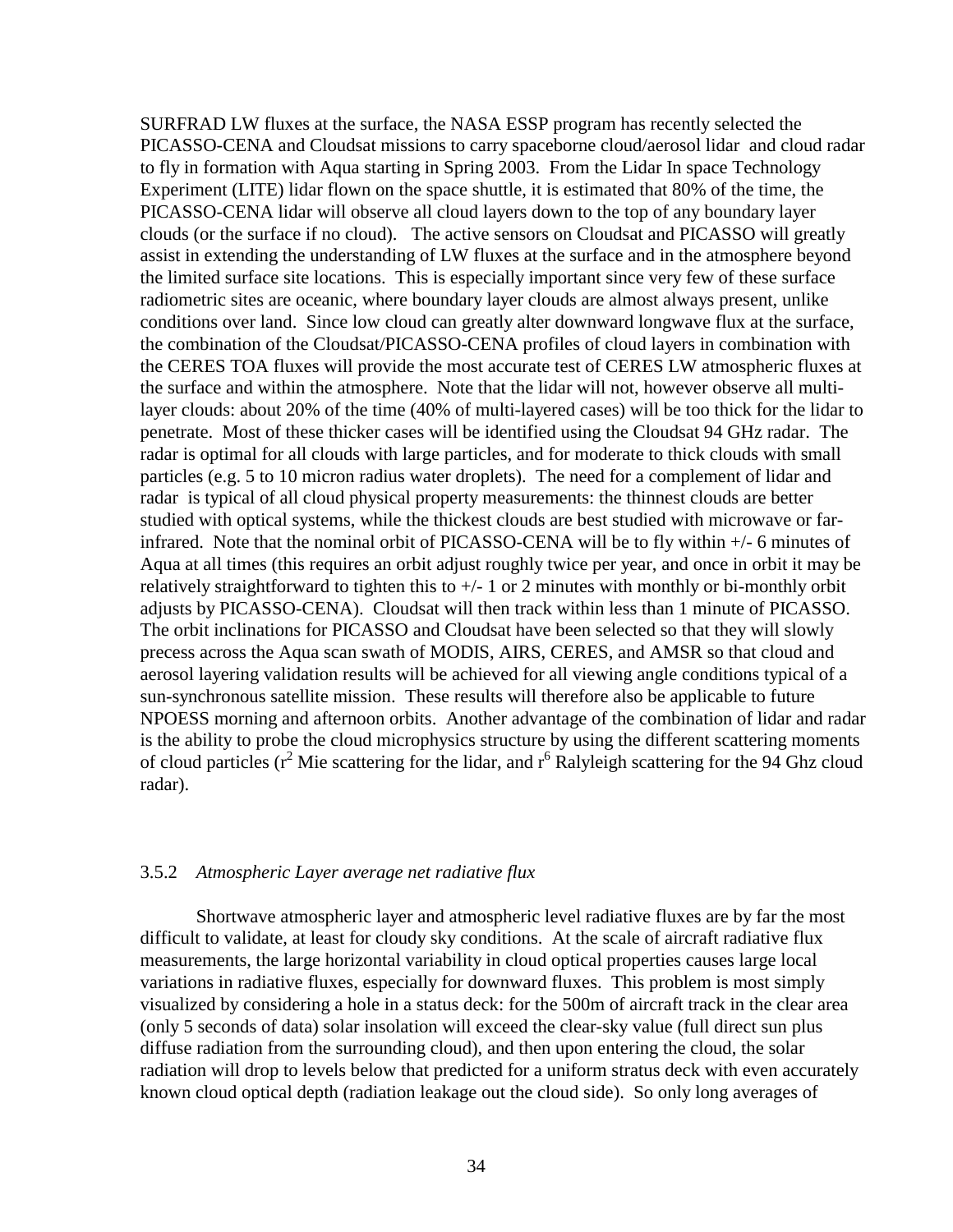SURFRAD LW fluxes at the surface, the NASA ESSP program has recently selected the PICASSO-CENA and Cloudsat missions to carry spaceborne cloud/aerosol lidar and cloud radar to fly in formation with Aqua starting in Spring 2003. From the Lidar In space Technology Experiment (LITE) lidar flown on the space shuttle, it is estimated that 80% of the time, the PICASSO-CENA lidar will observe all cloud layers down to the top of any boundary layer clouds (or the surface if no cloud). The active sensors on Cloudsat and PICASSO will greatly assist in extending the understanding of LW fluxes at the surface and in the atmosphere beyond the limited surface site locations. This is especially important since very few of these surface radiometric sites are oceanic, where boundary layer clouds are almost always present, unlike conditions over land. Since low cloud can greatly alter downward longwave flux at the surface, the combination of the Cloudsat/PICASSO-CENA profiles of cloud layers in combination with the CERES TOA fluxes will provide the most accurate test of CERES LW atmospheric fluxes at the surface and within the atmosphere. Note that the lidar will not, however observe all multi-layer clouds: about 20% of the time (40% of multi-layered cases) will be too thick for the lidar to penetrate. Most of these thicker cases will be identified using the Cloudsat 94 GHz radar. The radar is optimal for all clouds with large particles, and for moderate to thick clouds with small particles (e.g. 5 to 10 micron radius water droplets). The need for a complement of lidar and radar is typical of all cloud physical property measurements: the thinnest clouds are better studied with optical systems, while the thickest clouds are best studied with microwave or far-infrared. Note that the nominal orbit of PICASSO-CENA will be to fly within +/- 6 minutes of Aqua at all times (this requires an orbit adjust roughly twice per year, and once in orbit it may be relatively straightforward to tighten this to +/- 1 or 2 minutes with monthly or bi-monthly orbit adjusts by PICASSO-CENA). Cloudsat will then track within less than 1 minute of PICASSO. The orbit inclinations for PICASSO and Cloudsat have been selected so that they will slowly precess across the Aqua scan swath of MODIS, AIRS, CERES, and AMSR so that cloud and aerosol layering validation results will be achieved for all viewing angle conditions typical of a sun-synchronous satellite mission. These results will therefore also be applicable to future NPOESS morning and afternoon orbits. Another advantage of the combination of lidar and radar is the ability to probe the cloud microphysics structure by using the different scattering moments of cloud particles ($r^2$ Mie scattering for the lidar, and $r^6$ Ralyleigh scattering for the 94 Ghz cloud radar).

### 3.5.2 *Atmospheric Layer average net radiative flux*

Shortwave atmospheric layer and atmospheric level radiative fluxes are by far the most difficult to validate, at least for cloudy sky conditions. At the scale of aircraft radiative flux measurements, the large horizontal variability in cloud optical properties causes large local variations in radiative fluxes, especially for downward fluxes. This problem is most simply visualized by considering a hole in a status deck: for the 500m of aircraft track in the clear area (only 5 seconds of data) solar insolation will exceed the clear-sky value (full direct sun plus diffuse radiation from the surrounding cloud), and then upon entering the cloud, the solar radiation will drop to levels below that predicted for a uniform stratus deck with even accurately known cloud optical depth (radiation leakage out the cloud side). So only long averages of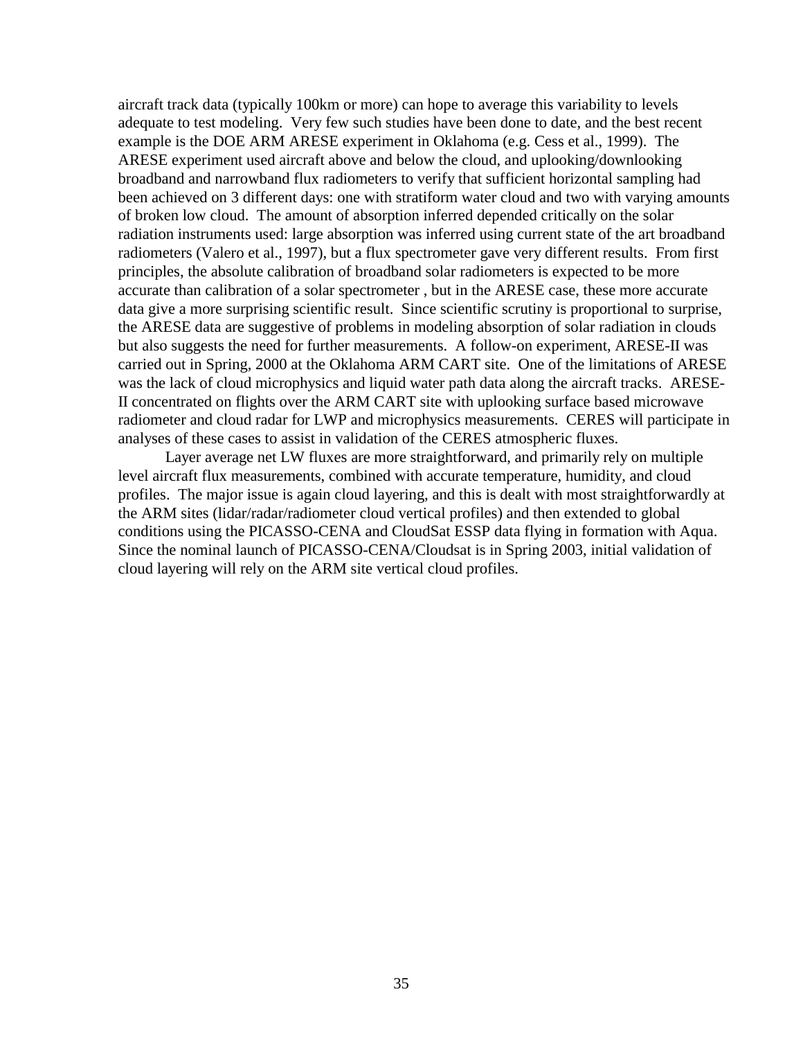aircraft track data (typically 100km or more) can hope to average this variability to levels adequate to test modeling. Very few such studies have been done to date, and the best recent example is the DOE ARM ARESE experiment in Oklahoma (e.g. Cess et al., 1999). The ARESE experiment used aircraft above and below the cloud, and uplooking/downlooking broadband and narrowband flux radiometers to verify that sufficient horizontal sampling had been achieved on 3 different days: one with stratiform water cloud and two with varying amounts of broken low cloud. The amount of absorption inferred depended critically on the solar radiation instruments used: large absorption was inferred using current state of the art broadband radiometers (Valero et al., 1997), but a flux spectrometer gave very different results. From first principles, the absolute calibration of broadband solar radiometers is expected to be more accurate than calibration of a solar spectrometer , but in the ARESE case, these more accurate data give a more surprising scientific result. Since scientific scrutiny is proportional to surprise, the ARESE data are suggestive of problems in modeling absorption of solar radiation in clouds but also suggests the need for further measurements. A follow-on experiment, ARESE-II was carried out in Spring, 2000 at the Oklahoma ARM CART site. One of the limitations of ARESE was the lack of cloud microphysics and liquid water path data along the aircraft tracks. ARESE-II concentrated on flights over the ARM CART site with uplooking surface based microwave radiometer and cloud radar for LWP and microphysics measurements. CERES will participate in analyses of these cases to assist in validation of the CERES atmospheric fluxes.

Layer average net LW fluxes are more straightforward, and primarily rely on multiple level aircraft flux measurements, combined with accurate temperature, humidity, and cloud profiles. The major issue is again cloud layering, and this is dealt with most straightforwardly at the ARM sites (lidar/radar/radiometer cloud vertical profiles) and then extended to global conditions using the PICASSO-CENA and CloudSat ESSP data flying in formation with Aqua. Since the nominal launch of PICASSO-CENA/Cloudsat is in Spring 2003, initial validation of cloud layering will rely on the ARM site vertical cloud profiles.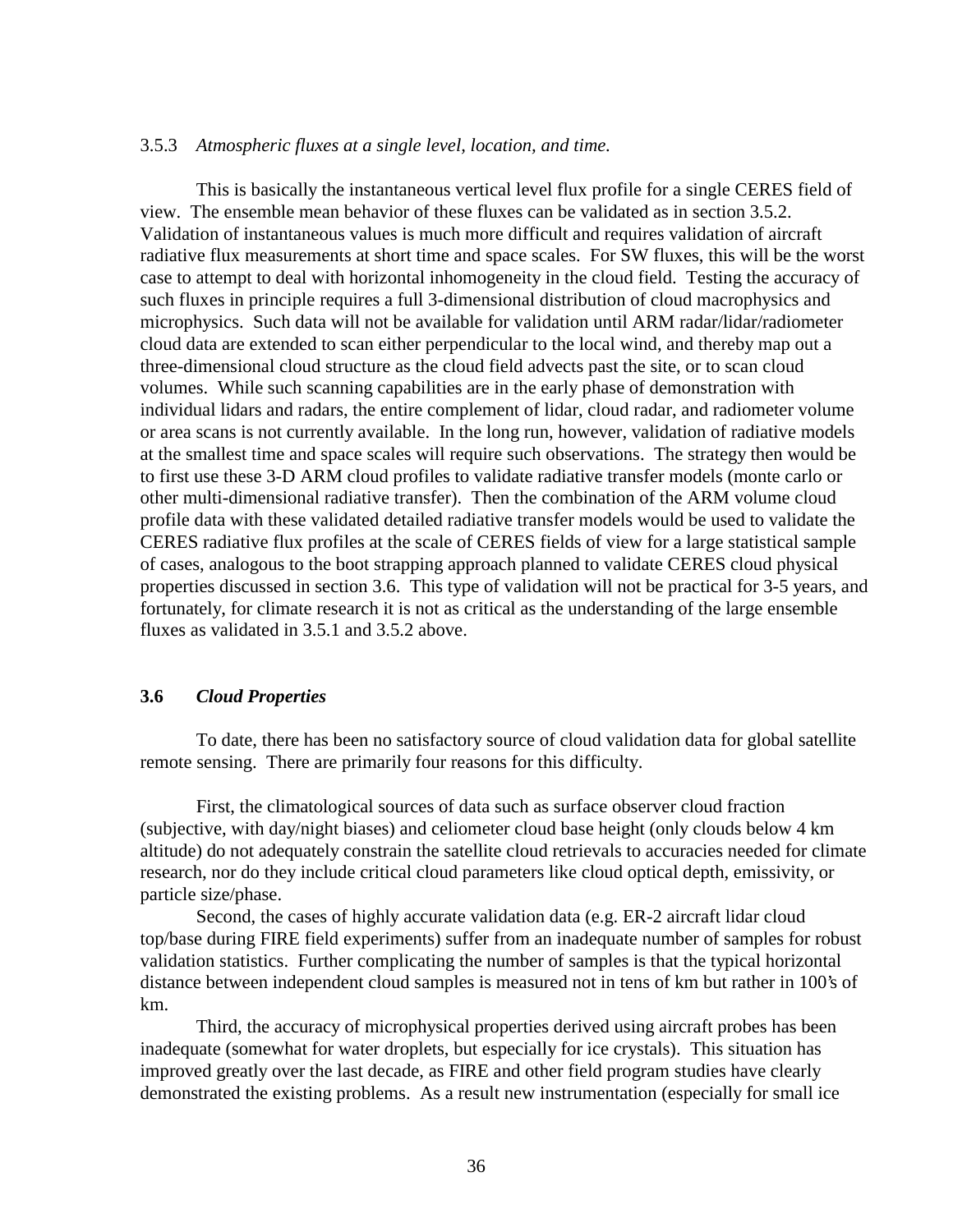### 3.5.3 *Atmospheric fluxes at a single level, location, and time.*

This is basically the instantaneous vertical level flux profile for a single CERES field of view. The ensemble mean behavior of these fluxes can be validated as in section 3.5.2. Validation of instantaneous values is much more difficult and requires validation of aircraft radiative flux measurements at short time and space scales. For SW fluxes, this will be the worst case to attempt to deal with horizontal inhomogeneity in the cloud field. Testing the accuracy of such fluxes in principle requires a full 3-dimensional distribution of cloud macrophysics and microphysics. Such data will not be available for validation until ARM radar/lidar/radiometer cloud data are extended to scan either perpendicular to the local wind, and thereby map out a three-dimensional cloud structure as the cloud field advects past the site, or to scan cloud volumes. While such scanning capabilities are in the early phase of demonstration with individual lidars and radars, the entire complement of lidar, cloud radar, and radiometer volume or area scans is not currently available. In the long run, however, validation of radiative models at the smallest time and space scales will require such observations. The strategy then would be to first use these 3-D ARM cloud profiles to validate radiative transfer models (monte carlo or other multi-dimensional radiative transfer). Then the combination of the ARM volume cloud profile data with these validated detailed radiative transfer models would be used to validate the CERES radiative flux profiles at the scale of CERES fields of view for a large statistical sample of cases, analogous to the boot strapping approach planned to validate CERES cloud physical properties discussed in section 3.6. This type of validation will not be practical for 3-5 years, and fortunately, for climate research it is not as critical as the understanding of the large ensemble fluxes as validated in 3.5.1 and 3.5.2 above.

## 3.6 *Cloud Properties*

To date, there has been no satisfactory source of cloud validation data for global satellite remote sensing. There are primarily four reasons for this difficulty.

First, the climatological sources of data such as surface observer cloud fraction (subjective, with day/night biases) and celiometer cloud base height (only clouds below 4 km altitude) do not adequately constrain the satellite cloud retrievals to accuracies needed for climate research, nor do they include critical cloud parameters like cloud optical depth, emissivity, or particle size/phase.

Second, the cases of highly accurate validation data (e.g. ER-2 aircraft lidar cloud top/base during FIRE field experiments) suffer from an inadequate number of samples for robust validation statistics. Further complicating the number of samples is that the typical horizontal distance between independent cloud samples is measured not in tens of km but rather in 100's of km.

Third, the accuracy of microphysical properties derived using aircraft probes has been inadequate (somewhat for water droplets, but especially for ice crystals). This situation has improved greatly over the last decade, as FIRE and other field program studies have clearly demonstrated the existing problems. As a result new instrumentation (especially for small ice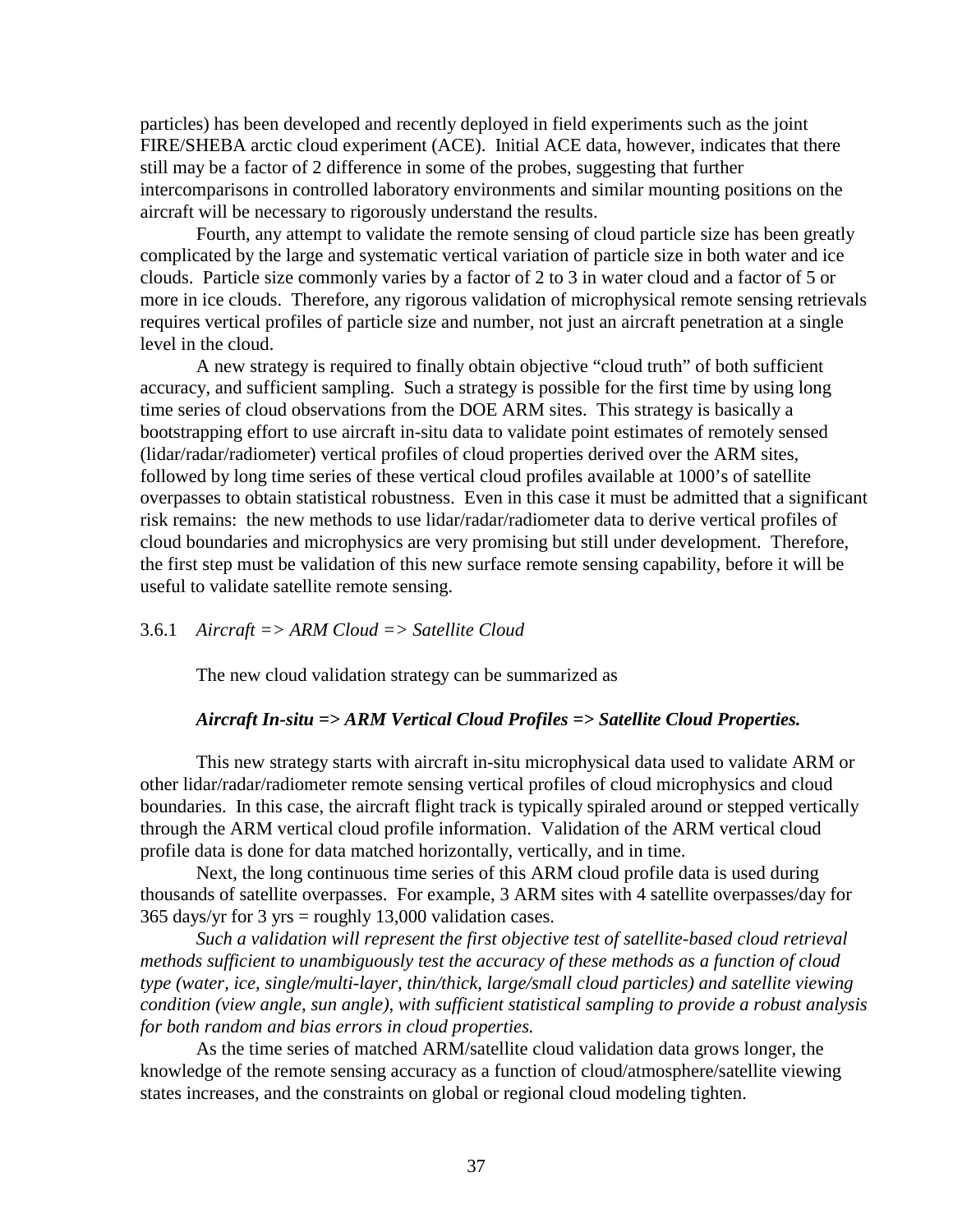particles) has been developed and recently deployed in field experiments such as the joint FIRE/SHEBA arctic cloud experiment (ACE). Initial ACE data, however, indicates that there still may be a factor of 2 difference in some of the probes, suggesting that further intercomparisons in controlled laboratory environments and similar mounting positions on the aircraft will be necessary to rigorously understand the results.

Fourth, any attempt to validate the remote sensing of cloud particle size has been greatly complicated by the large and systematic vertical variation of particle size in both water and ice clouds. Particle size commonly varies by a factor of 2 to 3 in water cloud and a factor of 5 or more in ice clouds. Therefore, any rigorous validation of microphysical remote sensing retrievals requires vertical profiles of particle size and number, not just an aircraft penetration at a single level in the cloud.

A new strategy is required to finally obtain objective "cloud truth" of both sufficient accuracy, and sufficient sampling. Such a strategy is possible for the first time by using long time series of cloud observations from the DOE ARM sites. This strategy is basically a bootstrapping effort to use aircraft in-situ data to validate point estimates of remotely sensed (lidar/radar/radiometer) vertical profiles of cloud properties derived over the ARM sites, followed by long time series of these vertical cloud profiles available at 1000's of satellite overpasses to obtain statistical robustness. Even in this case it must be admitted that a significant risk remains: the new methods to use lidar/radar/radiometer data to derive vertical profiles of cloud boundaries and microphysics are very promising but still under development. Therefore, the first step must be validation of this new surface remote sensing capability, before it will be useful to validate satellite remote sensing.

### 3.6.1 *Aircraft => ARM Cloud => Satellite Cloud*

The new cloud validation strategy can be summarized as

***Aircraft In-situ => ARM Vertical Cloud Profiles => Satellite Cloud Properties.***

This new strategy starts with aircraft in-situ microphysical data used to validate ARM or other lidar/radar/radiometer remote sensing vertical profiles of cloud microphysics and cloud boundaries. In this case, the aircraft flight track is typically spiraled around or stepped vertically through the ARM vertical cloud profile information. Validation of the ARM vertical cloud profile data is done for data matched horizontally, vertically, and in time.

Next, the long continuous time series of this ARM cloud profile data is used during thousands of satellite overpasses. For example, 3 ARM sites with 4 satellite overpasses/day for 365 days/yr for 3 yrs = roughly 13,000 validation cases.

*Such a validation will represent the first objective test of satellite-based cloud retrieval methods sufficient to unambiguously test the accuracy of these methods as a function of cloud type (water, ice, single/multi-layer, thin/thick, large/small cloud particles) and satellite viewing condition (view angle, sun angle), with sufficient statistical sampling to provide a robust analysis for both random and bias errors in cloud properties.*

As the time series of matched ARM/satellite cloud validation data grows longer, the knowledge of the remote sensing accuracy as a function of cloud/atmosphere/satellite viewing states increases, and the constraints on global or regional cloud modeling tighten.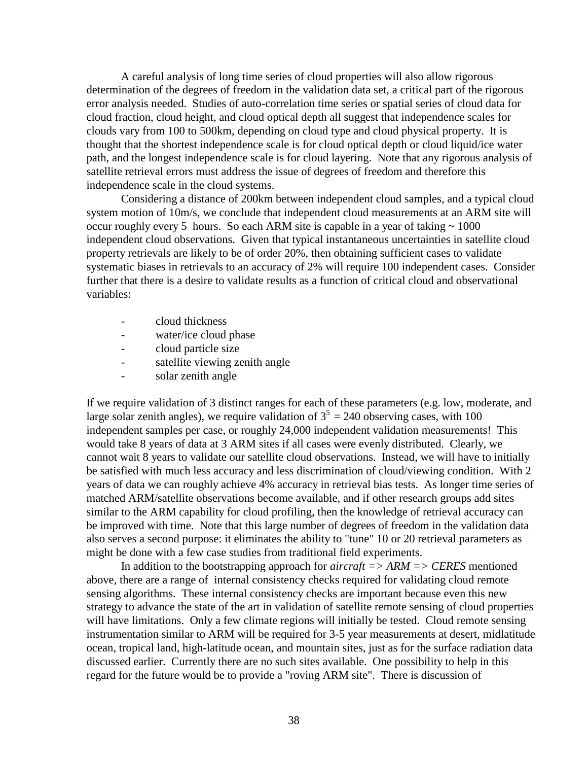A careful analysis of long time series of cloud properties will also allow rigorous determination of the degrees of freedom in the validation data set, a critical part of the rigorous error analysis needed. Studies of auto-correlation time series or spatial series of cloud data for cloud fraction, cloud height, and cloud optical depth all suggest that independence scales for clouds vary from 100 to 500km, depending on cloud type and cloud physical property. It is thought that the shortest independence scale is for cloud optical depth or cloud liquid/ice water path, and the longest independence scale is for cloud layering. Note that any rigorous analysis of satellite retrieval errors must address the issue of degrees of freedom and therefore this independence scale in the cloud systems.

Considering a distance of 200km between independent cloud samples, and a typical cloud system motion of 10m/s, we conclude that independent cloud measurements at an ARM site will occur roughly every 5 hours. So each ARM site is capable in a year of taking ~ 1000 independent cloud observations. Given that typical instantaneous uncertainties in satellite cloud property retrievals are likely to be of order 20%, then obtaining sufficient cases to validate systematic biases in retrievals to an accuracy of 2% will require 100 independent cases. Consider further that there is a desire to validate results as a function of critical cloud and observational variables:

- cloud thickness
- water/ice cloud phase
- cloud particle size
- satellite viewing zenith angle
- solar zenith angle

If we require validation of 3 distinct ranges for each of these parameters (e.g. low, moderate, and large solar zenith angles), we require validation of $3^5 = 240$ observing cases, with 100 independent samples per case, or roughly 24,000 independent validation measurements! This would take 8 years of data at 3 ARM sites if all cases were evenly distributed. Clearly, we cannot wait 8 years to validate our satellite cloud observations. Instead, we will have to initially be satisfied with much less accuracy and less discrimination of cloud/viewing condition. With 2 years of data we can roughly achieve 4% accuracy in retrieval bias tests. As longer time series of matched ARM/satellite observations become available, and if other research groups add sites similar to the ARM capability for cloud profiling, then the knowledge of retrieval accuracy can be improved with time. Note that this large number of degrees of freedom in the validation data also serves a second purpose: it eliminates the ability to "tune" 10 or 20 retrieval parameters as might be done with a few case studies from traditional field experiments.

In addition to the bootstrapping approach for *aircraft => ARM => CERES* mentioned above, there are a range of internal consistency checks required for validating cloud remote sensing algorithms. These internal consistency checks are important because even this new strategy to advance the state of the art in validation of satellite remote sensing of cloud properties will have limitations. Only a few climate regions will initially be tested. Cloud remote sensing instrumentation similar to ARM will be required for 3-5 year measurements at desert, midlatitude ocean, tropical land, high-latitude ocean, and mountain sites, just as for the surface radiation data discussed earlier. Currently there are no such sites available. One possibility to help in this regard for the future would be to provide a "roving ARM site". There is discussion of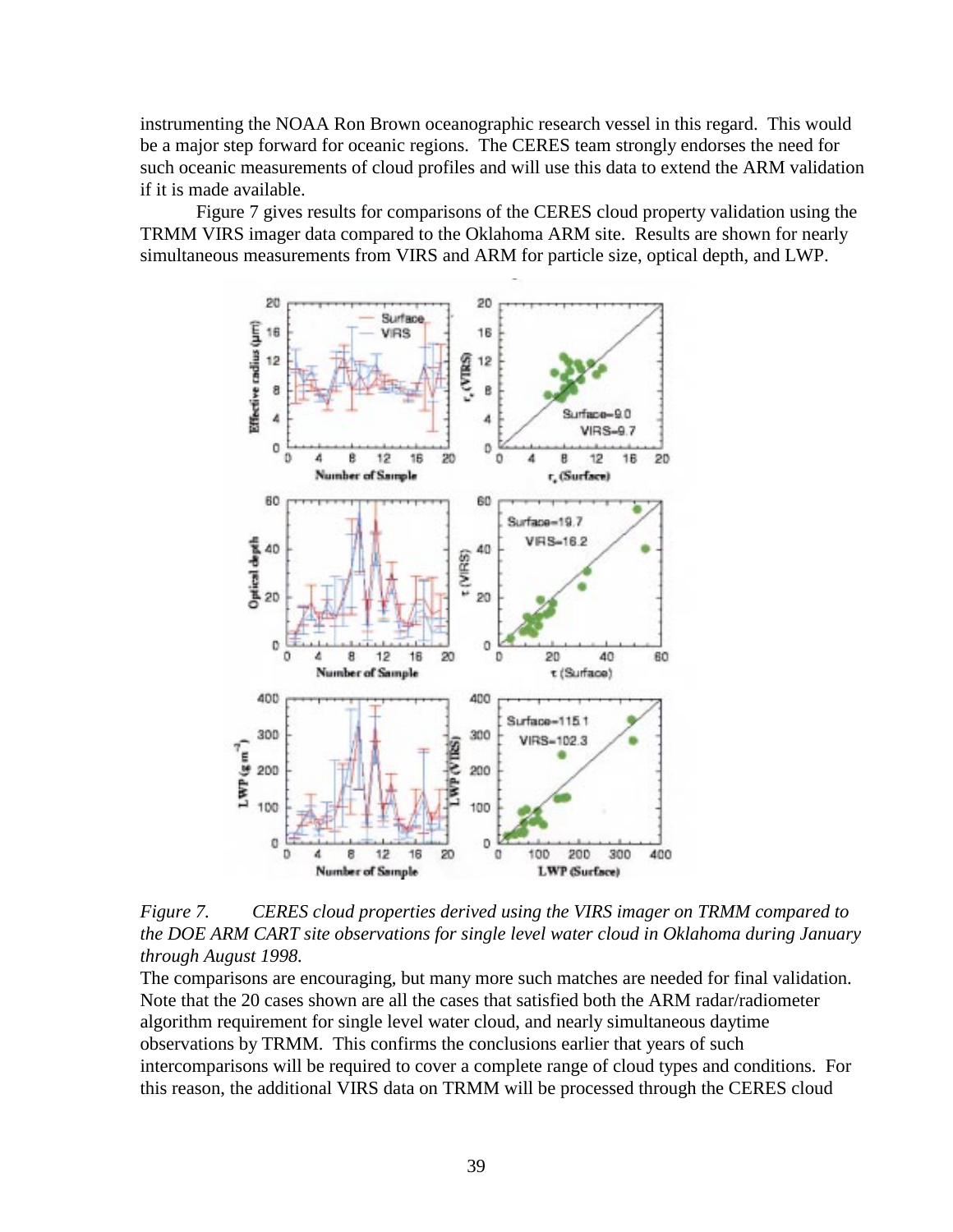instrumenting the NOAA Ron Brown oceanographic research vessel in this regard. This would be a major step forward for oceanic regions. The CERES team strongly endorses the need for such oceanic measurements of cloud profiles and will use this data to extend the ARM validation if it is made available.

Figure 7 gives results for comparisons of the CERES cloud property validation using the TRMM VIRS imager data compared to the Oklahoma ARM site. Results are shown for nearly simultaneous measurements from VIRS and ARM for particle size, optical depth, and LWP.

*Figure 7. CERES cloud properties derived using the VIRS imager on TRMM compared to the DOE ARM CART site observations for single level water cloud in Oklahoma during January through August 1998.*

The comparisons are encouraging, but many more such matches are needed for final validation. Note that the 20 cases shown are all the cases that satisfied both the ARM radar/radiometer algorithm requirement for single level water cloud, and nearly simultaneous daytime observations by TRMM. This confirms the conclusions earlier that years of such intercomparisons will be required to cover a complete range of cloud types and conditions. For this reason, the additional VIRS data on TRMM will be processed through the CERES cloud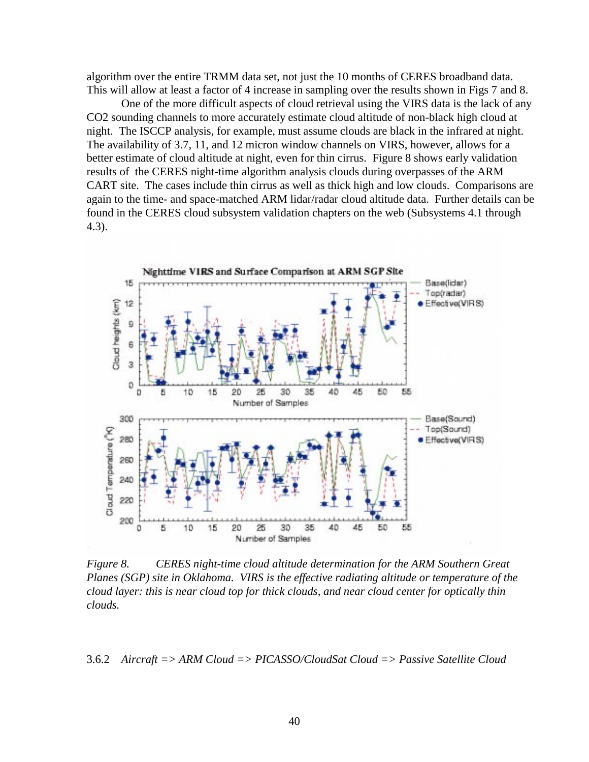algorithm over the entire TRMM data set, not just the 10 months of CERES broadband data. This will allow at least a factor of 4 increase in sampling over the results shown in Figs 7 and 8.

One of the more difficult aspects of cloud retrieval using the VIRS data is the lack of any CO2 sounding channels to more accurately estimate cloud altitude of non-black high cloud at night. The ISCCP analysis, for example, must assume clouds are black in the infrared at night. The availability of 3.7, 11, and 12 micron window channels on VIRS, however, allows for a better estimate of cloud altitude at night, even for thin cirrus. Figure 8 shows early validation results of the CERES night-time algorithm analysis clouds during overpasses of the ARM CART site. The cases include thin cirrus as well as thick high and low clouds. Comparisons are again to the time- and space-matched ARM lidar/radar cloud altitude data. Further details can be found in the CERES cloud subsystem validation chapters on the web (Subsystems 4.1 through 4.3).

*Figure 8. CERES night-time cloud altitude determination for the ARM Southern Great Planes (SGP) site in Oklahoma. VIRS is the effective radiating altitude or temperature of the cloud layer: this is near cloud top for thick clouds, and near cloud center for optically thin clouds.*

3.6.2 *Aircraft => ARM Cloud => PICASSO/CloudSat Cloud => Passive Satellite Cloud*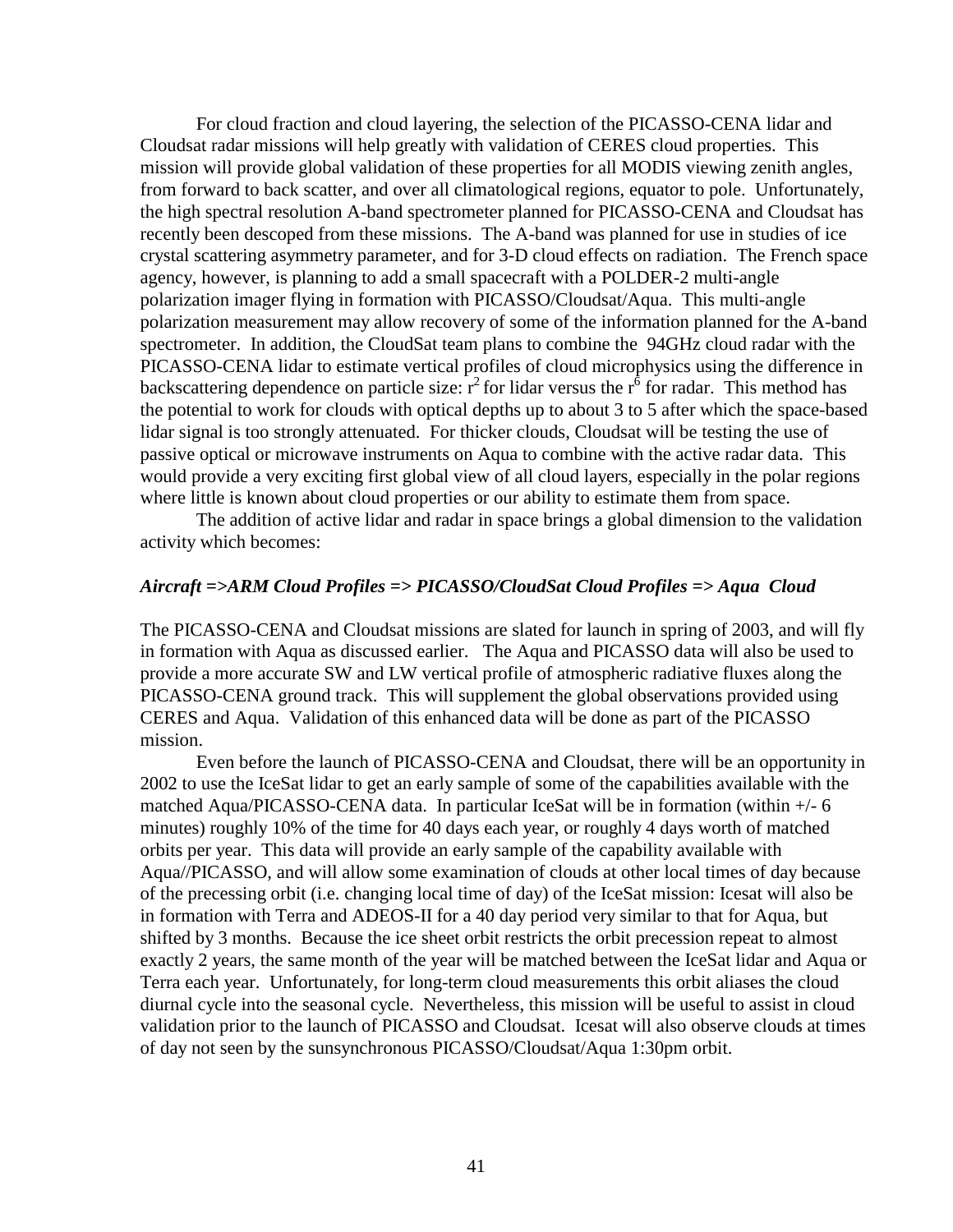For cloud fraction and cloud layering, the selection of the PICASSO-CENA lidar and Cloudsat radar missions will help greatly with validation of CERES cloud properties. This mission will provide global validation of these properties for all MODIS viewing zenith angles, from forward to back scatter, and over all climatological regions, equator to pole. Unfortunately, the high spectral resolution A-band spectrometer planned for PICASSO-CENA and Cloudsat has recently been descoped from these missions. The A-band was planned for use in studies of ice crystal scattering asymmetry parameter, and for 3-D cloud effects on radiation. The French space agency, however, is planning to add a small spacecraft with a POLDER-2 multi-angle polarization imager flying in formation with PICASSO/Cloudsat/Aqua. This multi-angle polarization measurement may allow recovery of some of the information planned for the A-band spectrometer. In addition, the CloudSat team plans to combine the 94GHz cloud radar with the PICASSO-CENA lidar to estimate vertical profiles of cloud microphysics using the difference in backscattering dependence on particle size: $r^2$ for lidar versus the $r^6$ for radar. This method has the potential to work for clouds with optical depths up to about 3 to 5 after which the space-based lidar signal is too strongly attenuated. For thicker clouds, Cloudsat will be testing the use of passive optical or microwave instruments on Aqua to combine with the active radar data. This would provide a very exciting first global view of all cloud layers, especially in the polar regions where little is known about cloud properties or our ability to estimate them from space.

The addition of active lidar and radar in space brings a global dimension to the validation activity which becomes:

***Aircraft =>ARM Cloud Profiles => PICASSO/CloudSat Cloud Profiles => Aqua Cloud***

The PICASSO-CENA and Cloudsat missions are slated for launch in spring of 2003, and will fly in formation with Aqua as discussed earlier. The Aqua and PICASSO data will also be used to provide a more accurate SW and LW vertical profile of atmospheric radiative fluxes along the PICASSO-CENA ground track. This will supplement the global observations provided using CERES and Aqua. Validation of this enhanced data will be done as part of the PICASSO mission.

Even before the launch of PICASSO-CENA and Cloudsat, there will be an opportunity in 2002 to use the IceSat lidar to get an early sample of some of the capabilities available with the matched Aqua/PICASSO-CENA data. In particular IceSat will be in formation (within +/- 6 minutes) roughly 10% of the time for 40 days each year, or roughly 4 days worth of matched orbits per year. This data will provide an early sample of the capability available with Aqua//PICASSO, and will allow some examination of clouds at other local times of day because of the precessing orbit (i.e. changing local time of day) of the IceSat mission: Icesat will also be in formation with Terra and ADEOS-II for a 40 day period very similar to that for Aqua, but shifted by 3 months. Because the ice sheet orbit restricts the orbit precession repeat to almost exactly 2 years, the same month of the year will be matched between the IceSat lidar and Aqua or Terra each year. Unfortunately, for long-term cloud measurements this orbit aliases the cloud diurnal cycle into the seasonal cycle. Nevertheless, this mission will be useful to assist in cloud validation prior to the launch of PICASSO and Cloudsat. Icesat will also observe clouds at times of day not seen by the sunsynchronous PICASSO/Cloudsat/Aqua 1:30pm orbit.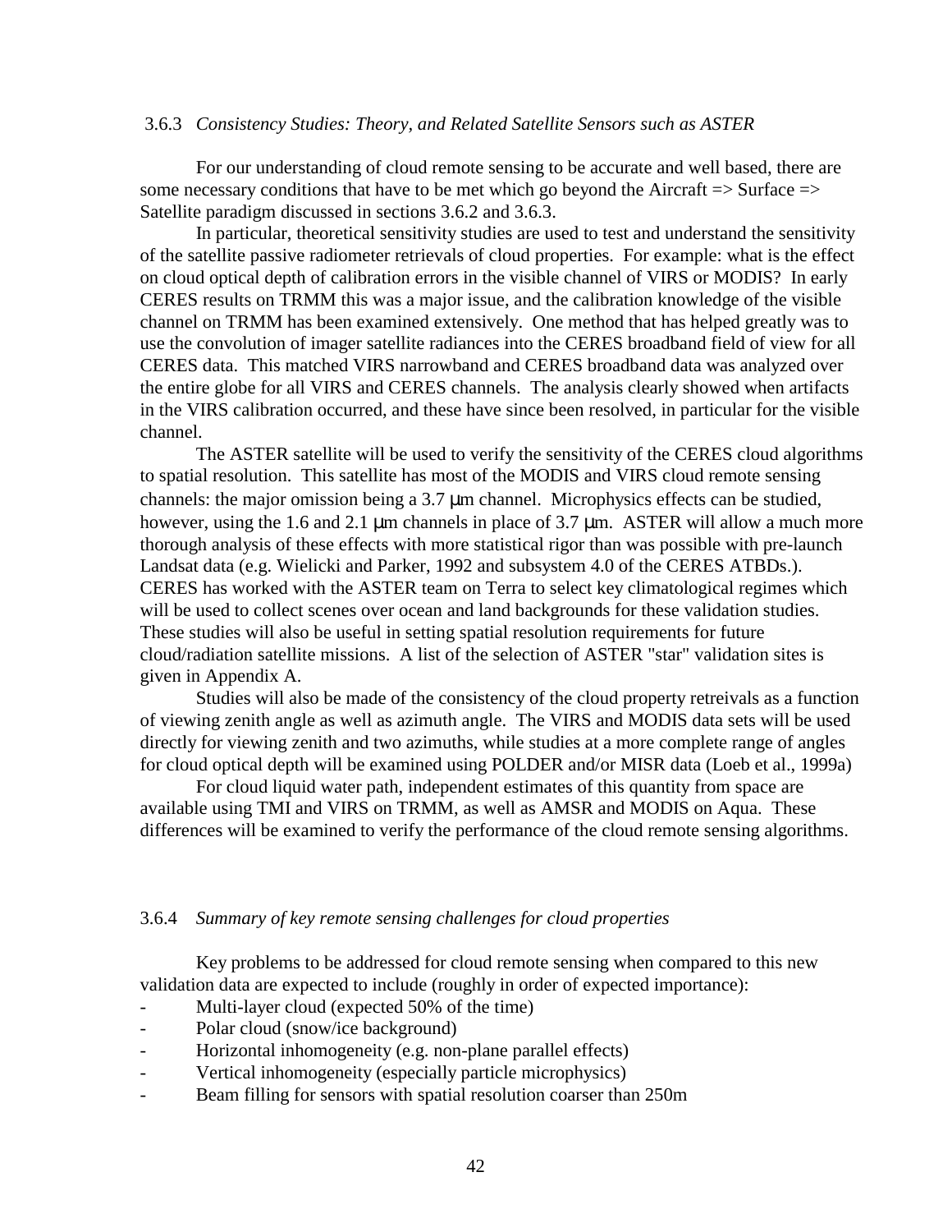### 3.6.3 *Consistency Studies: Theory, and Related Satellite Sensors such as ASTER*

For our understanding of cloud remote sensing to be accurate and well based, there are some necessary conditions that have to be met which go beyond the Aircraft => Surface => Satellite paradigm discussed in sections 3.6.2 and 3.6.3.

In particular, theoretical sensitivity studies are used to test and understand the sensitivity of the satellite passive radiometer retrievals of cloud properties. For example: what is the effect on cloud optical depth of calibration errors in the visible channel of VIRS or MODIS? In early CERES results on TRMM this was a major issue, and the calibration knowledge of the visible channel on TRMM has been examined extensively. One method that has helped greatly was to use the convolution of imager satellite radiances into the CERES broadband field of view for all CERES data. This matched VIRS narrowband and CERES broadband data was analyzed over the entire globe for all VIRS and CERES channels. The analysis clearly showed when artifacts in the VIRS calibration occurred, and these have since been resolved, in particular for the visible channel.

The ASTER satellite will be used to verify the sensitivity of the CERES cloud algorithms to spatial resolution. This satellite has most of the MODIS and VIRS cloud remote sensing channels: the major omission being a 3.7 μm channel. Microphysics effects can be studied, however, using the 1.6 and 2.1 μm channels in place of 3.7 μm. ASTER will allow a much more thorough analysis of these effects with more statistical rigor than was possible with pre-launch Landsat data (e.g. Wielicki and Parker, 1992 and subsystem 4.0 of the CERES ATBDs.). CERES has worked with the ASTER team on Terra to select key climatological regimes which will be used to collect scenes over ocean and land backgrounds for these validation studies. These studies will also be useful in setting spatial resolution requirements for future cloud/radiation satellite missions. A list of the selection of ASTER "star" validation sites is given in Appendix A.

Studies will also be made of the consistency of the cloud property retreivals as a function of viewing zenith angle as well as azimuth angle. The VIRS and MODIS data sets will be used directly for viewing zenith and two azimuths, while studies at a more complete range of angles for cloud optical depth will be examined using POLDER and/or MISR data (Loeb et al., 1999a)

For cloud liquid water path, independent estimates of this quantity from space are available using TMI and VIRS on TRMM, as well as AMSR and MODIS on Aqua. These differences will be examined to verify the performance of the cloud remote sensing algorithms.

### 3.6.4 *Summary of key remote sensing challenges for cloud properties*

Key problems to be addressed for cloud remote sensing when compared to this new validation data are expected to include (roughly in order of expected importance):

- Multi-layer cloud (expected 50% of the time)
- Polar cloud (snow/ice background)
- Horizontal inhomogeneity (e.g. non-plane parallel effects)
- Vertical inhomogeneity (especially particle microphysics)
- Beam filling for sensors with spatial resolution coarser than 250m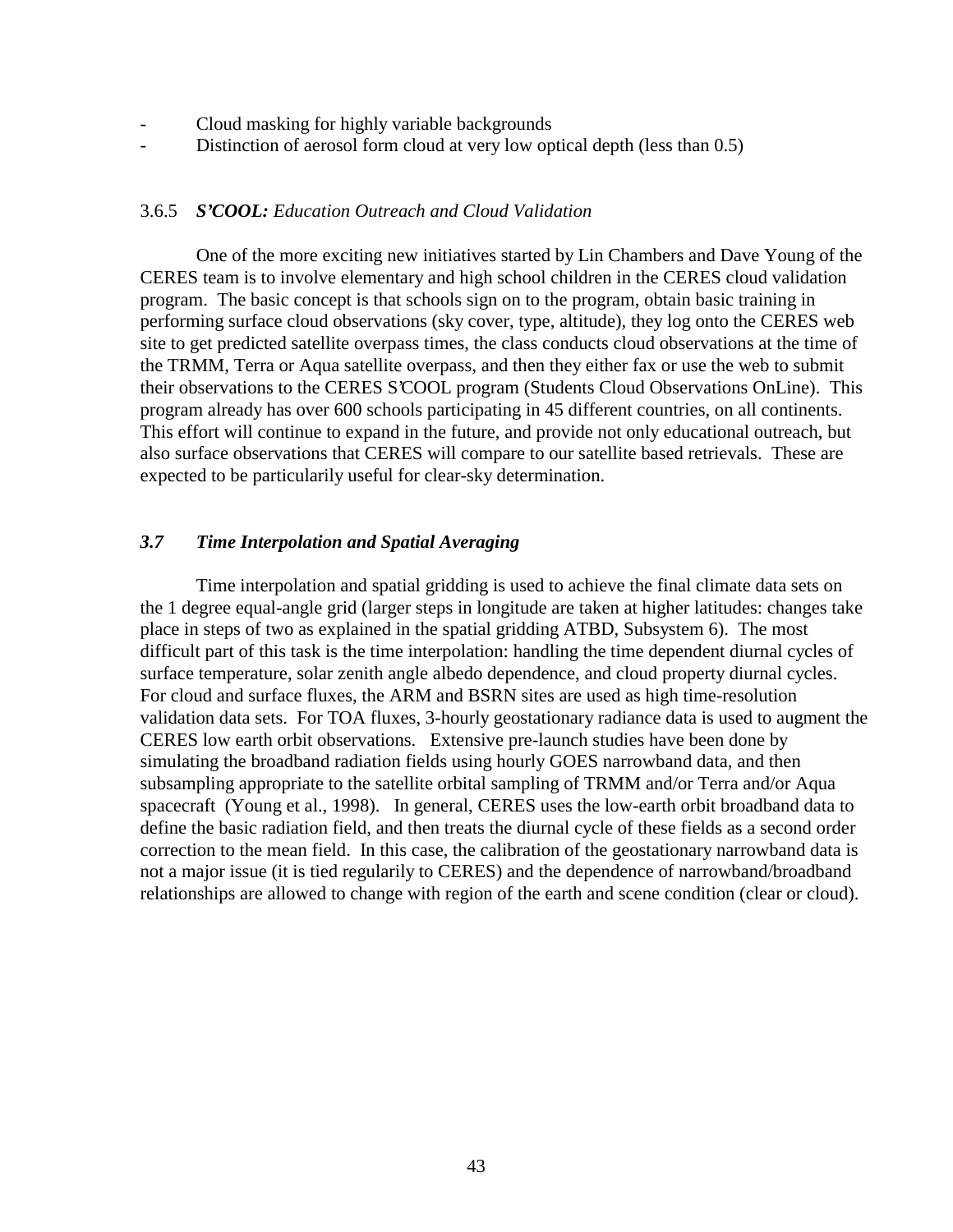- Cloud masking for highly variable backgrounds
- Distinction of aerosol form cloud at very low optical depth (less than 0.5)

### 3.6.5 ***S'COOL:*** *Education Outreach and Cloud Validation*

One of the more exciting new initiatives started by Lin Chambers and Dave Young of the CERES team is to involve elementary and high school children in the CERES cloud validation program. The basic concept is that schools sign on to the program, obtain basic training in performing surface cloud observations (sky cover, type, altitude), they log onto the CERES web site to get predicted satellite overpass times, the class conducts cloud observations at the time of the TRMM, Terra or Aqua satellite overpass, and then they either fax or use the web to submit their observations to the CERES S'COOL program (Students Cloud Observations OnLine). This program already has over 600 schools participating in 45 different countries, on all continents. This effort will continue to expand in the future, and provide not only educational outreach, but also surface observations that CERES will compare to our satellite based retrievals. These are expected to be particularly useful for clear-sky determination.

## *3.7 Time Interpolation and Spatial Averaging*

Time interpolation and spatial gridding is used to achieve the final climate data sets on the 1 degree equal-angle grid (larger steps in longitude are taken at higher latitudes: changes take place in steps of two as explained in the spatial gridding ATBD, Subsystem 6). The most difficult part of this task is the time interpolation: handling the time dependent diurnal cycles of surface temperature, solar zenith angle albedo dependence, and cloud property diurnal cycles. For cloud and surface fluxes, the ARM and BSRN sites are used as high time-resolution validation data sets. For TOA fluxes, 3-hourly geostationary radiance data is used to augment the CERES low earth orbit observations. Extensive pre-launch studies have been done by simulating the broadband radiation fields using hourly GOES narrowband data, and then subsampling appropriate to the satellite orbital sampling of TRMM and/or Terra and/or Aqua spacecraft (Young et al., 1998). In general, CERES uses the low-earth orbit broadband data to define the basic radiation field, and then treats the diurnal cycle of these fields as a second order correction to the mean field. In this case, the calibration of the geostationary narrowband data is not a major issue (it is tied regularily to CERES) and the dependence of narrowband/broadband relationships are allowed to change with region of the earth and scene condition (clear or cloud).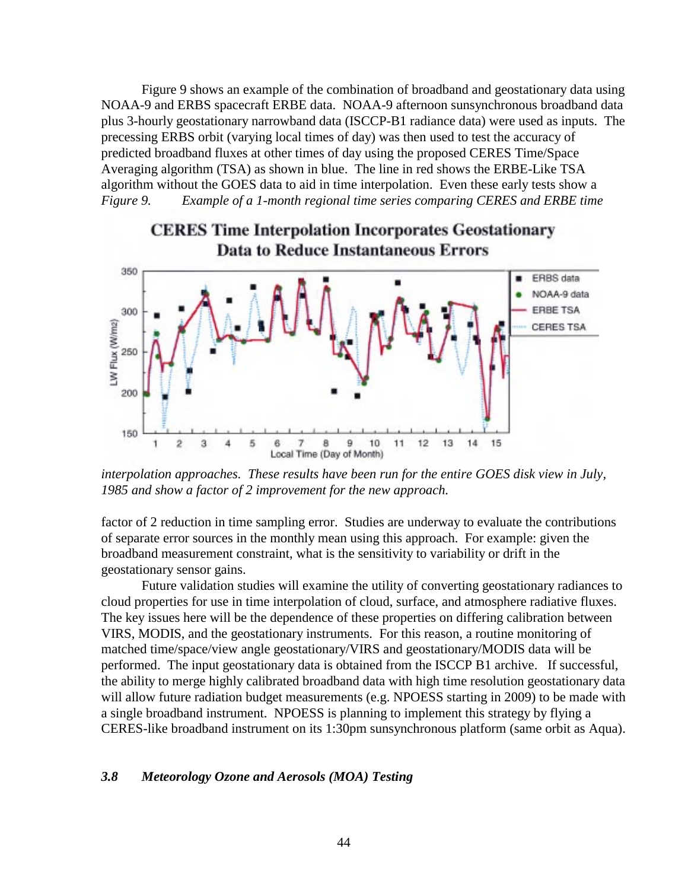Figure 9 shows an example of the combination of broadband and geostationary data using NOAA-9 and ERBS spacecraft ERBE data. NOAA-9 afternoon sunsynchronous broadband data plus 3-hourly geostationary narrowband data (ISCCP-B1 radiance data) were used as inputs. The precessing ERBS orbit (varying local times of day) was then used to test the accuracy of predicted broadband fluxes at other times of day using the proposed CERES Time/Space Averaging algorithm (TSA) as shown in blue. The line in red shows the ERBE-Like TSA algorithm without the GOES data to aid in time interpolation. Even these early tests show a factor of 2 reduction in time sampling error. Studies are underway to evaluate the contributions of separate error sources in the monthly mean using this approach. For example: given the broadband measurement constraint, what is the sensitivity to variability or drift in the geostationary sensor gains.

*Figure 9. Example of a 1-month regional time series comparing CERES and ERBE time interpolation approaches. These results have been run for the entire GOES disk view in July, 1985 and show a factor of 2 improvement for the new approach.*

Future validation studies will examine the utility of converting geostationary radiances to cloud properties for use in time interpolation of cloud, surface, and atmosphere radiative fluxes. The key issues here will be the dependence of these properties on differing calibration between VIRS, MODIS, and the geostationary instruments. For this reason, a routine monitoring of matched time/space/view angle geostationary/VIRS and geostationary/MODIS data will be performed. The input geostationary data is obtained from the ISCCP B1 archive. If successful, the ability to merge highly calibrated broadband data with high time resolution geostationary data will allow future radiation budget measurements (e.g. NPOESS starting in 2009) to be made with a single broadband instrument. NPOESS is planning to implement this strategy by flying a CERES-like broadband instrument on its 1:30pm sunsynchronous platform (same orbit as Aqua).

### *3.8 Meteorology Ozone and Aerosols (MOA) Testing*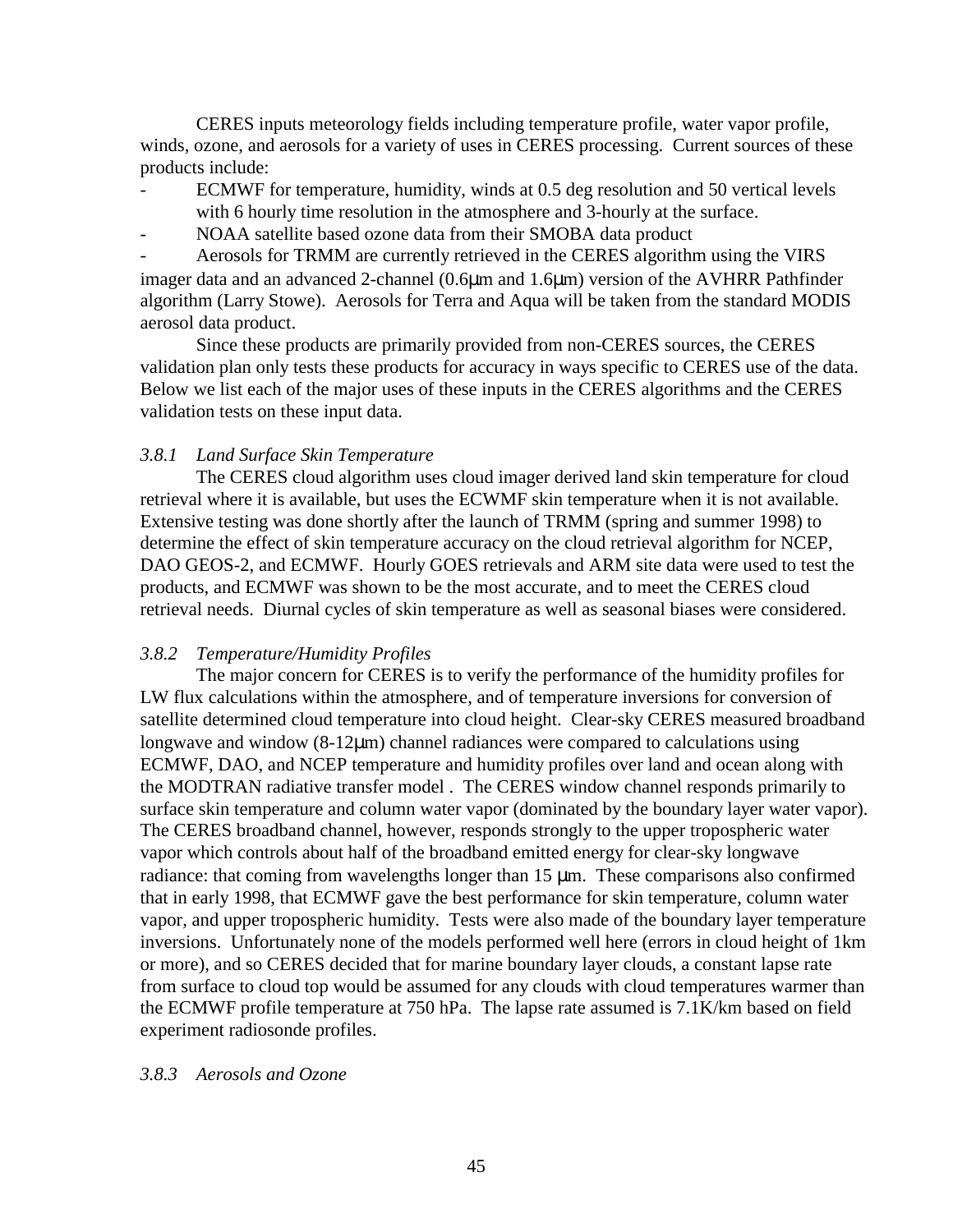CERES inputs meteorology fields including temperature profile, water vapor profile, winds, ozone, and aerosols for a variety of uses in CERES processing. Current sources of these products include:

- ECMWF for temperature, humidity, winds at 0.5 deg resolution and 50 vertical levels with 6 hourly time resolution in the atmosphere and 3-hourly at the surface.
- NOAA satellite based ozone data from their SMOBA data product
- Aerosols for TRMM are currently retrieved in the CERES algorithm using the VIRS imager data and an advanced 2-channel (0.6μm and 1.6μm) version of the AVHRR Pathfinder algorithm (Larry Stowe). Aerosols for Terra and Aqua will be taken from the standard MODIS aerosol data product.

Since these products are primarily provided from non-CERES sources, the CERES validation plan only tests these products for accuracy in ways specific to CERES use of the data. Below we list each of the major uses of these inputs in the CERES algorithms and the CERES validation tests on these input data.

### *3.8.1 Land Surface Skin Temperature*

The CERES cloud algorithm uses cloud imager derived land skin temperature for cloud retrieval where it is available, but uses the ECWMF skin temperature when it is not available. Extensive testing was done shortly after the launch of TRMM (spring and summer 1998) to determine the effect of skin temperature accuracy on the cloud retrieval algorithm for NCEP, DAO GEOS-2, and ECMWF. Hourly GOES retrievals and ARM site data were used to test the products, and ECMWF was shown to be the most accurate, and to meet the CERES cloud retrieval needs. Diurnal cycles of skin temperature as well as seasonal biases were considered.

### *3.8.2 Temperature/Humidity Profiles*

The major concern for CERES is to verify the performance of the humidity profiles for LW flux calculations within the atmosphere, and of temperature inversions for conversion of satellite determined cloud temperature into cloud height. Clear-sky CERES measured broadband longwave and window (8-12μm) channel radiances were compared to calculations using ECMWF, DAO, and NCEP temperature and humidity profiles over land and ocean along with the MODTRAN radiative transfer model . The CERES window channel responds primarily to surface skin temperature and column water vapor (dominated by the boundary layer water vapor). The CERES broadband channel, however, responds strongly to the upper tropospheric water vapor which controls about half of the broadband emitted energy for clear-sky longwave radiance: that coming from wavelengths longer than 15 μm. These comparisons also confirmed that in early 1998, that ECMWF gave the best performance for skin temperature, column water vapor, and upper tropospheric humidity. Tests were also made of the boundary layer temperature inversions. Unfortunately none of the models performed well here (errors in cloud height of 1km or more), and so CERES decided that for marine boundary layer clouds, a constant lapse rate from surface to cloud top would be assumed for any clouds with cloud temperatures warmer than the ECMWF profile temperature at 750 hPa. The lapse rate assumed is 7.1K/km based on field experiment radiosonde profiles.

### *3.8.3 Aerosols and Ozone*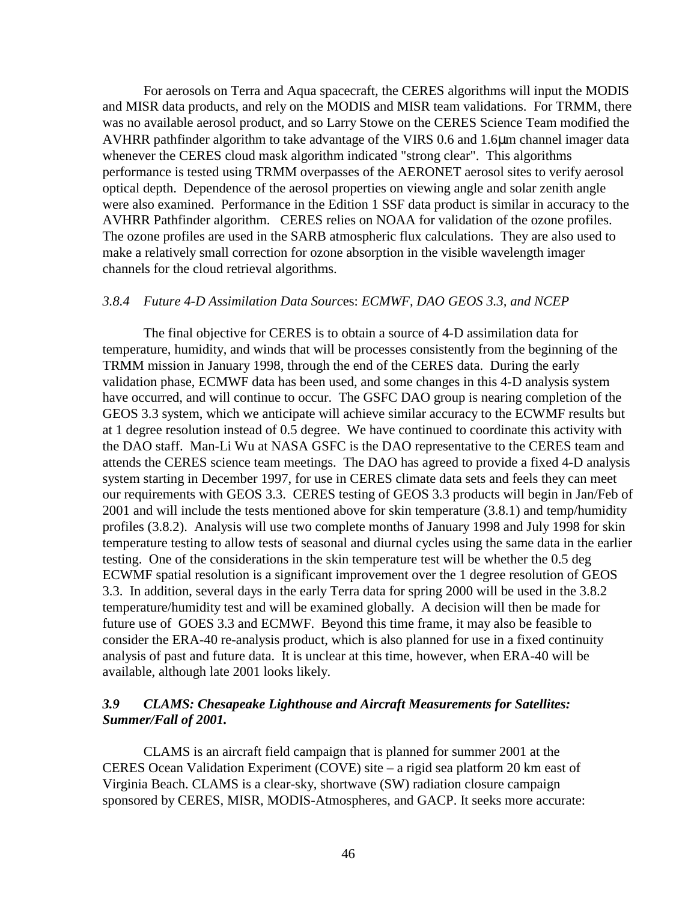For aerosols on Terra and Aqua spacecraft, the CERES algorithms will input the MODIS and MISR data products, and rely on the MODIS and MISR team validations. For TRMM, there was no available aerosol product, and so Larry Stowe on the CERES Science Team modified the AVHRR pathfinder algorithm to take advantage of the VIRS 0.6 and 1.6μm channel imager data whenever the CERES cloud mask algorithm indicated "strong clear". This algorithms performance is tested using TRMM overpasses of the AERONET aerosol sites to verify aerosol optical depth. Dependence of the aerosol properties on viewing angle and solar zenith angle were also examined. Performance in the Edition 1 SSF data product is similar in accuracy to the AVHRR Pathfinder algorithm. CERES relies on NOAA for validation of the ozone profiles. The ozone profiles are used in the SARB atmospheric flux calculations. They are also used to make a relatively small correction for ozone absorption in the visible wavelength imager channels for the cloud retrieval algorithms.

### *3.8.4 Future 4-D Assimilation Data Sources: ECMWF, DAO GEOS 3.3, and NCEP*

The final objective for CERES is to obtain a source of 4-D assimilation data for temperature, humidity, and winds that will be processes consistently from the beginning of the TRMM mission in January 1998, through the end of the CERES data. During the early validation phase, ECMWF data has been used, and some changes in this 4-D analysis system have occurred, and will continue to occur. The GSFC DAO group is nearing completion of the GEOS 3.3 system, which we anticipate will achieve similar accuracy to the ECWMF results but at 1 degree resolution instead of 0.5 degree. We have continued to coordinate this activity with the DAO staff. Man-Li Wu at NASA GSFC is the DAO representative to the CERES team and attends the CERES science team meetings. The DAO has agreed to provide a fixed 4-D analysis system starting in December 1997, for use in CERES climate data sets and feels they can meet our requirements with GEOS 3.3. CERES testing of GEOS 3.3 products will begin in Jan/Feb of 2001 and will include the tests mentioned above for skin temperature (3.8.1) and temp/humidity profiles (3.8.2). Analysis will use two complete months of January 1998 and July 1998 for skin temperature testing to allow tests of seasonal and diurnal cycles using the same data in the earlier testing. One of the considerations in the skin temperature test will be whether the 0.5 deg ECWMF spatial resolution is a significant improvement over the 1 degree resolution of GEOS 3.3. In addition, several days in the early Terra data for spring 2000 will be used in the 3.8.2 temperature/humidity test and will be examined globally. A decision will then be made for future use of GOES 3.3 and ECMWF. Beyond this time frame, it may also be feasible to consider the ERA-40 re-analysis product, which is also planned for use in a fixed continuity analysis of past and future data. It is unclear at this time, however, when ERA-40 will be available, although late 2001 looks likely.

## *3.9 CLAMS: Chesapeake Lighthouse and Aircraft Measurements for Satellites: Summer/Fall of 2001.*

CLAMS is an aircraft field campaign that is planned for summer 2001 at the CERES Ocean Validation Experiment (COVE) site – a rigid sea platform 20 km east of Virginia Beach. CLAMS is a clear-sky, shortwave (SW) radiation closure campaign sponsored by CERES, MISR, MODIS-Atmospheres, and GACP. It seeks more accurate: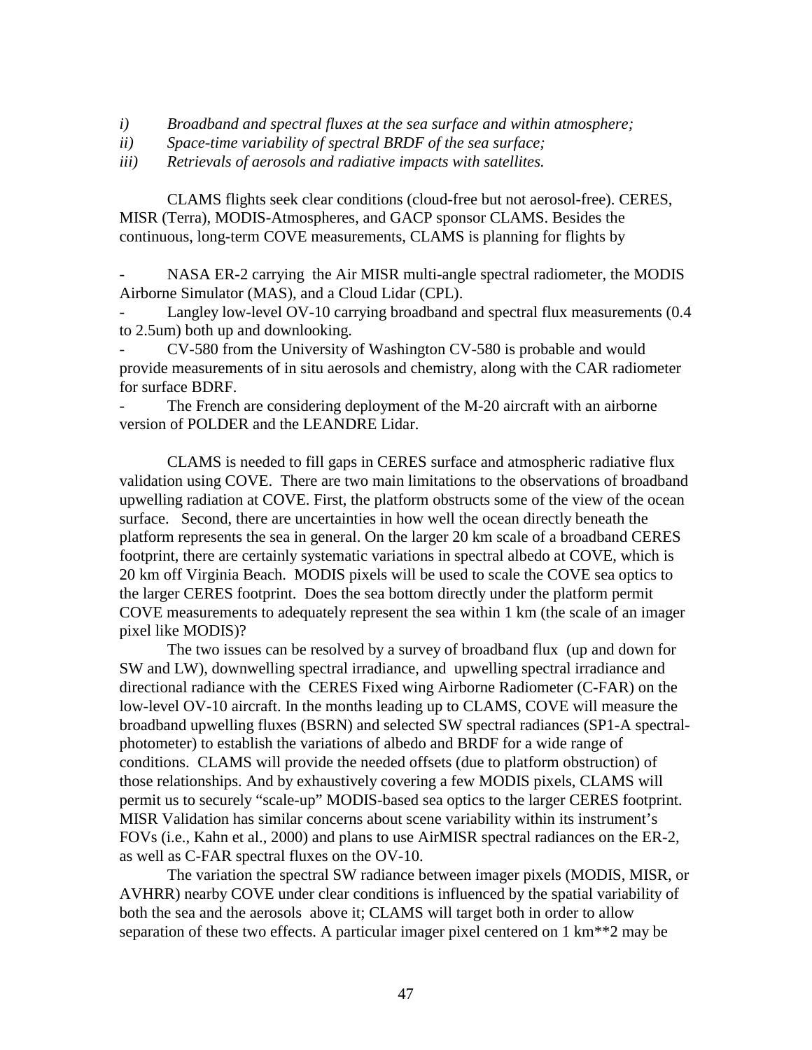*i) Broadband and spectral fluxes at the sea surface and within atmosphere;*
*ii) Space-time variability of spectral BRDF of the sea surface;*
*iii) Retrievals of aerosols and radiative impacts with satellites.*

CLAMS flights seek clear conditions (cloud-free but not aerosol-free). CERES, MISR (Terra), MODIS-Atmospheres, and GACP sponsor CLAMS. Besides the continuous, long-term COVE measurements, CLAMS is planning for flights by

- NASA ER-2 carrying the Air MISR multi-angle spectral radiometer, the MODIS Airborne Simulator (MAS), and a Cloud Lidar (CPL).
- Langley low-level OV-10 carrying broadband and spectral flux measurements (0.4 to 2.5um) both up and downlooking.
- CV-580 from the University of Washington CV-580 is probable and would provide measurements of in situ aerosols and chemistry, along with the CAR radiometer for surface BDRF.
- The French are considering deployment of the M-20 aircraft with an airborne version of POLDER and the LEANDRE Lidar.

CLAMS is needed to fill gaps in CERES surface and atmospheric radiative flux validation using COVE. There are two main limitations to the observations of broadband upwelling radiation at COVE. First, the platform obstructs some of the view of the ocean surface. Second, there are uncertainties in how well the ocean directly beneath the platform represents the sea in general. On the larger 20 km scale of a broadband CERES footprint, there are certainly systematic variations in spectral albedo at COVE, which is 20 km off Virginia Beach. MODIS pixels will be used to scale the COVE sea optics to the larger CERES footprint. Does the sea bottom directly under the platform permit COVE measurements to adequately represent the sea within 1 km (the scale of an imager pixel like MODIS)?

The two issues can be resolved by a survey of broadband flux (up and down for SW and LW), downwelling spectral irradiance, and upwelling spectral irradiance and directional radiance with the CERES Fixed wing Airborne Radiometer (C-FAR) on the low-level OV-10 aircraft. In the months leading up to CLAMS, COVE will measure the broadband upwelling fluxes (BSRN) and selected SW spectral radiances (SP1-A spectral-photometer) to establish the variations of albedo and BRDF for a wide range of conditions. CLAMS will provide the needed offsets (due to platform obstruction) of those relationships. And by exhaustively covering a few MODIS pixels, CLAMS will permit us to securely "scale-up" MODIS-based sea optics to the larger CERES footprint. MISR Validation has similar concerns about scene variability within its instrument's FOVs (i.e., Kahn et al., 2000) and plans to use AirMISR spectral radiances on the ER-2, as well as C-FAR spectral fluxes on the OV-10.

The variation the spectral SW radiance between imager pixels (MODIS, MISR, or AVHRR) nearby COVE under clear conditions is influenced by the spatial variability of both the sea and the aerosols above it; CLAMS will target both in order to allow separation of these two effects. A particular imager pixel centered on 1 km**2 may be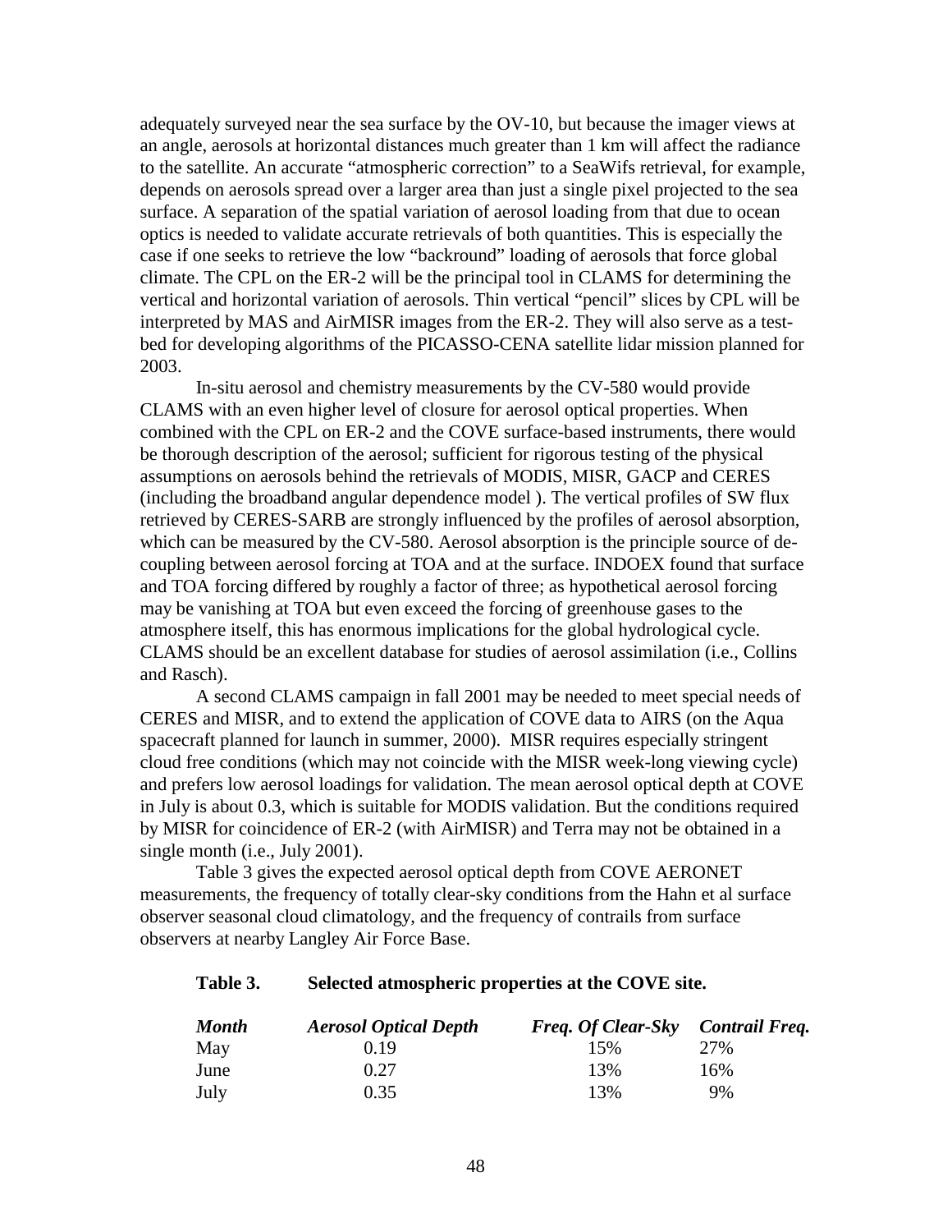adequately surveyed near the sea surface by the OV-10, but because the imager views at an angle, aerosols at horizontal distances much greater than 1 km will affect the radiance to the satellite. An accurate "atmospheric correction" to a SeaWifs retrieval, for example, depends on aerosols spread over a larger area than just a single pixel projected to the sea surface. A separation of the spatial variation of aerosol loading from that due to ocean optics is needed to validate accurate retrievals of both quantities. This is especially the case if one seeks to retrieve the low "backround" loading of aerosols that force global climate. The CPL on the ER-2 will be the principal tool in CLAMS for determining the vertical and horizontal variation of aerosols. Thin vertical "pencil" slices by CPL will be interpreted by MAS and AirMISR images from the ER-2. They will also serve as a test-bed for developing algorithms of the PICASSO-CENA satellite lidar mission planned for 2003.

In-situ aerosol and chemistry measurements by the CV-580 would provide CLAMS with an even higher level of closure for aerosol optical properties. When combined with the CPL on ER-2 and the COVE surface-based instruments, there would be thorough description of the aerosol; sufficient for rigorous testing of the physical assumptions on aerosols behind the retrievals of MODIS, MISR, GACP and CERES (including the broadband angular dependence model ). The vertical profiles of SW flux retrieved by CERES-SARB are strongly influenced by the profiles of aerosol absorption, which can be measured by the CV-580. Aerosol absorption is the principle source of de-coupling between aerosol forcing at TOA and at the surface. INDOEX found that surface and TOA forcing differed by roughly a factor of three; as hypothetical aerosol forcing may be vanishing at TOA but even exceed the forcing of greenhouse gases to the atmosphere itself, this has enormous implications for the global hydrological cycle. CLAMS should be an excellent database for studies of aerosol assimilation (i.e., Collins and Rasch).

A second CLAMS campaign in fall 2001 may be needed to meet special needs of CERES and MISR, and to extend the application of COVE data to AIRS (on the Aqua spacecraft planned for launch in summer, 2000). MISR requires especially stringent cloud free conditions (which may not coincide with the MISR week-long viewing cycle) and prefers low aerosol loadings for validation. The mean aerosol optical depth at COVE in July is about 0.3, which is suitable for MODIS validation. But the conditions required by MISR for coincidence of ER-2 (with AirMISR) and Terra may not be obtained in a single month (i.e., July 2001).

Table 3 gives the expected aerosol optical depth from COVE AERONET measurements, the frequency of totally clear-sky conditions from the Hahn et al surface observer seasonal cloud climatology, and the frequency of contrails from surface observers at nearby Langley Air Force Base.

**Table 3. Selected atmospheric properties at the COVE site.**

| *Month* | *Aerosol Optical Depth* | *Freq. Of Clear-Sky* | *Contrail Freq.* |
|---|---|---|---|
| May | 0.19 | 15% | 27% |
| June | 0.27 | 13% | 16% |
| July | 0.35 | 13% | 9% |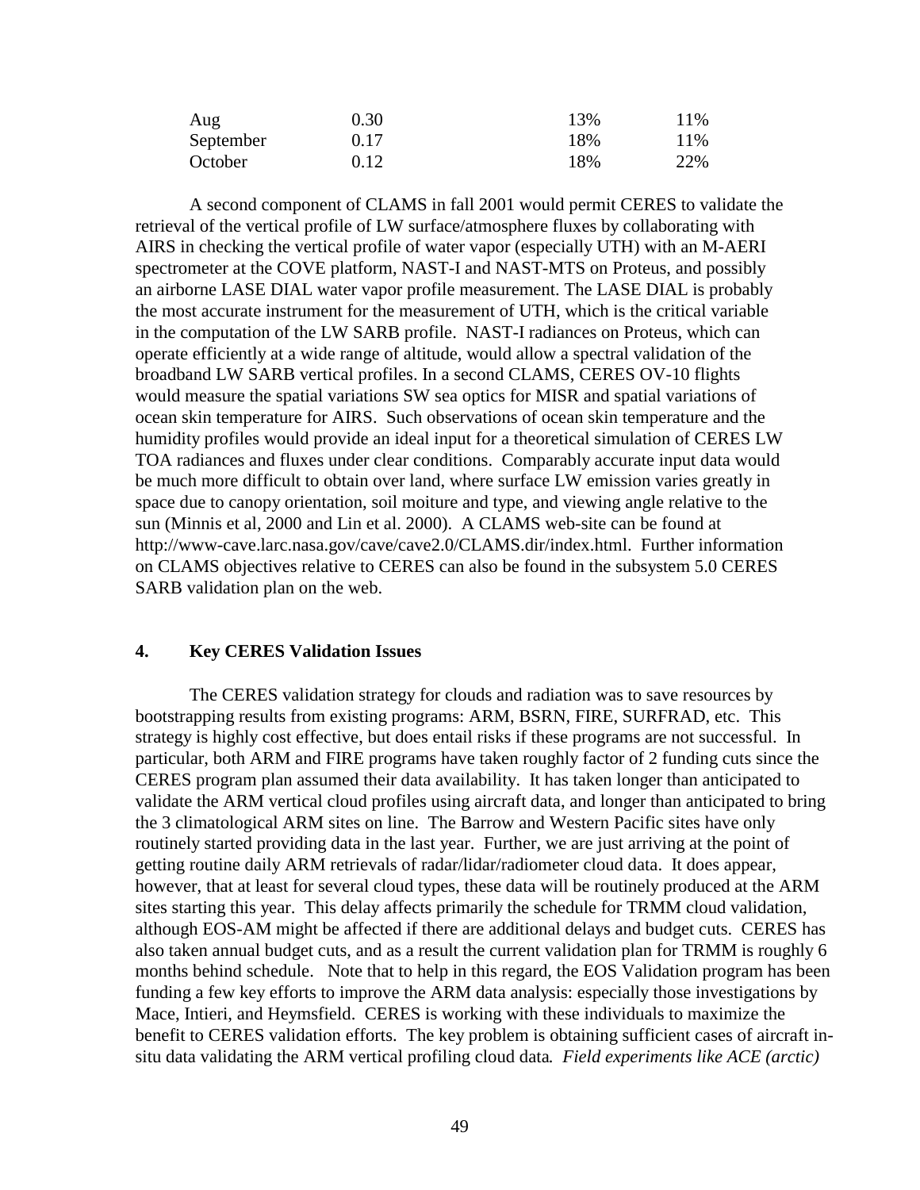| | | | |
|---|---|---|---|
| Aug | 0.30 | 13% | 11% |
| September | 0.17 | 18% | 11% |
| October | 0.12 | 18% | 22% |

A second component of CLAMS in fall 2001 would permit CERES to validate the retrieval of the vertical profile of LW surface/atmosphere fluxes by collaborating with AIRS in checking the vertical profile of water vapor (especially UTH) with an M-AERI spectrometer at the COVE platform, NAST-I and NAST-MTS on Proteus, and possibly an airborne LASE DIAL water vapor profile measurement. The LASE DIAL is probably the most accurate instrument for the measurement of UTH, which is the critical variable in the computation of the LW SARB profile. NAST-I radiances on Proteus, which can operate efficiently at a wide range of altitude, would allow a spectral validation of the broadband LW SARB vertical profiles. In a second CLAMS, CERES OV-10 flights would measure the spatial variations SW sea optics for MISR and spatial variations of ocean skin temperature for AIRS. Such observations of ocean skin temperature and the humidity profiles would provide an ideal input for a theoretical simulation of CERES LW TOA radiances and fluxes under clear conditions. Comparably accurate input data would be much more difficult to obtain over land, where surface LW emission varies greatly in space due to canopy orientation, soil moiture and type, and viewing angle relative to the sun (Minnis et al, 2000 and Lin et al. 2000). A CLAMS web-site can be found at http://www-cave.larc.nasa.gov/cave/cave2.0/CLAMS.dir/index.html. Further information on CLAMS objectives relative to CERES can also be found in the subsystem 5.0 CERES SARB validation plan on the web.

## 4. Key CERES Validation Issues

The CERES validation strategy for clouds and radiation was to save resources by bootstrapping results from existing programs: ARM, BSRN, FIRE, SURFRAD, etc. This strategy is highly cost effective, but does entail risks if these programs are not successful. In particular, both ARM and FIRE programs have taken roughly factor of 2 funding cuts since the CERES program plan assumed their data availability. It has taken longer than anticipated to validate the ARM vertical cloud profiles using aircraft data, and longer than anticipated to bring the 3 climatological ARM sites on line. The Barrow and Western Pacific sites have only routinely started providing data in the last year. Further, we are just arriving at the point of getting routine daily ARM retrievals of radar/lidar/radiometer cloud data. It does appear, however, that at least for several cloud types, these data will be routinely produced at the ARM sites starting this year. This delay affects primarily the schedule for TRMM cloud validation, although EOS-AM might be affected if there are additional delays and budget cuts. CERES has also taken annual budget cuts, and as a result the current validation plan for TRMM is roughly 6 months behind schedule. Note that to help in this regard, the EOS Validation program has been funding a few key efforts to improve the ARM data analysis: especially those investigations by Mace, Intieri, and Heymsfield. CERES is working with these individuals to maximize the benefit to CERES validation efforts. The key problem is obtaining sufficient cases of aircraft in-situ data validating the ARM vertical profiling cloud data. *Field experiments like ACE (arctic)*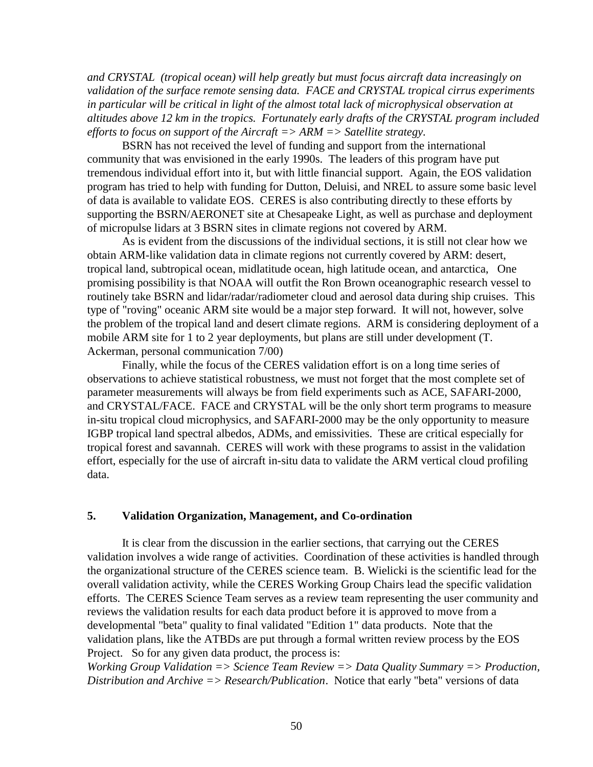*and CRYSTAL (tropical ocean) will help greatly but must focus aircraft data increasingly on validation of the surface remote sensing data. FACE and CRYSTAL tropical cirrus experiments in particular will be critical in light of the almost total lack of microphysical observation at altitudes above 12 km in the tropics. Fortunately early drafts of the CRYSTAL program included efforts to focus on support of the Aircraft => ARM => Satellite strategy.*

BSRN has not received the level of funding and support from the international community that was envisioned in the early 1990s. The leaders of this program have put tremendous individual effort into it, but with little financial support. Again, the EOS validation program has tried to help with funding for Dutton, Deluisi, and NREL to assure some basic level of data is available to validate EOS. CERES is also contributing directly to these efforts by supporting the BSRN/AERONET site at Chesapeake Light, as well as purchase and deployment of micropulse lidars at 3 BSRN sites in climate regions not covered by ARM.

As is evident from the discussions of the individual sections, it is still not clear how we obtain ARM-like validation data in climate regions not currently covered by ARM: desert, tropical land, subtropical ocean, midlatitude ocean, high latitude ocean, and antarctica, One promising possibility is that NOAA will outfit the Ron Brown oceanographic research vessel to routinely take BSRN and lidar/radar/radiometer cloud and aerosol data during ship cruises. This type of "roving" oceanic ARM site would be a major step forward. It will not, however, solve the problem of the tropical land and desert climate regions. ARM is considering deployment of a mobile ARM site for 1 to 2 year deployments, but plans are still under development (T. Ackerman, personal communication 7/00)

Finally, while the focus of the CERES validation effort is on a long time series of observations to achieve statistical robustness, we must not forget that the most complete set of parameter measurements will always be from field experiments such as ACE, SAFARI-2000, and CRYSTAL/FACE. FACE and CRYSTAL will be the only short term programs to measure in-situ tropical cloud microphysics, and SAFARI-2000 may be the only opportunity to measure IGBP tropical land spectral albedos, ADMs, and emissivities. These are critical especially for tropical forest and savannah. CERES will work with these programs to assist in the validation effort, especially for the use of aircraft in-situ data to validate the ARM vertical cloud profiling data.

## 5. Validation Organization, Management, and Co-ordination

It is clear from the discussion in the earlier sections, that carrying out the CERES validation involves a wide range of activities. Coordination of these activities is handled through the organizational structure of the CERES science team. B. Wielicki is the scientific lead for the overall validation activity, while the CERES Working Group Chairs lead the specific validation efforts. The CERES Science Team serves as a review team representing the user community and reviews the validation results for each data product before it is approved to move from a developmental "beta" quality to final validated "Edition 1" data products. Note that the validation plans, like the ATBDs are put through a formal written review process by the EOS Project. So for any given data product, the process is:
*Working Group Validation => Science Team Review => Data Quality Summary => Production, Distribution and Archive => Research/Publication*. Notice that early "beta" versions of data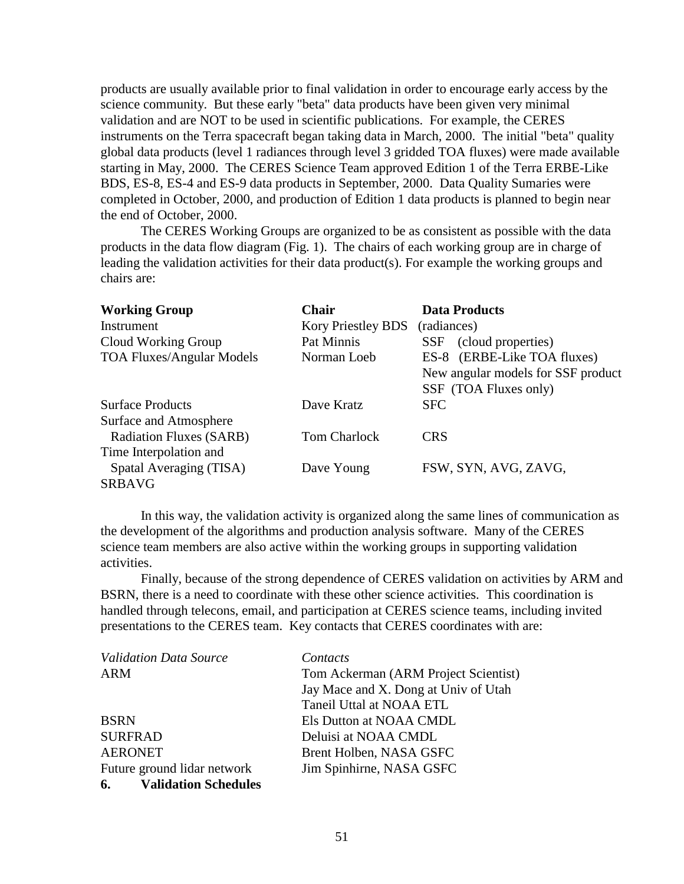products are usually available prior to final validation in order to encourage early access by the science community. But these early "beta" data products have been given very minimal validation and are NOT to be used in scientific publications. For example, the CERES instruments on the Terra spacecraft began taking data in March, 2000. The initial "beta" quality global data products (level 1 radiances through level 3 gridded TOA fluxes) were made available starting in May, 2000. The CERES Science Team approved Edition 1 of the Terra ERBE-Like BDS, ES-8, ES-4 and ES-9 data products in September, 2000. Data Quality Sumaries were completed in October, 2000, and production of Edition 1 data products is planned to begin near the end of October, 2000.

The CERES Working Groups are organized to be as consistent as possible with the data products in the data flow diagram (Fig. 1). The chairs of each working group are in charge of leading the validation activities for their data product(s). For example the working groups and chairs are:

| **Working Group** | **Chair** | **Data Products** |
|---|---|---|
| Instrument | Kory Priestley BDS | (radiances) |
| Cloud Working Group | Pat Minnis | SSF (cloud properties) |
| TOA Fluxes/Angular Models | Norman Loeb | ES-8 (ERBE-Like TOA fluxes)<br>New angular models for SSF product<br>SSF (TOA Fluxes only) |
| Surface Products | Dave Kratz | SFC |
| Surface and Atmosphere Radiation Fluxes (SARB) | Tom Charlock | CRS |
| Time Interpolation and Spatal Averaging (TISA) | Dave Young | FSW, SYN, AVG, ZAVG, SRBAVG |

In this way, the validation activity is organized along the same lines of communication as the development of the algorithms and production analysis software. Many of the CERES science team members are also active within the working groups in supporting validation activities.

Finally, because of the strong dependence of CERES validation on activities by ARM and BSRN, there is a need to coordinate with these other science activities. This coordination is handled through telecons, email, and participation at CERES science teams, including invited presentations to the CERES team. Key contacts that CERES coordinates with are:

| *Validation Data Source* | *Contacts* |
|---|---|
| ARM | Tom Ackerman (ARM Project Scientist)<br>Jay Mace and X. Dong at Univ of Utah<br>Taneil Uttal at NOAA ETL |
| BSRN | Els Dutton at NOAA CMDL |
| SURFRAD | Deluisi at NOAA CMDL |
| AERONET | Brent Holben, NASA GSFC |
| Future ground lidar network | Jim Spinhirne, NASA GSFC |

## 6. Validation Schedules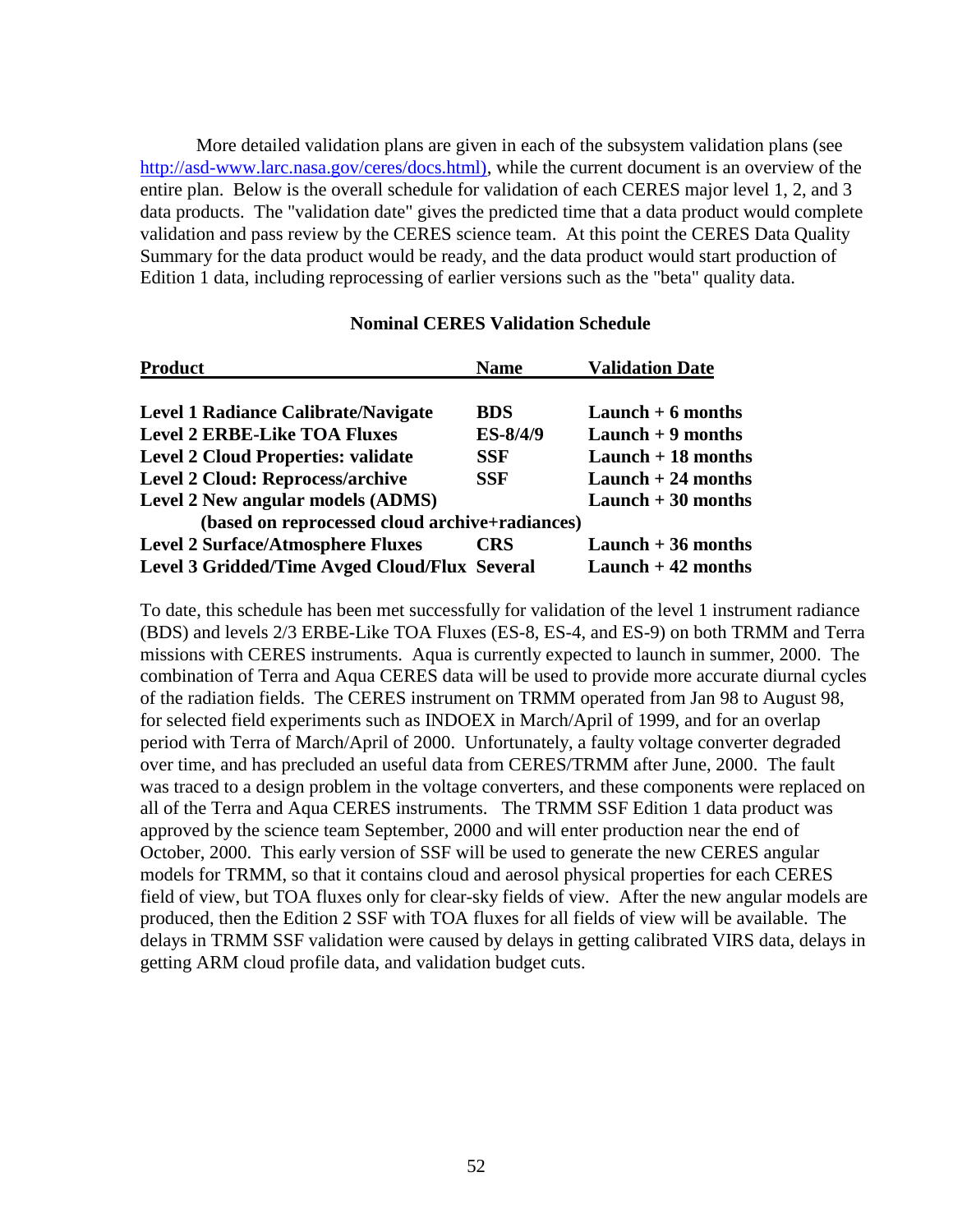More detailed validation plans are given in each of the subsystem validation plans (see [http://asd-www.larc.nasa.gov/ceres/docs.html)](http://asd-www.larc.nasa.gov/ceres/docs.html), while the current document is an overview of the entire plan. Below is the overall schedule for validation of each CERES major level 1, 2, and 3 data products. The "validation date" gives the predicted time that a data product would complete validation and pass review by the CERES science team. At this point the CERES Data Quality Summary for the data product would be ready, and the data product would start production of Edition 1 data, including reprocessing of earlier versions such as the "beta" quality data.

**Nominal CERES Validation Schedule**

| Product | Name | Validation Date |
|---|---|---|
| **Level 1 Radiance Calibrate/Navigate** | **BDS** | **Launch + 6 months** |
| **Level 2 ERBE-Like TOA Fluxes** | **ES-8/4/9** | **Launch + 9 months** |
| **Level 2 Cloud Properties: validate** | **SSF** | **Launch + 18 months** |
| **Level 2 Cloud: Reprocess/archive** | **SSF** | **Launch + 24 months** |
| **Level 2 New angular models (ADMS) (based on reprocessed cloud archive+radiances)** | | **Launch + 30 months** |
| **Level 2 Surface/Atmosphere Fluxes** | **CRS** | **Launch + 36 months** |
| **Level 3 Gridded/Time Avged Cloud/Flux** | **Several** | **Launch + 42 months** |

To date, this schedule has been met successfully for validation of the level 1 instrument radiance (BDS) and levels 2/3 ERBE-Like TOA Fluxes (ES-8, ES-4, and ES-9) on both TRMM and Terra missions with CERES instruments. Aqua is currently expected to launch in summer, 2000. The combination of Terra and Aqua CERES data will be used to provide more accurate diurnal cycles of the radiation fields. The CERES instrument on TRMM operated from Jan 98 to August 98, for selected field experiments such as INDOEX in March/April of 1999, and for an overlap period with Terra of March/April of 2000. Unfortunately, a faulty voltage converter degraded over time, and has precluded an useful data from CERES/TRMM after June, 2000. The fault was traced to a design problem in the voltage converters, and these components were replaced on all of the Terra and Aqua CERES instruments. The TRMM SSF Edition 1 data product was approved by the science team September, 2000 and will enter production near the end of October, 2000. This early version of SSF will be used to generate the new CERES angular models for TRMM, so that it contains cloud and aerosol physical properties for each CERES field of view, but TOA fluxes only for clear-sky fields of view. After the new angular models are produced, then the Edition 2 SSF with TOA fluxes for all fields of view will be available. The delays in TRMM SSF validation were caused by delays in getting calibrated VIRS data, delays in getting ARM cloud profile data, and validation budget cuts.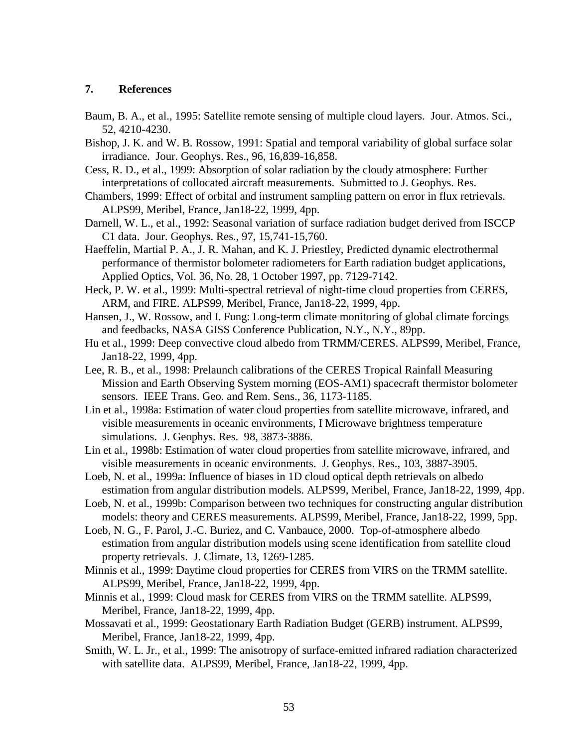## 7. References

Baum, B. A., et al., 1995: Satellite remote sensing of multiple cloud layers. Jour. Atmos. Sci., 52, 4210-4230.

Bishop, J. K. and W. B. Rossow, 1991: Spatial and temporal variability of global surface solar irradiance. Jour. Geophys. Res., 96, 16,839-16,858.

Cess, R. D., et al., 1999: Absorption of solar radiation by the cloudy atmosphere: Further interpretations of collocated aircraft measurements. Submitted to J. Geophys. Res.

Chambers, 1999: Effect of orbital and instrument sampling pattern on error in flux retrievals. ALPS99, Meribel, France, Jan18-22, 1999, 4pp.

Darnell, W. L., et al., 1992: Seasonal variation of surface radiation budget derived from ISCCP C1 data. Jour. Geophys. Res., 97, 15,741-15,760.

Haeffelin, Martial P. A., J. R. Mahan, and K. J. Priestley, Predicted dynamic electrothermal performance of thermistor bolometer radiometers for Earth radiation budget applications, Applied Optics, Vol. 36, No. 28, 1 October 1997, pp. 7129-7142.

Heck, P. W. et al., 1999: Multi-spectral retrieval of night-time cloud properties from CERES, ARM, and FIRE. ALPS99, Meribel, France, Jan18-22, 1999, 4pp.

Hansen, J., W. Rossow, and I. Fung: Long-term climate monitoring of global climate forcings and feedbacks, NASA GISS Conference Publication, N.Y., N.Y., 89pp.

Hu et al., 1999: Deep convective cloud albedo from TRMM/CERES. ALPS99, Meribel, France, Jan18-22, 1999, 4pp.

Lee, R. B., et al., 1998: Prelaunch calibrations of the CERES Tropical Rainfall Measuring Mission and Earth Observing System morning (EOS-AM1) spacecraft thermistor bolometer sensors. IEEE Trans. Geo. and Rem. Sens., 36, 1173-1185.

Lin et al., 1998a: Estimation of water cloud properties from satellite microwave, infrared, and visible measurements in oceanic environments, I Microwave brightness temperature simulations. J. Geophys. Res. 98, 3873-3886.

Lin et al., 1998b: Estimation of water cloud properties from satellite microwave, infrared, and visible measurements in oceanic environments. J. Geophys. Res., 103, 3887-3905.

Loeb, N. et al., 1999a: Influence of biases in 1D cloud optical depth retrievals on albedo estimation from angular distribution models. ALPS99, Meribel, France, Jan18-22, 1999, 4pp.

Loeb, N. et al., 1999b: Comparison between two techniques for constructing angular distribution models: theory and CERES measurements. ALPS99, Meribel, France, Jan18-22, 1999, 5pp.

Loeb, N. G., F. Parol, J.-C. Buriez, and C. Vanbauce, 2000. Top-of-atmosphere albedo estimation from angular distribution models using scene identification from satellite cloud property retrievals. J. Climate, 13, 1269-1285.

Minnis et al., 1999: Daytime cloud properties for CERES from VIRS on the TRMM satellite. ALPS99, Meribel, France, Jan18-22, 1999, 4pp.

Minnis et al., 1999: Cloud mask for CERES from VIRS on the TRMM satellite. ALPS99, Meribel, France, Jan18-22, 1999, 4pp.

Mossavati et al., 1999: Geostationary Earth Radiation Budget (GERB) instrument. ALPS99, Meribel, France, Jan18-22, 1999, 4pp.

Smith, W. L. Jr., et al., 1999: The anisotropy of surface-emitted infrared radiation characterized with satellite data. ALPS99, Meribel, France, Jan18-22, 1999, 4pp.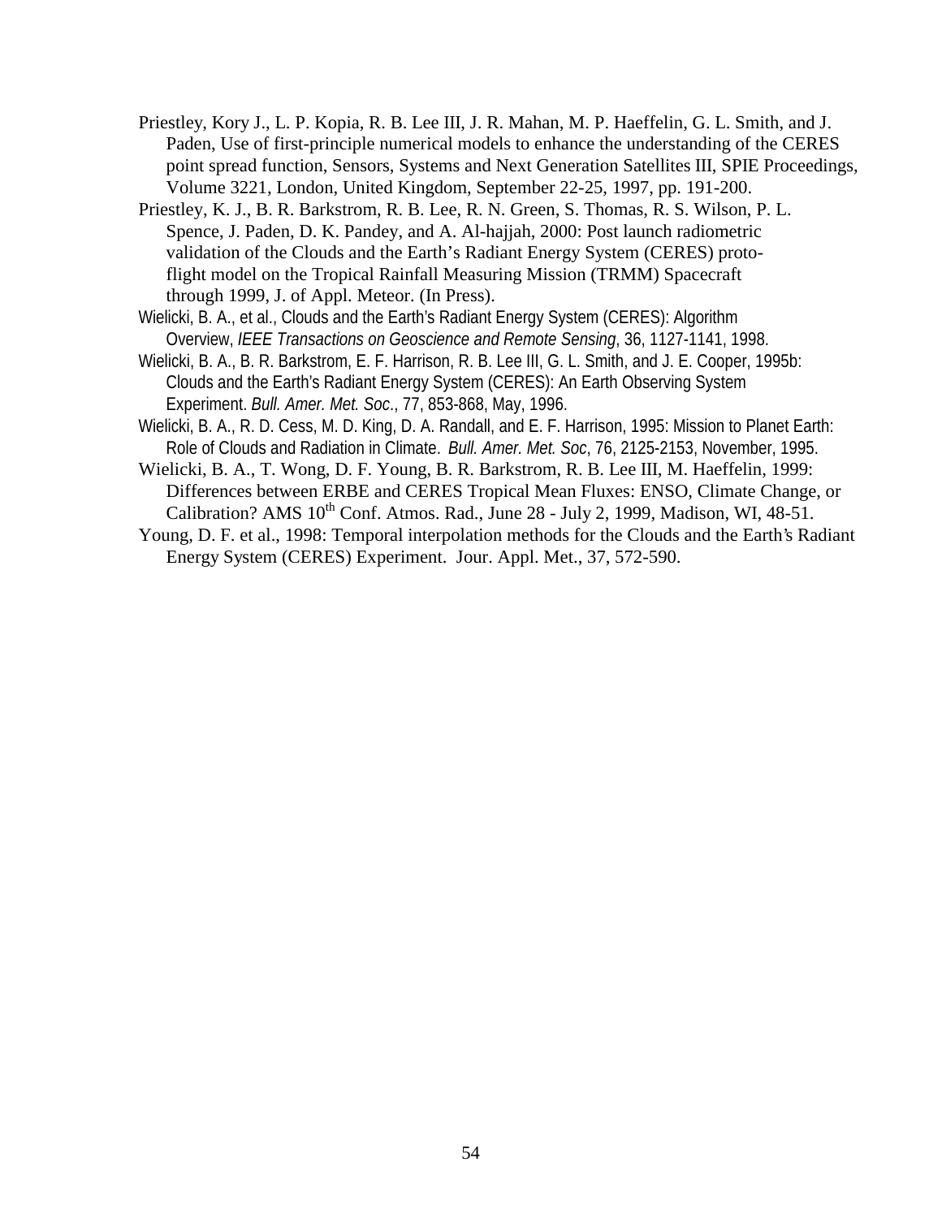Priestley, Kory J., L. P. Kopia, R. B. Lee III, J. R. Mahan, M. P. Haeffelin, G. L. Smith, and J. Paden, Use of first-principle numerical models to enhance the understanding of the CERES point spread function, Sensors, Systems and Next Generation Satellites III, SPIE Proceedings, Volume 3221, London, United Kingdom, September 22-25, 1997, pp. 191-200.

Priestley, K. J., B. R. Barkstrom, R. B. Lee, R. N. Green, S. Thomas, R. S. Wilson, P. L. Spence, J. Paden, D. K. Pandey, and A. Al-hajjah, 2000: Post launch radiometric validation of the Clouds and the Earth's Radiant Energy System (CERES) proto-flight model on the Tropical Rainfall Measuring Mission (TRMM) Spacecraft through 1999, J. of Appl. Meteor. (In Press).

Wielicki, B. A., et al., Clouds and the Earth's Radiant Energy System (CERES): Algorithm Overview, *IEEE Transactions on Geoscience and Remote Sensing*, 36, 1127-1141, 1998.

Wielicki, B. A., B. R. Barkstrom, E. F. Harrison, R. B. Lee III, G. L. Smith, and J. E. Cooper, 1995b: Clouds and the Earth's Radiant Energy System (CERES): An Earth Observing System Experiment. *Bull. Amer. Met. Soc*., 77, 853-868, May, 1996.

Wielicki, B. A., R. D. Cess, M. D. King, D. A. Randall, and E. F. Harrison, 1995: Mission to Planet Earth: Role of Clouds and Radiation in Climate. *Bull. Amer. Met. Soc*, 76, 2125-2153, November, 1995.

Wielicki, B. A., T. Wong, D. F. Young, B. R. Barkstrom, R. B. Lee III, M. Haeffelin, 1999: Differences between ERBE and CERES Tropical Mean Fluxes: ENSO, Climate Change, or Calibration? AMS 10th Conf. Atmos. Rad., June 28 - July 2, 1999, Madison, WI, 48-51.

Young, D. F. et al., 1998: Temporal interpolation methods for the Clouds and the Earth's Radiant Energy System (CERES) Experiment. Jour. Appl. Met., 37, 572-590.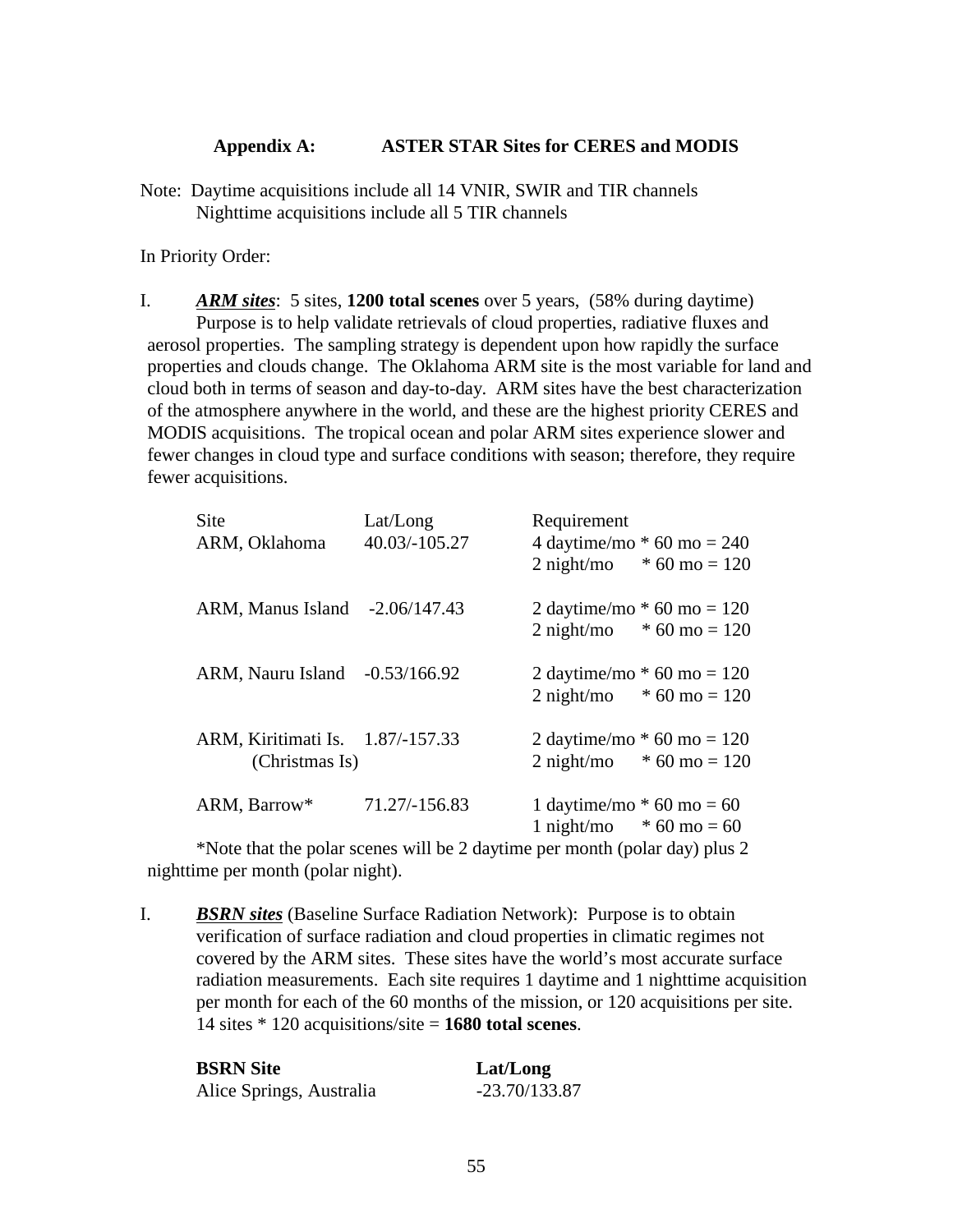### Appendix A: ASTER STAR Sites for CERES and MODIS

Note: Daytime acquisitions include all 14 VNIR, SWIR and TIR channels
Nighttime acquisitions include all 5 TIR channels

In Priority Order:

I. ***ARM sites***: 5 sites, **1200 total scenes** over 5 years, (58% during daytime)
Purpose is to help validate retrievals of cloud properties, radiative fluxes and aerosol properties. The sampling strategy is dependent upon how rapidly the surface properties and clouds change. The Oklahoma ARM site is the most variable for land and cloud both in terms of season and day-to-day. ARM sites have the best characterization of the atmosphere anywhere in the world, and these are the highest priority CERES and MODIS acquisitions. The tropical ocean and polar ARM sites experience slower and fewer changes in cloud type and surface conditions with season; therefore, they require fewer acquisitions.

| Site | Lat/Long | Requirement |
|---|---|---|
| ARM, Oklahoma | 40.03/-105.27 | 4 daytime/mo * 60 mo = 240 |
| | | 2 night/mo * 60 mo = 120 |
| ARM, Manus Island | -2.06/147.43 | 2 daytime/mo * 60 mo = 120 |
| | | 2 night/mo * 60 mo = 120 |
| ARM, Nauru Island | -0.53/166.92 | 2 daytime/mo * 60 mo = 120 |
| | | 2 night/mo * 60 mo = 120 |
| ARM, Kiritimati Is. (Christmas Is) | 1.87/-157.33 | 2 daytime/mo * 60 mo = 120 |
| | | 2 night/mo * 60 mo = 120 |
| ARM, Barrow* | 71.27/-156.83 | 1 daytime/mo * 60 mo = 60 |
| | | 1 night/mo * 60 mo = 60 |

*Note that the polar scenes will be 2 daytime per month (polar day) plus 2 nighttime per month (polar night).

I. ***BSRN sites*** (Baseline Surface Radiation Network): Purpose is to obtain verification of surface radiation and cloud properties in climatic regimes not covered by the ARM sites. These sites have the world's most accurate surface radiation measurements. Each site requires 1 daytime and 1 nighttime acquisition per month for each of the 60 months of the mission, or 120 acquisitions per site. 14 sites * 120 acquisitions/site = **1680 total scenes**.

| **BSRN Site** | **Lat/Long** |
|---|---|
| Alice Springs, Australia | -23.70/133.87 |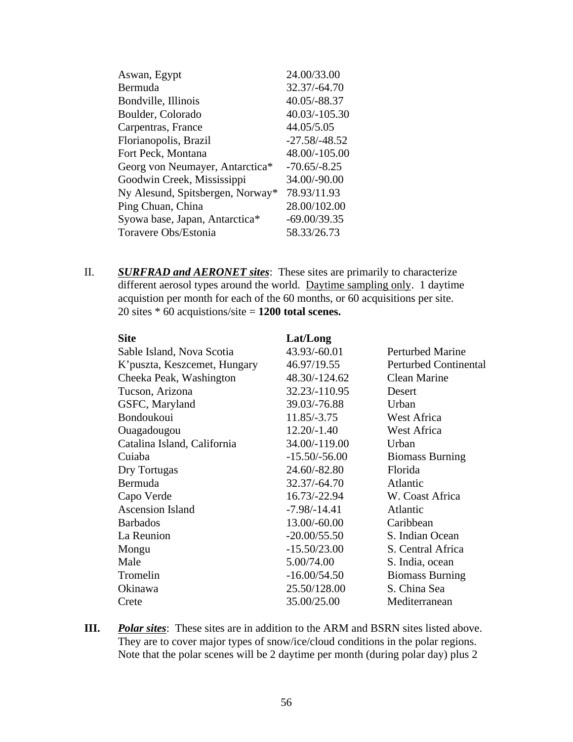| | |
|---|---|
| Aswan, Egypt | 24.00/33.00 |
| Bermuda | 32.37/-64.70 |
| Bondville, Illinois | 40.05/-88.37 |
| Boulder, Colorado | 40.03/-105.30 |
| Carpentras, France | 44.05/5.05 |
| Florianopolis, Brazil | -27.58/-48.52 |
| Fort Peck, Montana | 48.00/-105.00 |
| Georg von Neumayer, Antarctica* | -70.65/-8.25 |
| Goodwin Creek, Mississippi | 34.00/-90.00 |
| Ny Alesund, Spitsbergen, Norway* | 78.93/11.93 |
| Ping Chuan, China | 28.00/102.00 |
| Syowa base, Japan, Antarctica* | -69.00/39.35 |
| Toravere Obs/Estonia | 58.33/26.73 |

II. ***SURFRAD and AERONET sites***: These sites are primarily to characterize different aerosol types around the world. Daytime sampling only. 1 daytime acquistion per month for each of the 60 months, or 60 acquisitions per site. 20 sites * 60 acquistions/site = **1200 total scenes.**

| **Site** | **Lat/Long** | |
|---|---|---|
| Sable Island, Nova Scotia | 43.93/-60.01 | Perturbed Marine |
| K'puszta, Keszcemet, Hungary | 46.97/19.55 | Perturbed Continental |
| Cheeka Peak, Washington | 48.30/-124.62 | Clean Marine |
| Tucson, Arizona | 32.23/-110.95 | Desert |
| GSFC, Maryland | 39.03/-76.88 | Urban |
| Bondoukoui | 11.85/-3.75 | West Africa |
| Ouagadougou | 12.20/-1.40 | West Africa |
| Catalina Island, California | 34.00/-119.00 | Urban |
| Cuiaba | -15.50/-56.00 | Biomass Burning |
| Dry Tortugas | 24.60/-82.80 | Florida |
| Bermuda | 32.37/-64.70 | Atlantic |
| Capo Verde | 16.73/-22.94 | W. Coast Africa |
| Ascension Island | -7.98/-14.41 | Atlantic |
| Barbados | 13.00/-60.00 | Caribbean |
| La Reunion | -20.00/55.50 | S. Indian Ocean |
| Mongu | -15.50/23.00 | S. Central Africa |
| Male | 5.00/74.00 | S. India, ocean |
| Tromelin | -16.00/54.50 | Biomass Burning |
| Okinawa | 25.50/128.00 | S. China Sea |
| Crete | 35.00/25.00 | Mediterranean |

**III.** ***Polar sites***: These sites are in addition to the ARM and BSRN sites listed above. They are to cover major types of snow/ice/cloud conditions in the polar regions. Note that the polar scenes will be 2 daytime per month (during polar day) plus 2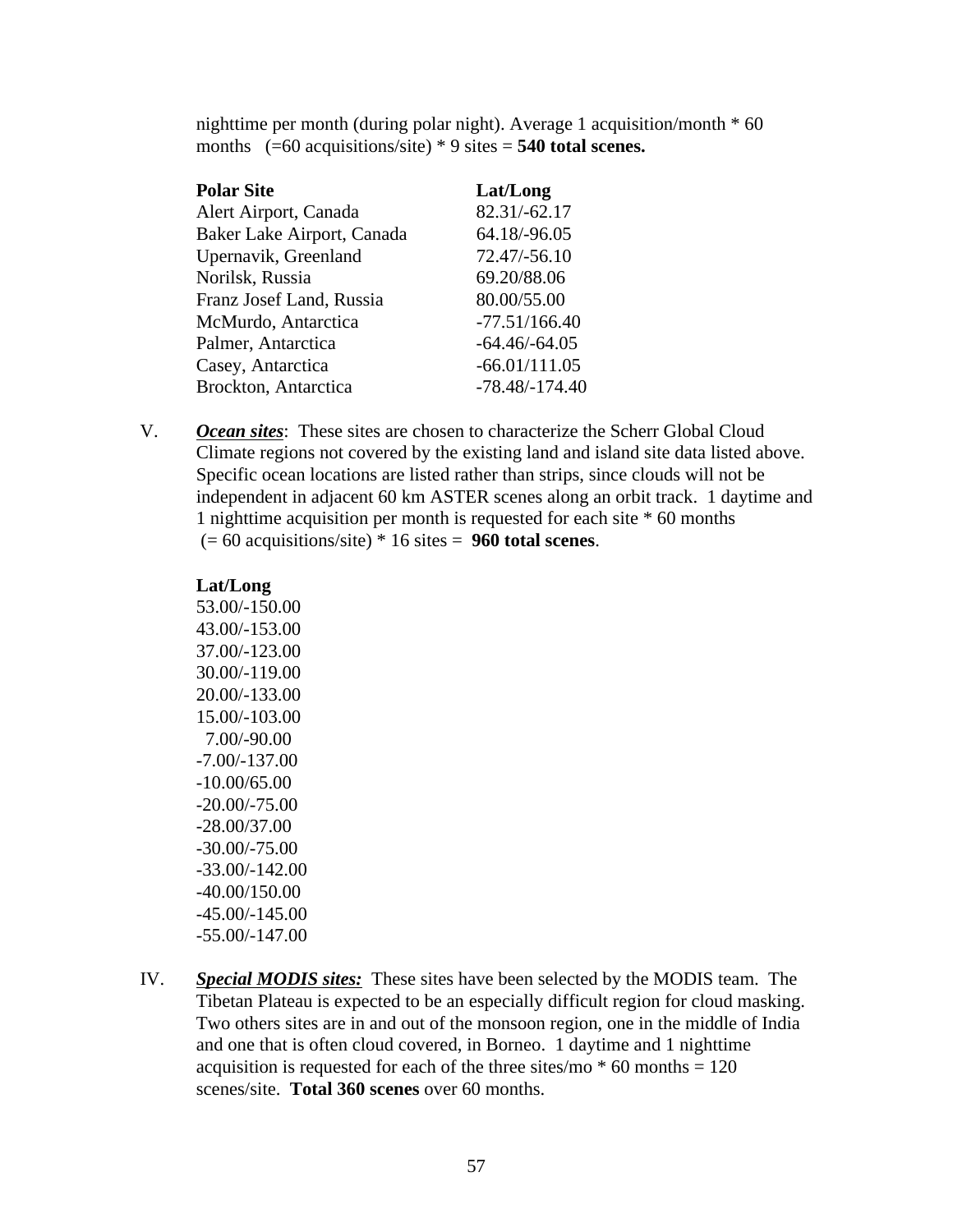nighttime per month (during polar night). Average 1 acquisition/month * 60 months (=60 acquisitions/site) * 9 sites = **540 total scenes.**

| **Polar Site** | **Lat/Long** |
|---|---|
| Alert Airport, Canada | 82.31/-62.17 |
| Baker Lake Airport, Canada | 64.18/-96.05 |
| Upernavik, Greenland | 72.47/-56.10 |
| Norilsk, Russia | 69.20/88.06 |
| Franz Josef Land, Russia | 80.00/55.00 |
| McMurdo, Antarctica | -77.51/166.40 |
| Palmer, Antarctica | -64.46/-64.05 |
| Casey, Antarctica | -66.01/111.05 |
| Brockton, Antarctica | -78.48/-174.40 |

V. ***Ocean sites***: These sites are chosen to characterize the Scherr Global Cloud Climate regions not covered by the existing land and island site data listed above. Specific ocean locations are listed rather than strips, since clouds will not be independent in adjacent 60 km ASTER scenes along an orbit track. 1 daytime and 1 nighttime acquisition per month is requested for each site * 60 months (= 60 acquisitions/site) * 16 sites = **960 total scenes**.

| **Lat/Long** |
|---|
| 53.00/-150.00 |
| 43.00/-153.00 |
| 37.00/-123.00 |
| 30.00/-119.00 |
| 20.00/-133.00 |
| 15.00/-103.00 |
| 7.00/-90.00 |
| -7.00/-137.00 |
| -10.00/65.00 |
| -20.00/-75.00 |
| -28.00/37.00 |
| -30.00/-75.00 |
| -33.00/-142.00 |
| -40.00/150.00 |
| -45.00/-145.00 |
| -55.00/-147.00 |

IV. ***Special MODIS sites:*** These sites have been selected by the MODIS team. The Tibetan Plateau is expected to be an especially difficult region for cloud masking. Two others sites are in and out of the monsoon region, one in the middle of India and one that is often cloud covered, in Borneo. 1 daytime and 1 nighttime acquisition is requested for each of the three sites/mo * 60 months = 120 scenes/site. **Total 360 scenes** over 60 months.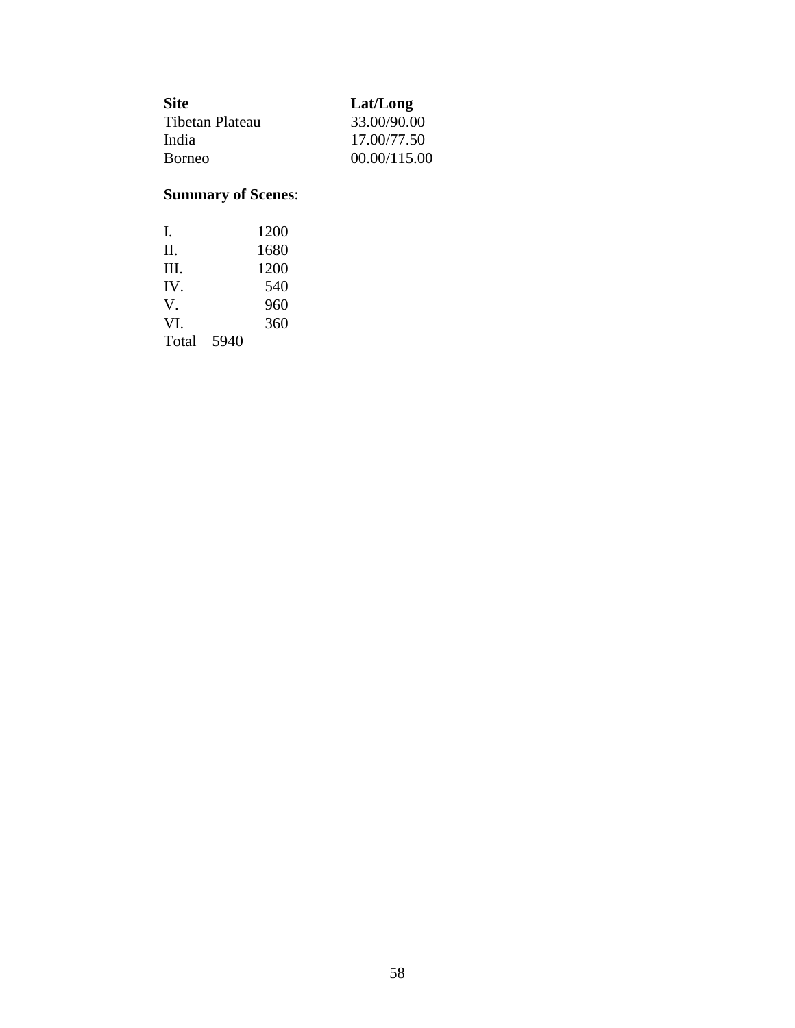| Site | Lat/Long |
|---|---|
| Tibetan Plateau | 33.00/90.00 |
| India | 17.00/77.50 |
| Borneo | 00.00/115.00 |

**Summary of Scenes**:

| | |
|---|---|
| I. | 1200 |
| II. | 1680 |
| III. | 1200 |
| IV. | 540 |
| V. | 960 |
| VI. | 360 |
| Total | 5940 |